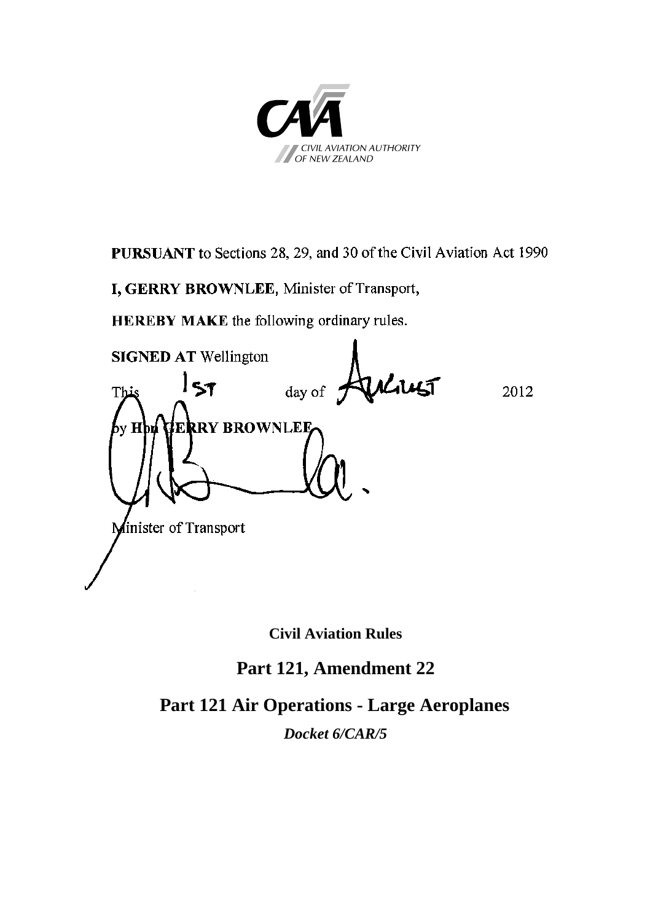CIVIL AVIATION AUTHORITY OF NEW ZEALAND

**PURSUANT** to Sections 28, 29, and 30 of the Civil Aviation Act 1990

**I, GERRY BROWNLEE**, Minister of Transport,

**HEREBY MAKE** the following ordinary rules.

**SIGNED AT** Wellington

This 1ST day of AUGUST 2012

by **Hon GERRY BROWNLEE**

Minister of Transport

**Civil Aviation Rules**

# Part 121, Amendment 22

# Part 121 Air Operations - Large Aeroplanes

***Docket 6/CAR/5***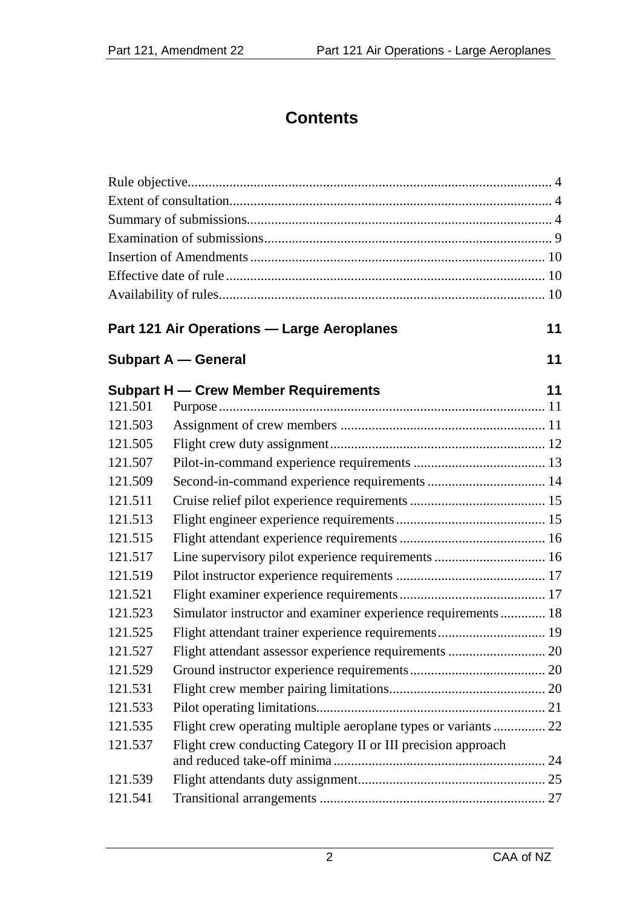# Contents

Rule objective........................................................................................................ 4
Extent of consultation............................................................................................ 4
Summary of submissions........................................................................................ 4
Examination of submissions................................................................................... 9
Insertion of Amendments..................................................................................... 10
Effective date of rule............................................................................................ 10
Availability of rules............................................................................................... 10

**Part 121 Air Operations — Large Aeroplanes** 11

**Subpart A — General** 11

**Subpart H — Crew Member Requirements** 11

| | | |
|---|---|---|
| 121.501 | Purpose | 11 |
| 121.503 | Assignment of crew members | 11 |
| 121.505 | Flight crew duty assignment | 12 |
| 121.507 | Pilot-in-command experience requirements | 13 |
| 121.509 | Second-in-command experience requirements | 14 |
| 121.511 | Cruise relief pilot experience requirements | 15 |
| 121.513 | Flight engineer experience requirements | 15 |
| 121.515 | Flight attendant experience requirements | 16 |
| 121.517 | Line supervisory pilot experience requirements | 16 |
| 121.519 | Pilot instructor experience requirements | 17 |
| 121.521 | Flight examiner experience requirements | 17 |
| 121.523 | Simulator instructor and examiner experience requirements | 18 |
| 121.525 | Flight attendant trainer experience requirements | 19 |
| 121.527 | Flight attendant assessor experience requirements | 20 |
| 121.529 | Ground instructor experience requirements | 20 |
| 121.531 | Flight crew member pairing limitations | 20 |
| 121.533 | Pilot operating limitations | 21 |
| 121.535 | Flight crew operating multiple aeroplane types or variants | 22 |
| 121.537 | Flight crew conducting Category II or III precision approach and reduced take-off minima | 24 |
| 121.539 | Flight attendants duty assignment | 25 |
| 121.541 | Transitional arrangements | 27 |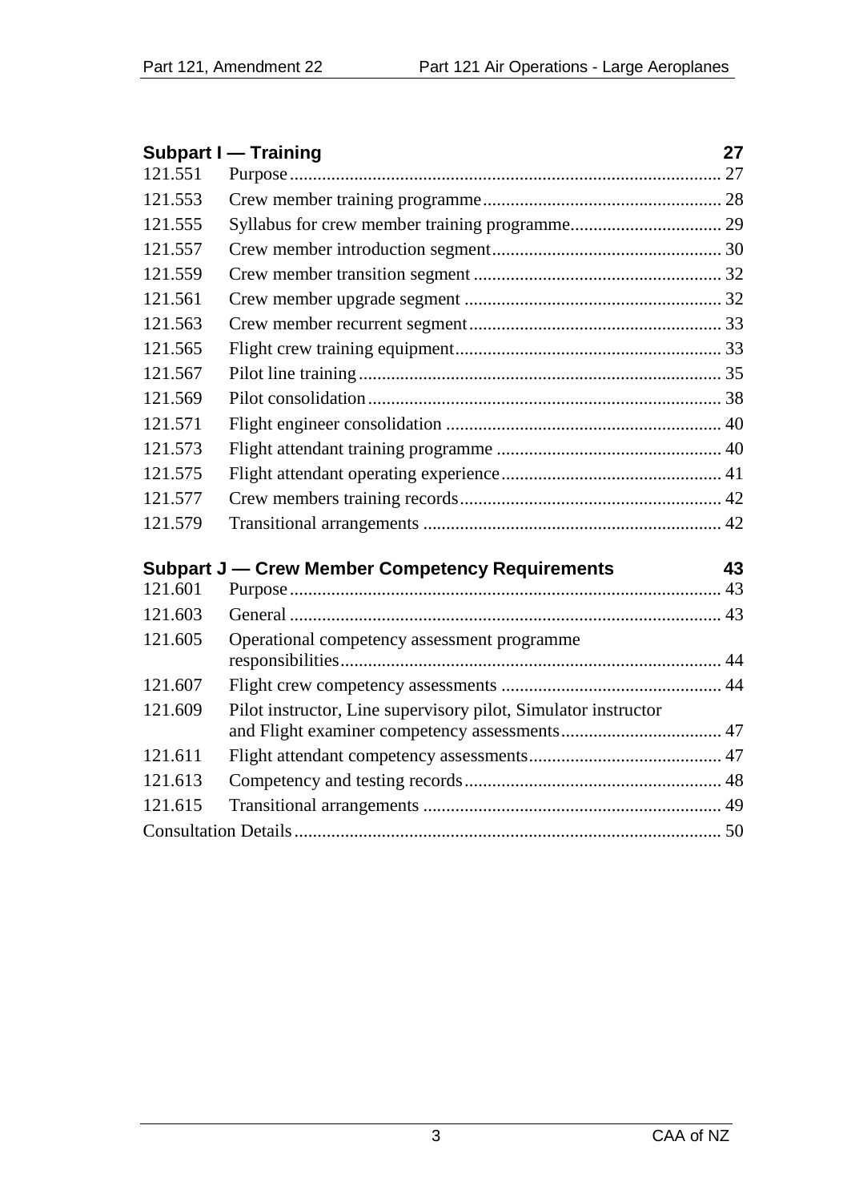## Subpart I — Training 27

| | | |
|---|---|---|
| 121.551 | Purpose | 27 |
| 121.553 | Crew member training programme | 28 |
| 121.555 | Syllabus for crew member training programme | 29 |
| 121.557 | Crew member introduction segment | 30 |
| 121.559 | Crew member transition segment | 32 |
| 121.561 | Crew member upgrade segment | 32 |
| 121.563 | Crew member recurrent segment | 33 |
| 121.565 | Flight crew training equipment | 33 |
| 121.567 | Pilot line training | 35 |
| 121.569 | Pilot consolidation | 38 |
| 121.571 | Flight engineer consolidation | 40 |
| 121.573 | Flight attendant training programme | 40 |
| 121.575 | Flight attendant operating experience | 41 |
| 121.577 | Crew members training records | 42 |
| 121.579 | Transitional arrangements | 42 |

## Subpart J — Crew Member Competency Requirements 43

| | | |
|---|---|---|
| 121.601 | Purpose | 43 |
| 121.603 | General | 43 |
| 121.605 | Operational competency assessment programme responsibilities | 44 |
| 121.607 | Flight crew competency assessments | 44 |
| 121.609 | Pilot instructor, Line supervisory pilot, Simulator instructor and Flight examiner competency assessments | 47 |
| 121.611 | Flight attendant competency assessments | 47 |
| 121.613 | Competency and testing records | 48 |
| 121.615 | Transitional arrangements | 49 |

Consultation Details 50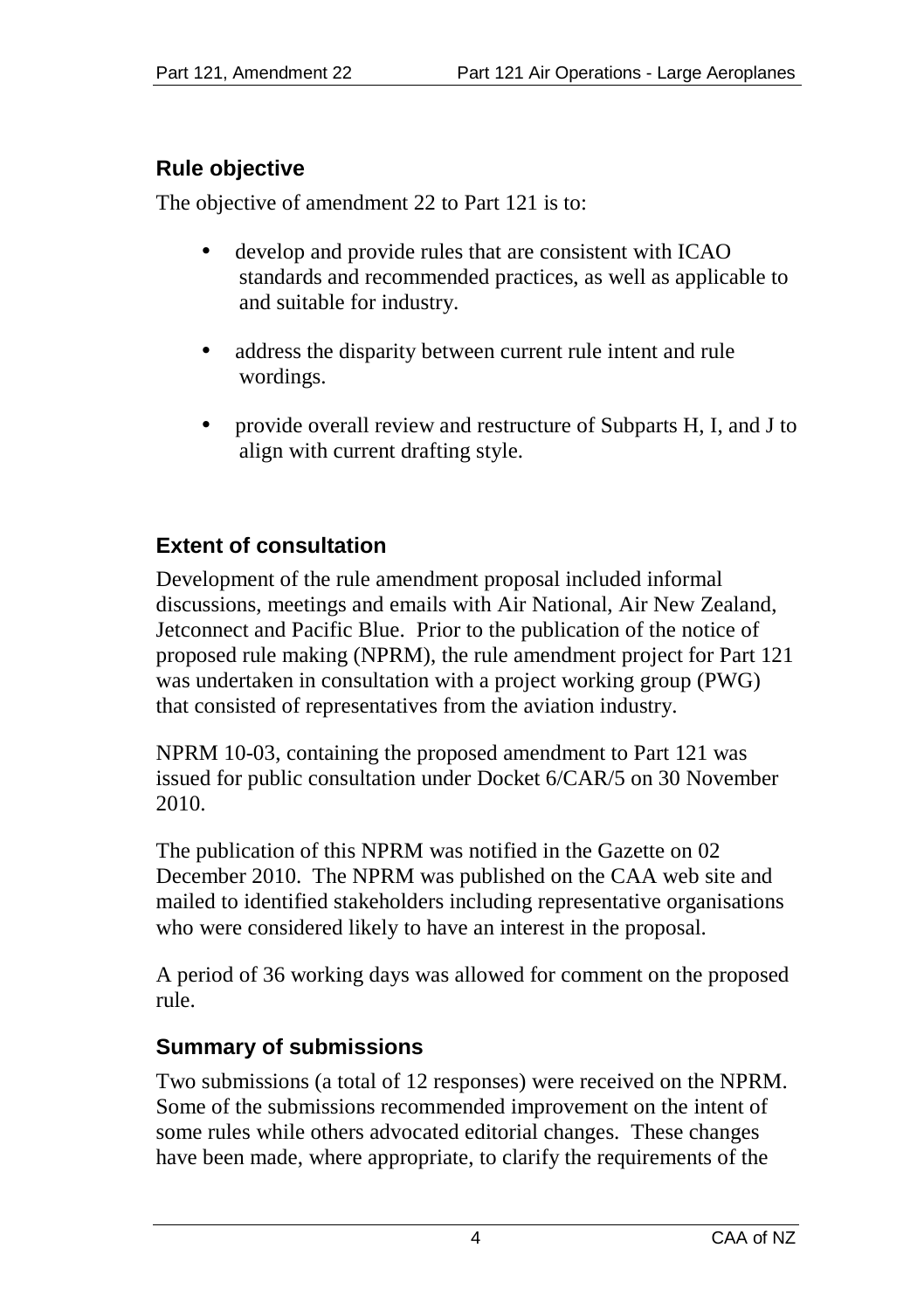## Rule objective

The objective of amendment 22 to Part 121 is to:

- develop and provide rules that are consistent with ICAO standards and recommended practices, as well as applicable to and suitable for industry.
- address the disparity between current rule intent and rule wordings.
- provide overall review and restructure of Subparts H, I, and J to align with current drafting style.

## Extent of consultation

Development of the rule amendment proposal included informal discussions, meetings and emails with Air National, Air New Zealand, Jetconnect and Pacific Blue. Prior to the publication of the notice of proposed rule making (NPRM), the rule amendment project for Part 121 was undertaken in consultation with a project working group (PWG) that consisted of representatives from the aviation industry.

NPRM 10-03, containing the proposed amendment to Part 121 was issued for public consultation under Docket 6/CAR/5 on 30 November 2010.

The publication of this NPRM was notified in the Gazette on 02 December 2010. The NPRM was published on the CAA web site and mailed to identified stakeholders including representative organisations who were considered likely to have an interest in the proposal.

A period of 36 working days was allowed for comment on the proposed rule.

## Summary of submissions

Two submissions (a total of 12 responses) were received on the NPRM. Some of the submissions recommended improvement on the intent of some rules while others advocated editorial changes. These changes have been made, where appropriate, to clarify the requirements of the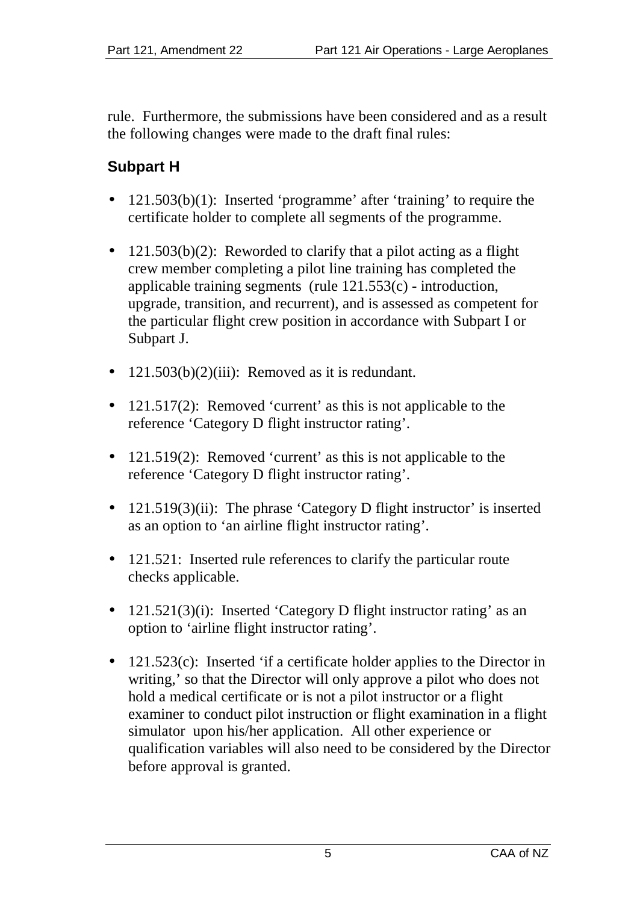rule. Furthermore, the submissions have been considered and as a result the following changes were made to the draft final rules:

### Subpart H

- 121.503(b)(1): Inserted ‘programme’ after ‘training’ to require the certificate holder to complete all segments of the programme.
- 121.503(b)(2): Reworded to clarify that a pilot acting as a flight crew member completing a pilot line training has completed the applicable training segments (rule 121.553(c) - introduction, upgrade, transition, and recurrent), and is assessed as competent for the particular flight crew position in accordance with Subpart I or Subpart J.
- 121.503(b)(2)(iii): Removed as it is redundant.
- 121.517(2): Removed ‘current’ as this is not applicable to the reference ‘Category D flight instructor rating’.
- 121.519(2): Removed ‘current’ as this is not applicable to the reference ‘Category D flight instructor rating’.
- 121.519(3)(ii): The phrase ‘Category D flight instructor’ is inserted as an option to ‘an airline flight instructor rating’.
- 121.521: Inserted rule references to clarify the particular route checks applicable.
- 121.521(3)(i): Inserted ‘Category D flight instructor rating’ as an option to ‘airline flight instructor rating’.
- 121.523(c): Inserted ‘if a certificate holder applies to the Director in writing,’ so that the Director will only approve a pilot who does not hold a medical certificate or is not a pilot instructor or a flight examiner to conduct pilot instruction or flight examination in a flight simulator upon his/her application. All other experience or qualification variables will also need to be considered by the Director before approval is granted.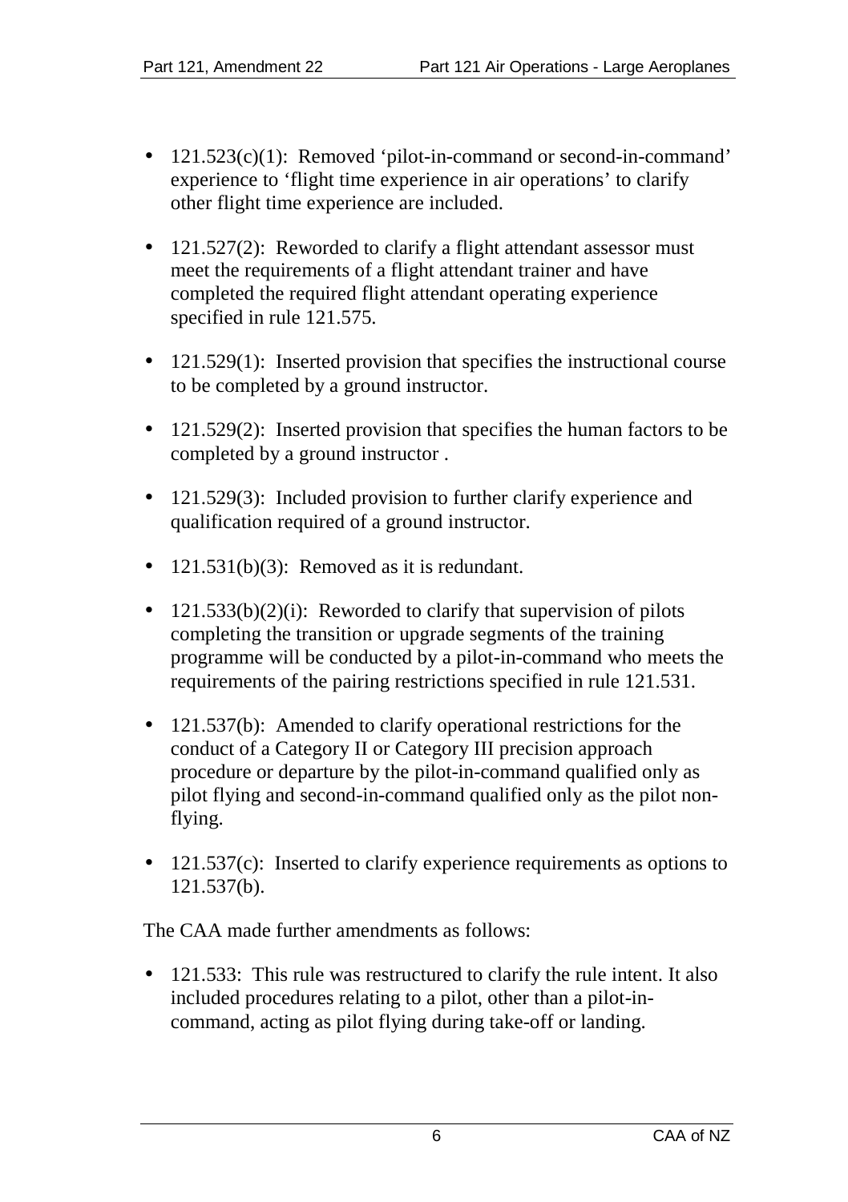- 121.523(c)(1): Removed 'pilot-in-command or second-in-command' experience to 'flight time experience in air operations' to clarify other flight time experience are included.

- 121.527(2): Reworded to clarify a flight attendant assessor must meet the requirements of a flight attendant trainer and have completed the required flight attendant operating experience specified in rule 121.575.

- 121.529(1): Inserted provision that specifies the instructional course to be completed by a ground instructor.

- 121.529(2): Inserted provision that specifies the human factors to be completed by a ground instructor .

- 121.529(3): Included provision to further clarify experience and qualification required of a ground instructor.

- 121.531(b)(3): Removed as it is redundant.

- 121.533(b)(2)(i): Reworded to clarify that supervision of pilots completing the transition or upgrade segments of the training programme will be conducted by a pilot-in-command who meets the requirements of the pairing restrictions specified in rule 121.531.

- 121.537(b): Amended to clarify operational restrictions for the conduct of a Category II or Category III precision approach procedure or departure by the pilot-in-command qualified only as pilot flying and second-in-command qualified only as the pilot non-flying.

- 121.537(c): Inserted to clarify experience requirements as options to 121.537(b).

The CAA made further amendments as follows:

- 121.533: This rule was restructured to clarify the rule intent. It also included procedures relating to a pilot, other than a pilot-in-command, acting as pilot flying during take-off or landing.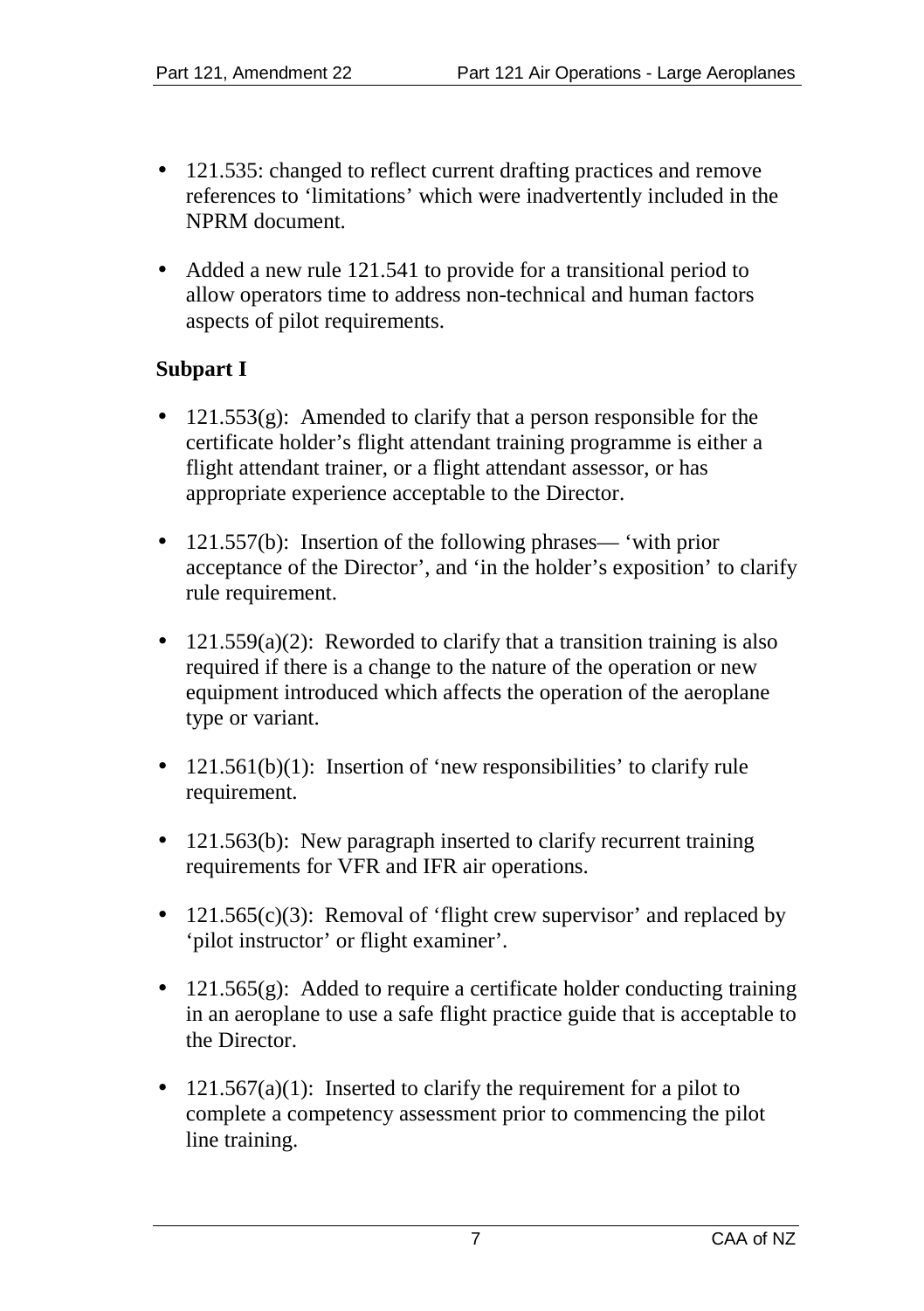- 121.535: changed to reflect current drafting practices and remove references to 'limitations' which were inadvertently included in the NPRM document.
- Added a new rule 121.541 to provide for a transitional period to allow operators time to address non-technical and human factors aspects of pilot requirements.

**Subpart I**

- 121.553(g): Amended to clarify that a person responsible for the certificate holder's flight attendant training programme is either a flight attendant trainer, or a flight attendant assessor, or has appropriate experience acceptable to the Director.
- 121.557(b): Insertion of the following phrases— 'with prior acceptance of the Director', and 'in the holder's exposition' to clarify rule requirement.
- 121.559(a)(2): Reworded to clarify that a transition training is also required if there is a change to the nature of the operation or new equipment introduced which affects the operation of the aeroplane type or variant.
- 121.561(b)(1): Insertion of 'new responsibilities' to clarify rule requirement.
- 121.563(b): New paragraph inserted to clarify recurrent training requirements for VFR and IFR air operations.
- 121.565(c)(3): Removal of 'flight crew supervisor' and replaced by 'pilot instructor' or flight examiner'.
- 121.565(g): Added to require a certificate holder conducting training in an aeroplane to use a safe flight practice guide that is acceptable to the Director.
- 121.567(a)(1): Inserted to clarify the requirement for a pilot to complete a competency assessment prior to commencing the pilot line training.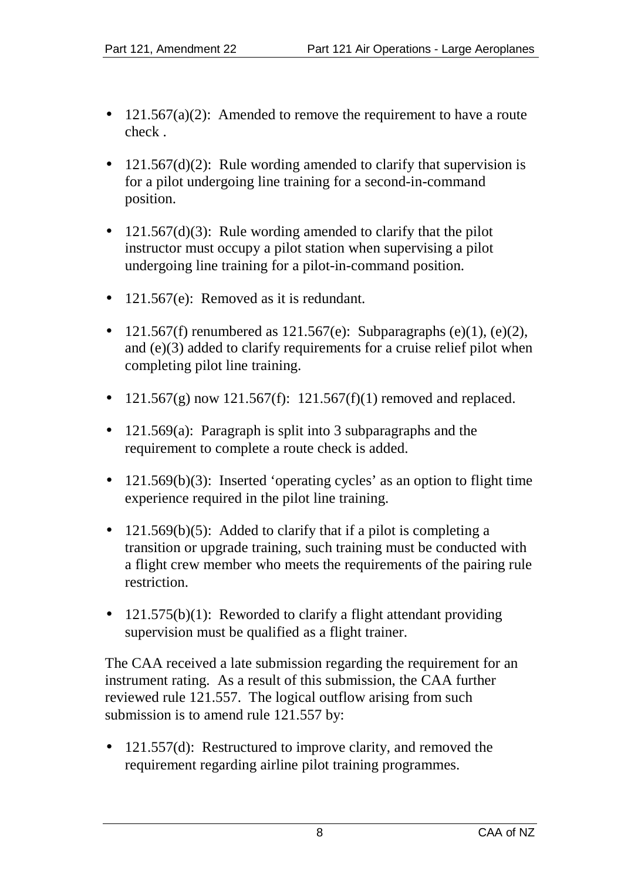- 121.567(a)(2): Amended to remove the requirement to have a route check .
- 121.567(d)(2): Rule wording amended to clarify that supervision is for a pilot undergoing line training for a second-in-command position.
- 121.567(d)(3): Rule wording amended to clarify that the pilot instructor must occupy a pilot station when supervising a pilot undergoing line training for a pilot-in-command position.
- 121.567(e): Removed as it is redundant.
- 121.567(f) renumbered as 121.567(e): Subparagraphs (e)(1), (e)(2), and (e)(3) added to clarify requirements for a cruise relief pilot when completing pilot line training.
- 121.567(g) now 121.567(f): 121.567(f)(1) removed and replaced.
- 121.569(a): Paragraph is split into 3 subparagraphs and the requirement to complete a route check is added.
- 121.569(b)(3): Inserted 'operating cycles' as an option to flight time experience required in the pilot line training.
- 121.569(b)(5): Added to clarify that if a pilot is completing a transition or upgrade training, such training must be conducted with a flight crew member who meets the requirements of the pairing rule restriction.
- 121.575(b)(1): Reworded to clarify a flight attendant providing supervision must be qualified as a flight trainer.

The CAA received a late submission regarding the requirement for an instrument rating. As a result of this submission, the CAA further reviewed rule 121.557. The logical outflow arising from such submission is to amend rule 121.557 by:

- 121.557(d): Restructured to improve clarity, and removed the requirement regarding airline pilot training programmes.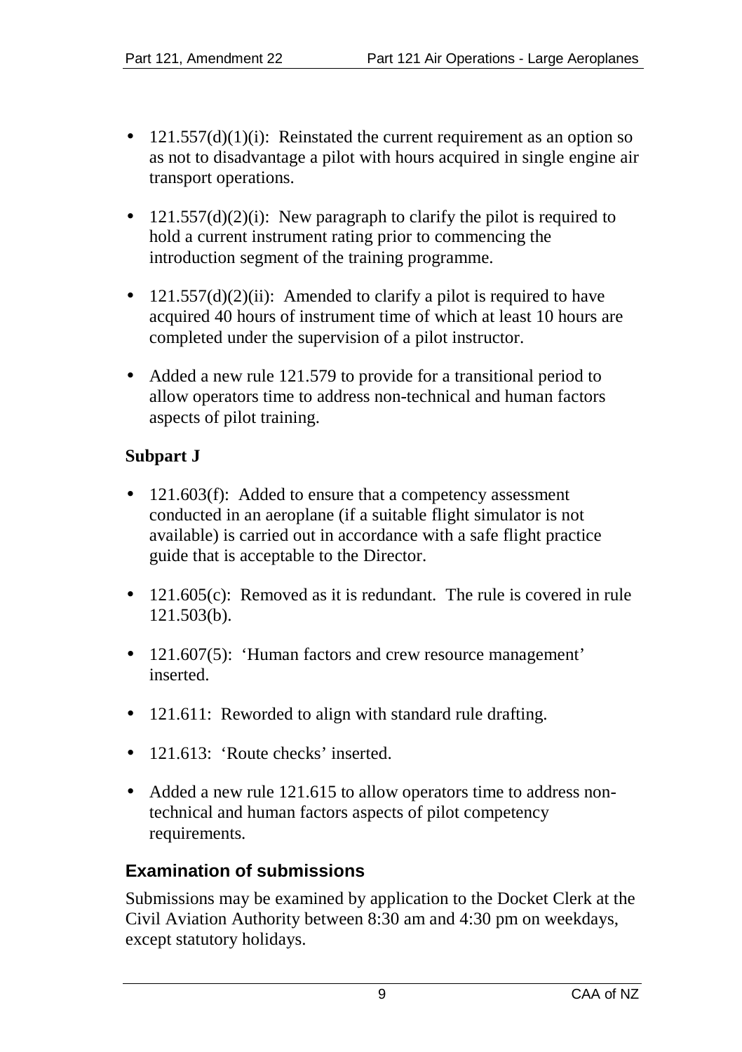- 121.557(d)(1)(i): Reinstated the current requirement as an option so as not to disadvantage a pilot with hours acquired in single engine air transport operations.

- 121.557(d)(2)(i): New paragraph to clarify the pilot is required to hold a current instrument rating prior to commencing the introduction segment of the training programme.

- 121.557(d)(2)(ii): Amended to clarify a pilot is required to have acquired 40 hours of instrument time of which at least 10 hours are completed under the supervision of a pilot instructor.

- Added a new rule 121.579 to provide for a transitional period to allow operators time to address non-technical and human factors aspects of pilot training.

### Subpart J

- 121.603(f): Added to ensure that a competency assessment conducted in an aeroplane (if a suitable flight simulator is not available) is carried out in accordance with a safe flight practice guide that is acceptable to the Director.

- 121.605(c): Removed as it is redundant. The rule is covered in rule 121.503(b).

- 121.607(5): 'Human factors and crew resource management' inserted.

- 121.611: Reworded to align with standard rule drafting.

- 121.613: 'Route checks' inserted.

- Added a new rule 121.615 to allow operators time to address non-technical and human factors aspects of pilot competency requirements.

## Examination of submissions

Submissions may be examined by application to the Docket Clerk at the Civil Aviation Authority between 8:30 am and 4:30 pm on weekdays, except statutory holidays.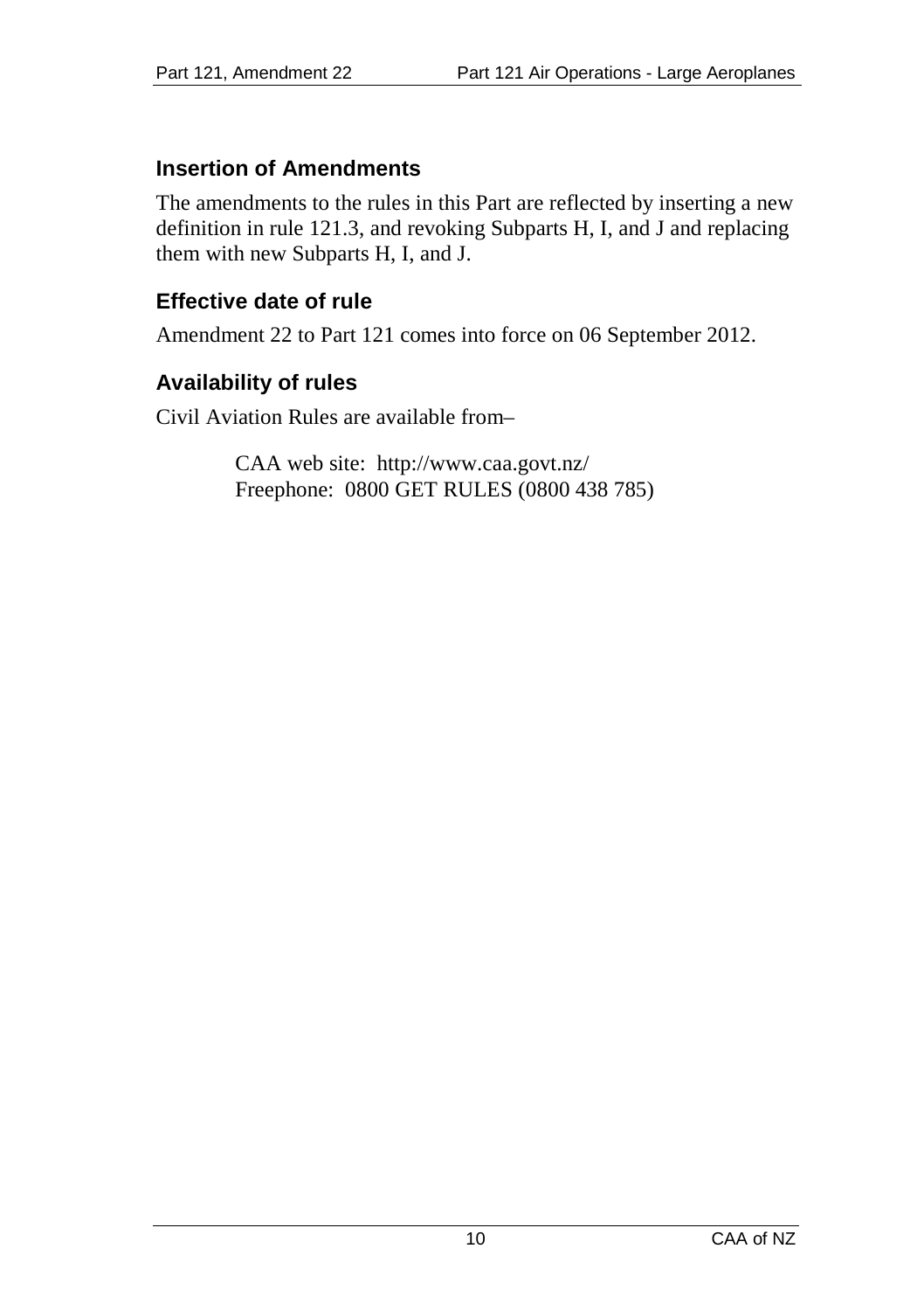## Insertion of Amendments

The amendments to the rules in this Part are reflected by inserting a new definition in rule 121.3, and revoking Subparts H, I, and J and replacing them with new Subparts H, I, and J.

## Effective date of rule

Amendment 22 to Part 121 comes into force on 06 September 2012.

## Availability of rules

Civil Aviation Rules are available from–

CAA web site: http://www.caa.govt.nz/
Freephone: 0800 GET RULES (0800 438 785)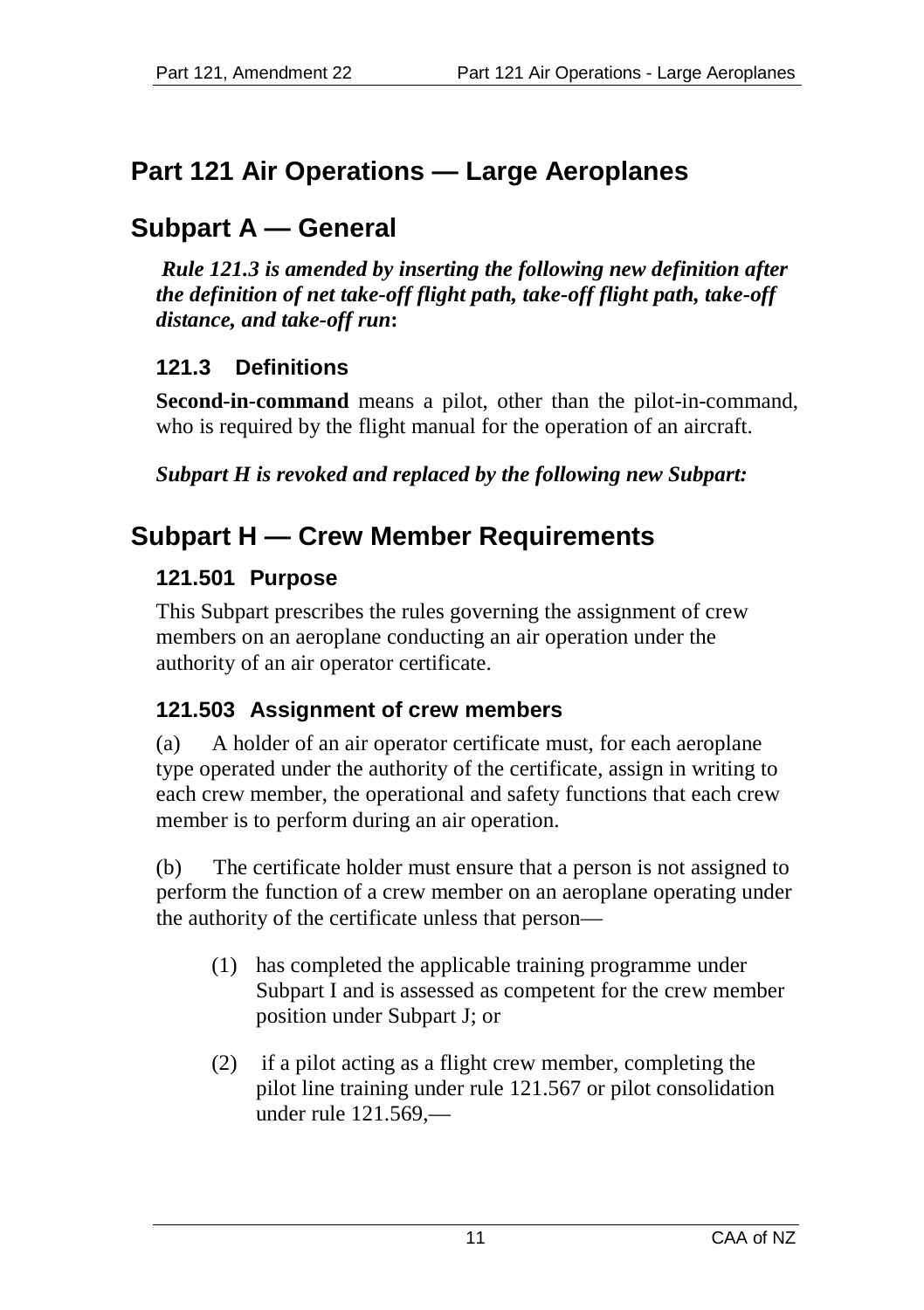# Part 121 Air Operations — Large Aeroplanes

## Subpart A — General

***Rule 121.3 is amended by inserting the following new definition after the definition of net take-off flight path, take-off flight path, take-off distance, and take-off run:***

### 121.3 Definitions

**Second-in-command** means a pilot, other than the pilot-in-command, who is required by the flight manual for the operation of an aircraft.

***Subpart H is revoked and replaced by the following new Subpart:***

## Subpart H — Crew Member Requirements

### 121.501 Purpose

This Subpart prescribes the rules governing the assignment of crew members on an aeroplane conducting an air operation under the authority of an air operator certificate.

### 121.503 Assignment of crew members

(a) A holder of an air operator certificate must, for each aeroplane type operated under the authority of the certificate, assign in writing to each crew member, the operational and safety functions that each crew member is to perform during an air operation.

(b) The certificate holder must ensure that a person is not assigned to perform the function of a crew member on an aeroplane operating under the authority of the certificate unless that person—

(1) has completed the applicable training programme under Subpart I and is assessed as competent for the crew member position under Subpart J; or

(2) if a pilot acting as a flight crew member, completing the pilot line training under rule 121.567 or pilot consolidation under rule 121.569,—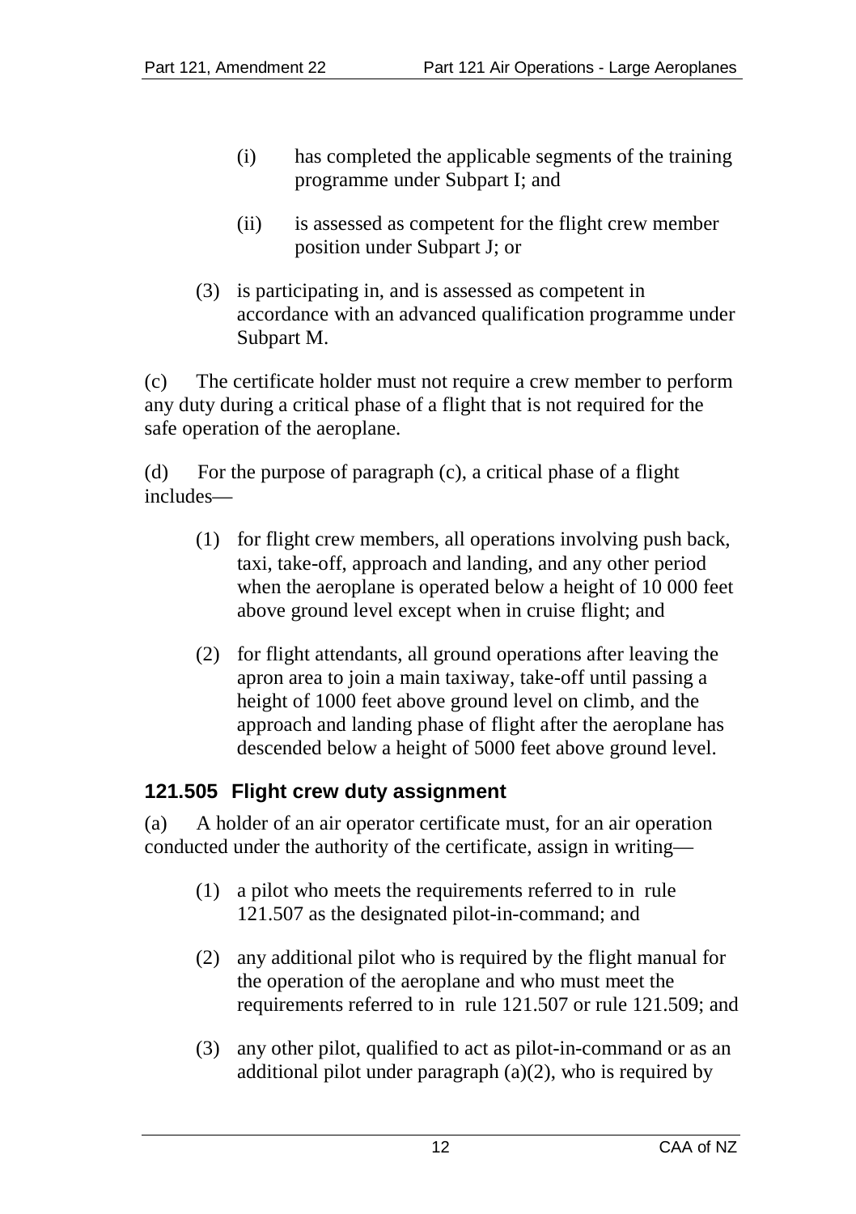(i) has completed the applicable segments of the training programme under Subpart I; and

(ii) is assessed as competent for the flight crew member position under Subpart J; or

(3) is participating in, and is assessed as competent in accordance with an advanced qualification programme under Subpart M.

(c) The certificate holder must not require a crew member to perform any duty during a critical phase of a flight that is not required for the safe operation of the aeroplane.

(d) For the purpose of paragraph (c), a critical phase of a flight includes—

(1) for flight crew members, all operations involving push back, taxi, take-off, approach and landing, and any other period when the aeroplane is operated below a height of 10 000 feet above ground level except when in cruise flight; and

(2) for flight attendants, all ground operations after leaving the apron area to join a main taxiway, take-off until passing a height of 1000 feet above ground level on climb, and the approach and landing phase of flight after the aeroplane has descended below a height of 5000 feet above ground level.

### 121.505 Flight crew duty assignment

(a) A holder of an air operator certificate must, for an air operation conducted under the authority of the certificate, assign in writing—

(1) a pilot who meets the requirements referred to in rule 121.507 as the designated pilot-in-command; and

(2) any additional pilot who is required by the flight manual for the operation of the aeroplane and who must meet the requirements referred to in rule 121.507 or rule 121.509; and

(3) any other pilot, qualified to act as pilot-in-command or as an additional pilot under paragraph (a)(2), who is required by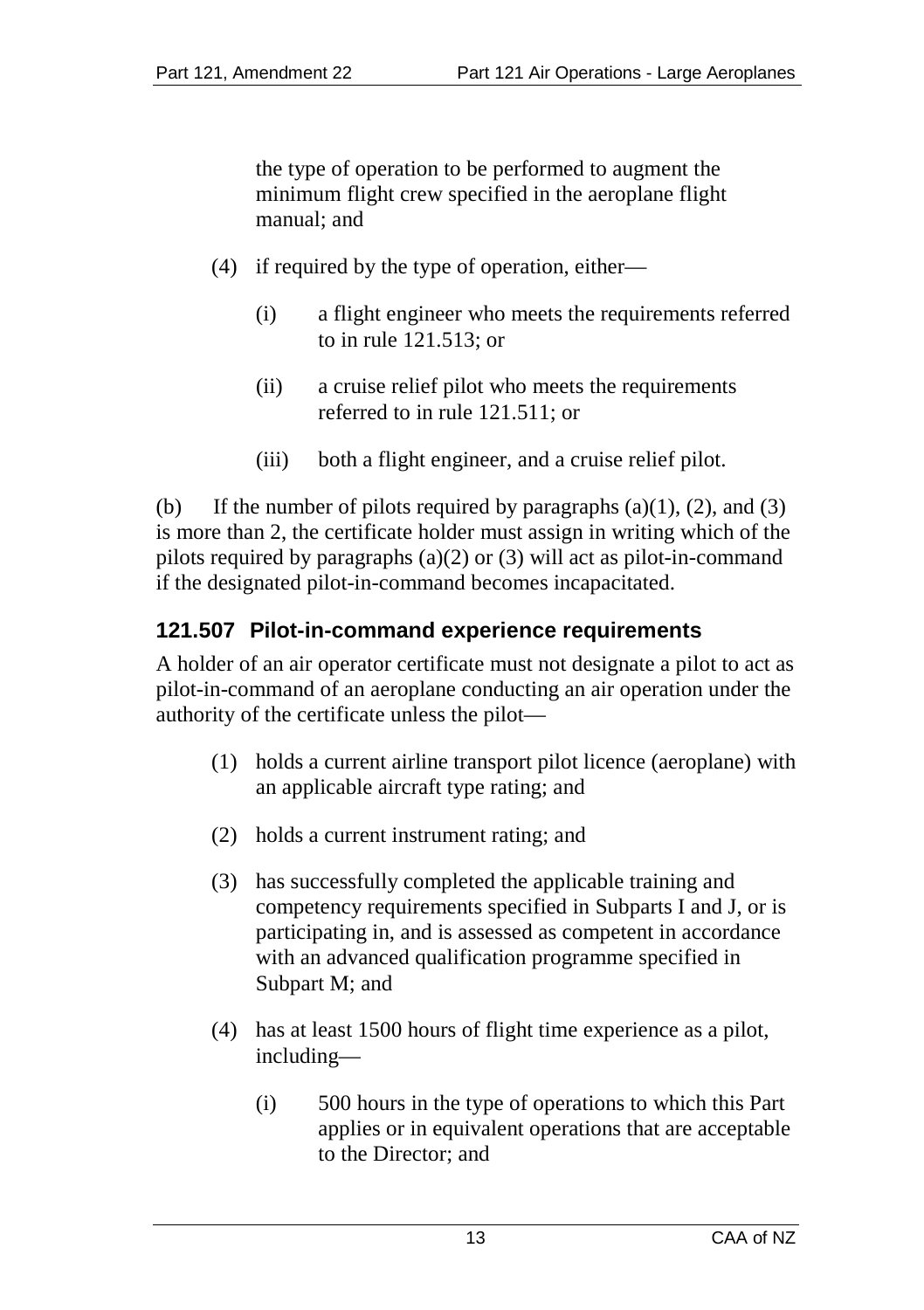the type of operation to be performed to augment the minimum flight crew specified in the aeroplane flight manual; and

(4) if required by the type of operation, either—

(i) a flight engineer who meets the requirements referred to in rule 121.513; or

(ii) a cruise relief pilot who meets the requirements referred to in rule 121.511; or

(iii) both a flight engineer, and a cruise relief pilot.

(b) If the number of pilots required by paragraphs (a)(1), (2), and (3) is more than 2, the certificate holder must assign in writing which of the pilots required by paragraphs (a)(2) or (3) will act as pilot-in-command if the designated pilot-in-command becomes incapacitated.

### 121.507 Pilot-in-command experience requirements

A holder of an air operator certificate must not designate a pilot to act as pilot-in-command of an aeroplane conducting an air operation under the authority of the certificate unless the pilot—

(1) holds a current airline transport pilot licence (aeroplane) with an applicable aircraft type rating; and

(2) holds a current instrument rating; and

(3) has successfully completed the applicable training and competency requirements specified in Subparts I and J, or is participating in, and is assessed as competent in accordance with an advanced qualification programme specified in Subpart M; and

(4) has at least 1500 hours of flight time experience as a pilot, including—

(i) 500 hours in the type of operations to which this Part applies or in equivalent operations that are acceptable to the Director; and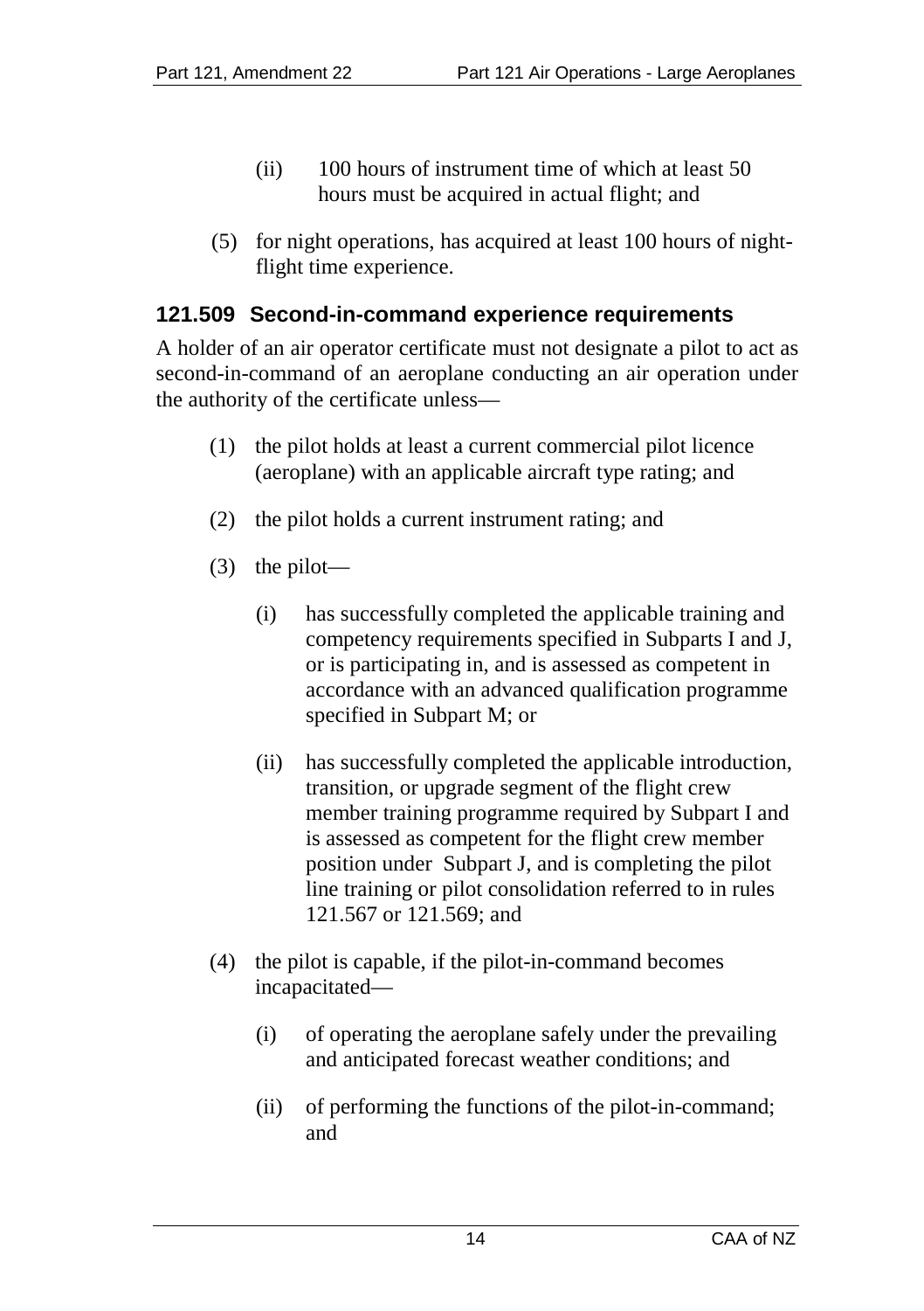(ii) 100 hours of instrument time of which at least 50 hours must be acquired in actual flight; and

(5) for night operations, has acquired at least 100 hours of night-flight time experience.

### 121.509 Second-in-command experience requirements

A holder of an air operator certificate must not designate a pilot to act as second-in-command of an aeroplane conducting an air operation under the authority of the certificate unless—

(1) the pilot holds at least a current commercial pilot licence (aeroplane) with an applicable aircraft type rating; and

(2) the pilot holds a current instrument rating; and

(3) the pilot—

(i) has successfully completed the applicable training and competency requirements specified in Subparts I and J, or is participating in, and is assessed as competent in accordance with an advanced qualification programme specified in Subpart M; or

(ii) has successfully completed the applicable introduction, transition, or upgrade segment of the flight crew member training programme required by Subpart I and is assessed as competent for the flight crew member position under Subpart J, and is completing the pilot line training or pilot consolidation referred to in rules 121.567 or 121.569; and

(4) the pilot is capable, if the pilot-in-command becomes incapacitated—

(i) of operating the aeroplane safely under the prevailing and anticipated forecast weather conditions; and

(ii) of performing the functions of the pilot-in-command; and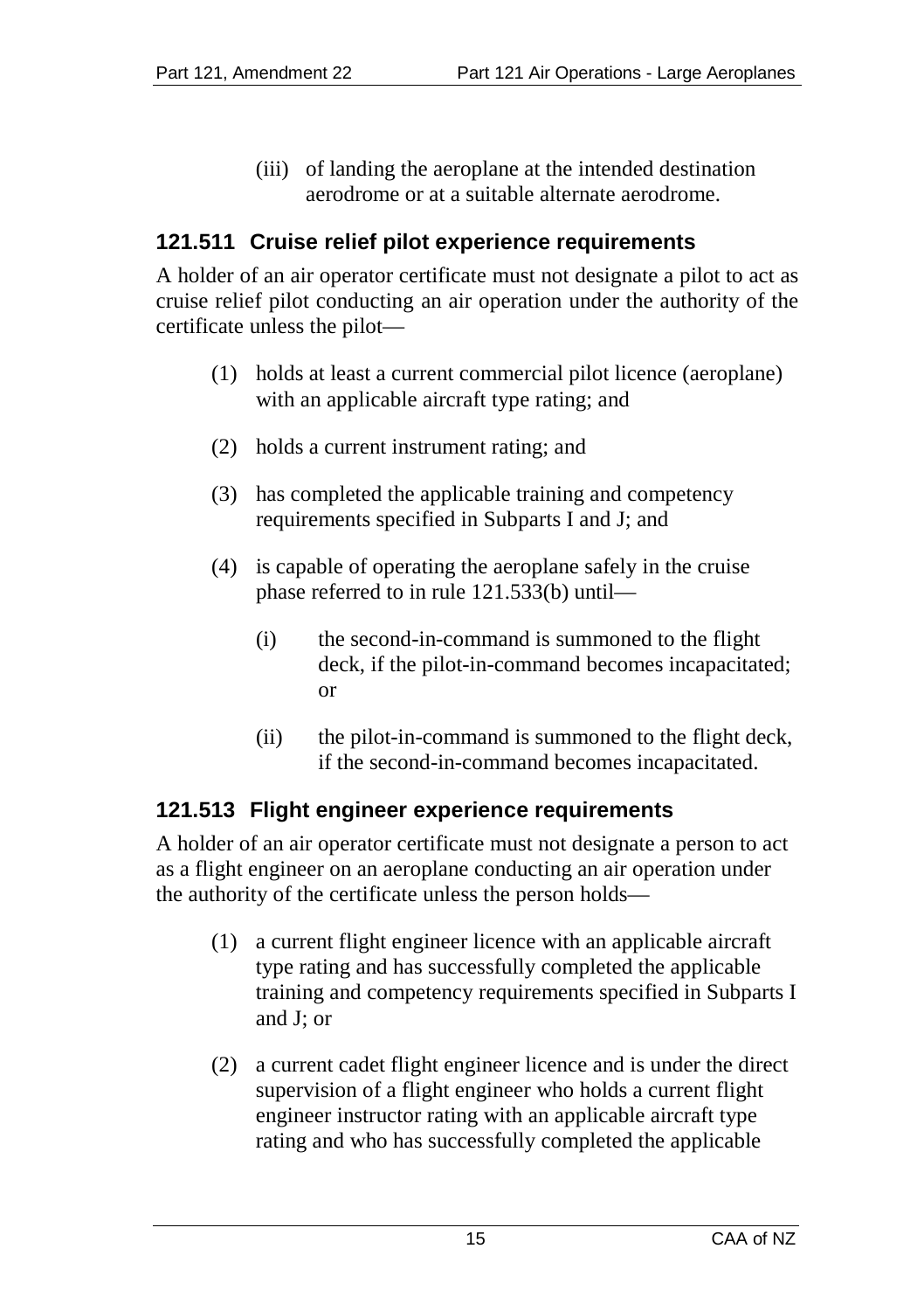(iii) of landing the aeroplane at the intended destination aerodrome or at a suitable alternate aerodrome.

### 121.511 Cruise relief pilot experience requirements

A holder of an air operator certificate must not designate a pilot to act as cruise relief pilot conducting an air operation under the authority of the certificate unless the pilot—

(1) holds at least a current commercial pilot licence (aeroplane) with an applicable aircraft type rating; and

(2) holds a current instrument rating; and

(3) has completed the applicable training and competency requirements specified in Subparts I and J; and

(4) is capable of operating the aeroplane safely in the cruise phase referred to in rule 121.533(b) until—

(i) the second-in-command is summoned to the flight deck, if the pilot-in-command becomes incapacitated; or

(ii) the pilot-in-command is summoned to the flight deck, if the second-in-command becomes incapacitated.

### 121.513 Flight engineer experience requirements

A holder of an air operator certificate must not designate a person to act as a flight engineer on an aeroplane conducting an air operation under the authority of the certificate unless the person holds—

(1) a current flight engineer licence with an applicable aircraft type rating and has successfully completed the applicable training and competency requirements specified in Subparts I and J; or

(2) a current cadet flight engineer licence and is under the direct supervision of a flight engineer who holds a current flight engineer instructor rating with an applicable aircraft type rating and who has successfully completed the applicable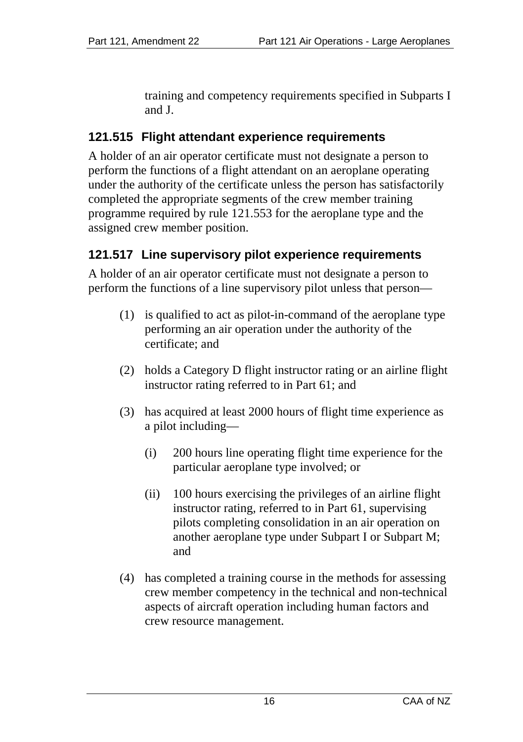training and competency requirements specified in Subparts I and J.

### 121.515 Flight attendant experience requirements

A holder of an air operator certificate must not designate a person to perform the functions of a flight attendant on an aeroplane operating under the authority of the certificate unless the person has satisfactorily completed the appropriate segments of the crew member training programme required by rule 121.553 for the aeroplane type and the assigned crew member position.

### 121.517 Line supervisory pilot experience requirements

A holder of an air operator certificate must not designate a person to perform the functions of a line supervisory pilot unless that person—

(1) is qualified to act as pilot-in-command of the aeroplane type performing an air operation under the authority of the certificate; and

(2) holds a Category D flight instructor rating or an airline flight instructor rating referred to in Part 61; and

(3) has acquired at least 2000 hours of flight time experience as a pilot including—

  (i) 200 hours line operating flight time experience for the particular aeroplane type involved; or

  (ii) 100 hours exercising the privileges of an airline flight instructor rating, referred to in Part 61, supervising pilots completing consolidation in an air operation on another aeroplane type under Subpart I or Subpart M; and

(4) has completed a training course in the methods for assessing crew member competency in the technical and non-technical aspects of aircraft operation including human factors and crew resource management.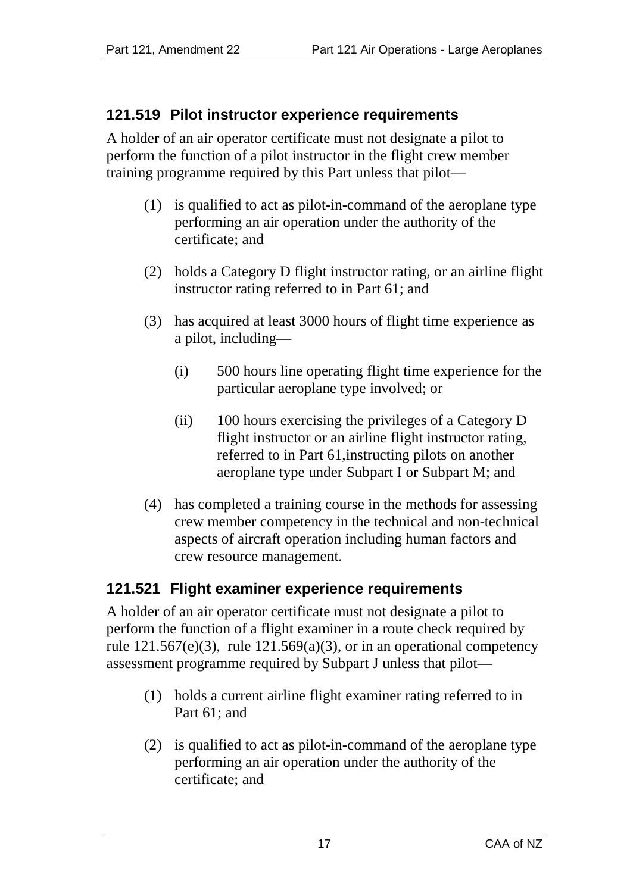## 121.519 Pilot instructor experience requirements

A holder of an air operator certificate must not designate a pilot to perform the function of a pilot instructor in the flight crew member training programme required by this Part unless that pilot—

(1) is qualified to act as pilot-in-command of the aeroplane type performing an air operation under the authority of the certificate; and

(2) holds a Category D flight instructor rating, or an airline flight instructor rating referred to in Part 61; and

(3) has acquired at least 3000 hours of flight time experience as a pilot, including—

   (i) 500 hours line operating flight time experience for the particular aeroplane type involved; or

   (ii) 100 hours exercising the privileges of a Category D flight instructor or an airline flight instructor rating, referred to in Part 61,instructing pilots on another aeroplane type under Subpart I or Subpart M; and

(4) has completed a training course in the methods for assessing crew member competency in the technical and non-technical aspects of aircraft operation including human factors and crew resource management.

## 121.521 Flight examiner experience requirements

A holder of an air operator certificate must not designate a pilot to perform the function of a flight examiner in a route check required by rule 121.567(e)(3), rule 121.569(a)(3), or in an operational competency assessment programme required by Subpart J unless that pilot—

(1) holds a current airline flight examiner rating referred to in Part 61; and

(2) is qualified to act as pilot-in-command of the aeroplane type performing an air operation under the authority of the certificate; and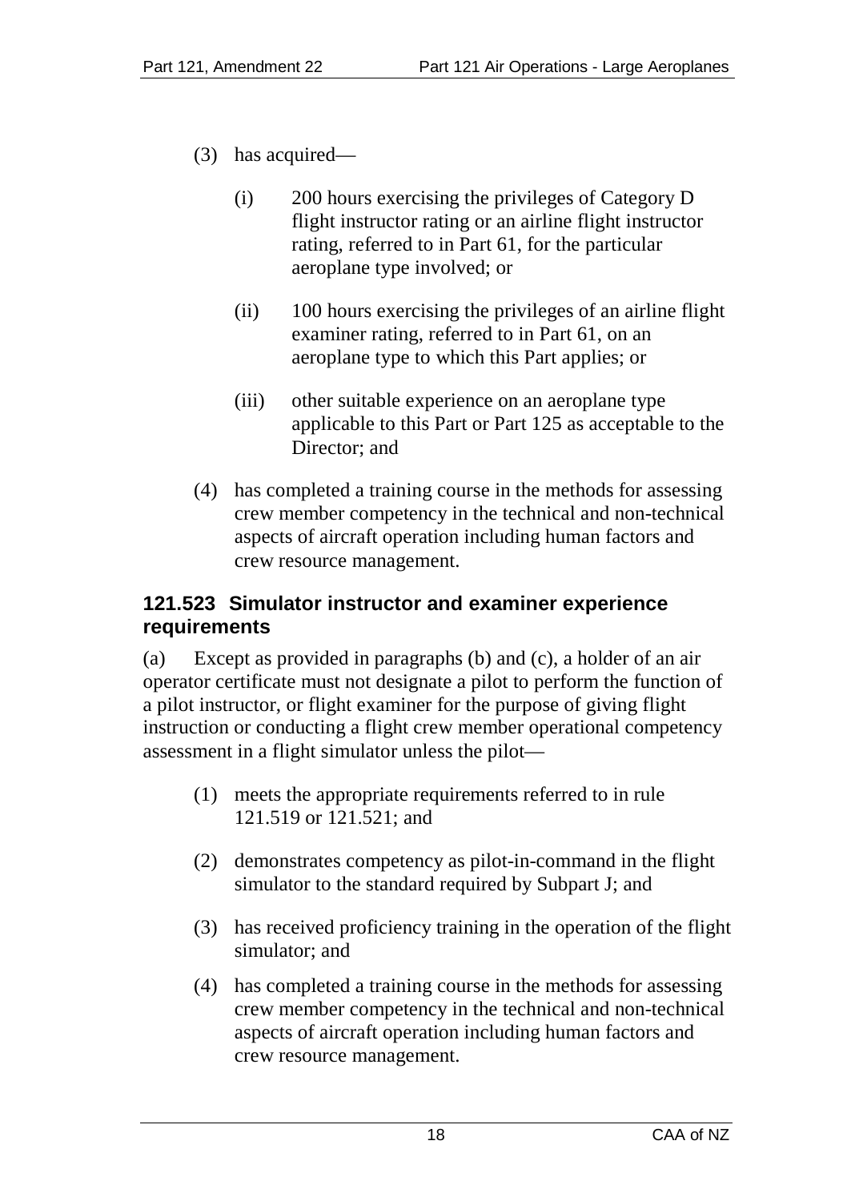(3) has acquired—

    (i) 200 hours exercising the privileges of Category D flight instructor rating or an airline flight instructor rating, referred to in Part 61, for the particular aeroplane type involved; or

    (ii) 100 hours exercising the privileges of an airline flight examiner rating, referred to in Part 61, on an aeroplane type to which this Part applies; or

    (iii) other suitable experience on an aeroplane type applicable to this Part or Part 125 as acceptable to the Director; and

(4) has completed a training course in the methods for assessing crew member competency in the technical and non-technical aspects of aircraft operation including human factors and crew resource management.

### 121.523 Simulator instructor and examiner experience requirements

(a) Except as provided in paragraphs (b) and (c), a holder of an air operator certificate must not designate a pilot to perform the function of a pilot instructor, or flight examiner for the purpose of giving flight instruction or conducting a flight crew member operational competency assessment in a flight simulator unless the pilot—

(1) meets the appropriate requirements referred to in rule 121.519 or 121.521; and

(2) demonstrates competency as pilot-in-command in the flight simulator to the standard required by Subpart J; and

(3) has received proficiency training in the operation of the flight simulator; and

(4) has completed a training course in the methods for assessing crew member competency in the technical and non-technical aspects of aircraft operation including human factors and crew resource management.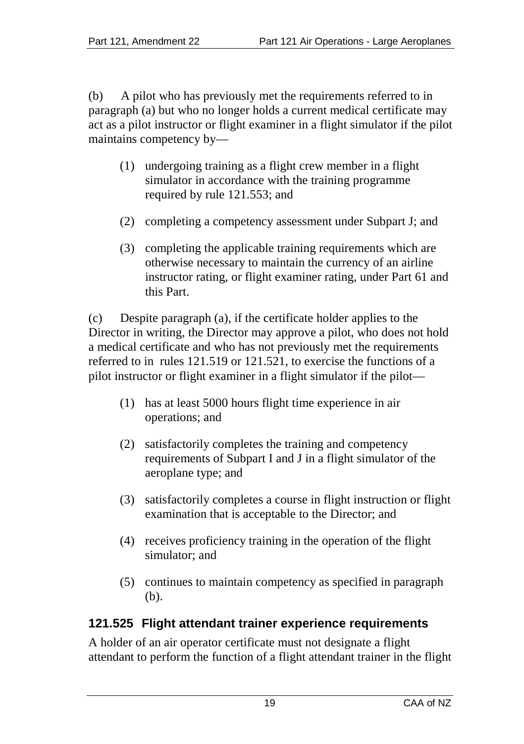(b) A pilot who has previously met the requirements referred to in paragraph (a) but who no longer holds a current medical certificate may act as a pilot instructor or flight examiner in a flight simulator if the pilot maintains competency by—

(1) undergoing training as a flight crew member in a flight simulator in accordance with the training programme required by rule 121.553; and

(2) completing a competency assessment under Subpart J; and

(3) completing the applicable training requirements which are otherwise necessary to maintain the currency of an airline instructor rating, or flight examiner rating, under Part 61 and this Part.

(c) Despite paragraph (a), if the certificate holder applies to the Director in writing, the Director may approve a pilot, who does not hold a medical certificate and who has not previously met the requirements referred to in rules 121.519 or 121.521, to exercise the functions of a pilot instructor or flight examiner in a flight simulator if the pilot—

(1) has at least 5000 hours flight time experience in air operations; and

(2) satisfactorily completes the training and competency requirements of Subpart I and J in a flight simulator of the aeroplane type; and

(3) satisfactorily completes a course in flight instruction or flight examination that is acceptable to the Director; and

(4) receives proficiency training in the operation of the flight simulator; and

(5) continues to maintain competency as specified in paragraph (b).

### 121.525 Flight attendant trainer experience requirements

A holder of an air operator certificate must not designate a flight attendant to perform the function of a flight attendant trainer in the flight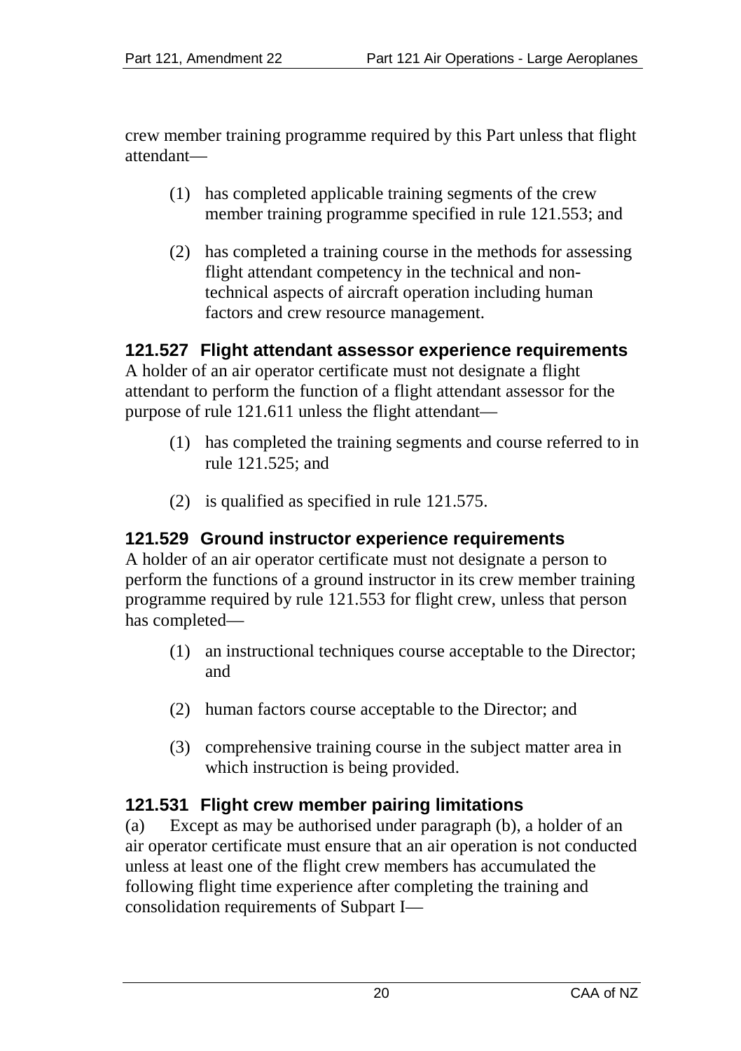crew member training programme required by this Part unless that flight attendant—

(1) has completed applicable training segments of the crew member training programme specified in rule 121.553; and

(2) has completed a training course in the methods for assessing flight attendant competency in the technical and non-technical aspects of aircraft operation including human factors and crew resource management.

### 121.527 Flight attendant assessor experience requirements

A holder of an air operator certificate must not designate a flight attendant to perform the function of a flight attendant assessor for the purpose of rule 121.611 unless the flight attendant—

(1) has completed the training segments and course referred to in rule 121.525; and

(2) is qualified as specified in rule 121.575.

### 121.529 Ground instructor experience requirements

A holder of an air operator certificate must not designate a person to perform the functions of a ground instructor in its crew member training programme required by rule 121.553 for flight crew, unless that person has completed—

(1) an instructional techniques course acceptable to the Director; and

(2) human factors course acceptable to the Director; and

(3) comprehensive training course in the subject matter area in which instruction is being provided.

### 121.531 Flight crew member pairing limitations

(a) Except as may be authorised under paragraph (b), a holder of an air operator certificate must ensure that an air operation is not conducted unless at least one of the flight crew members has accumulated the following flight time experience after completing the training and consolidation requirements of Subpart I—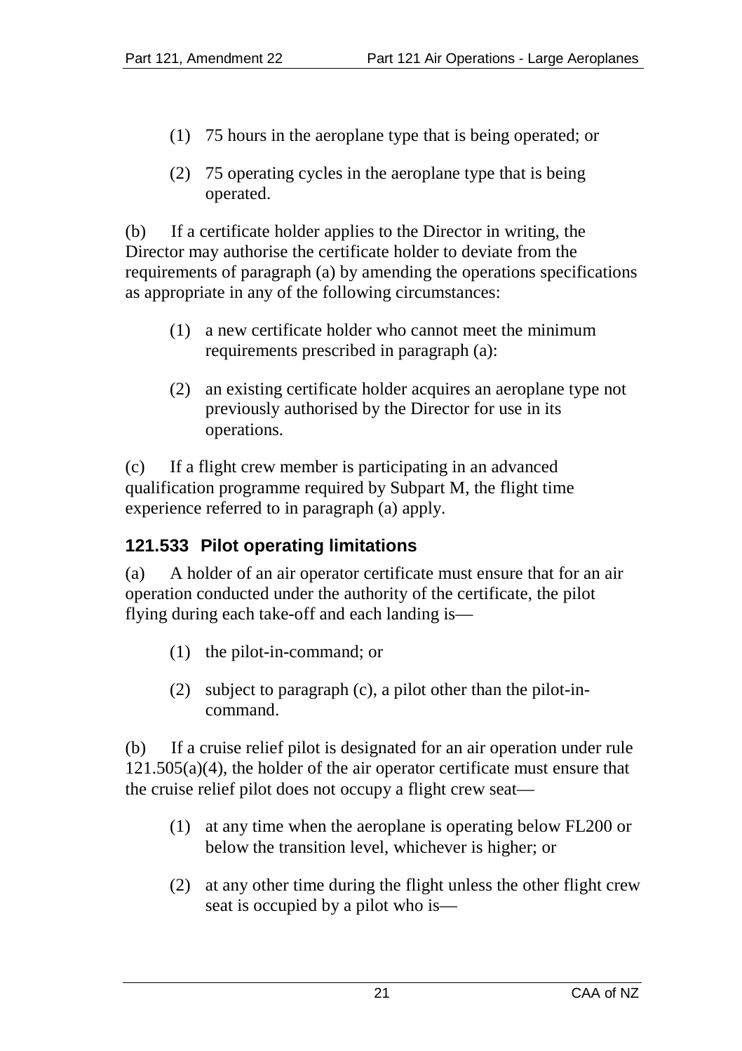(1) 75 hours in the aeroplane type that is being operated; or

(2) 75 operating cycles in the aeroplane type that is being operated.

(b) If a certificate holder applies to the Director in writing, the Director may authorise the certificate holder to deviate from the requirements of paragraph (a) by amending the operations specifications as appropriate in any of the following circumstances:

(1) a new certificate holder who cannot meet the minimum requirements prescribed in paragraph (a):

(2) an existing certificate holder acquires an aeroplane type not previously authorised by the Director for use in its operations.

(c) If a flight crew member is participating in an advanced qualification programme required by Subpart M, the flight time experience referred to in paragraph (a) apply.

### 121.533 Pilot operating limitations

(a) A holder of an air operator certificate must ensure that for an air operation conducted under the authority of the certificate, the pilot flying during each take-off and each landing is—

(1) the pilot-in-command; or

(2) subject to paragraph (c), a pilot other than the pilot-in-command.

(b) If a cruise relief pilot is designated for an air operation under rule 121.505(a)(4), the holder of the air operator certificate must ensure that the cruise relief pilot does not occupy a flight crew seat—

(1) at any time when the aeroplane is operating below FL200 or below the transition level, whichever is higher; or

(2) at any other time during the flight unless the other flight crew seat is occupied by a pilot who is—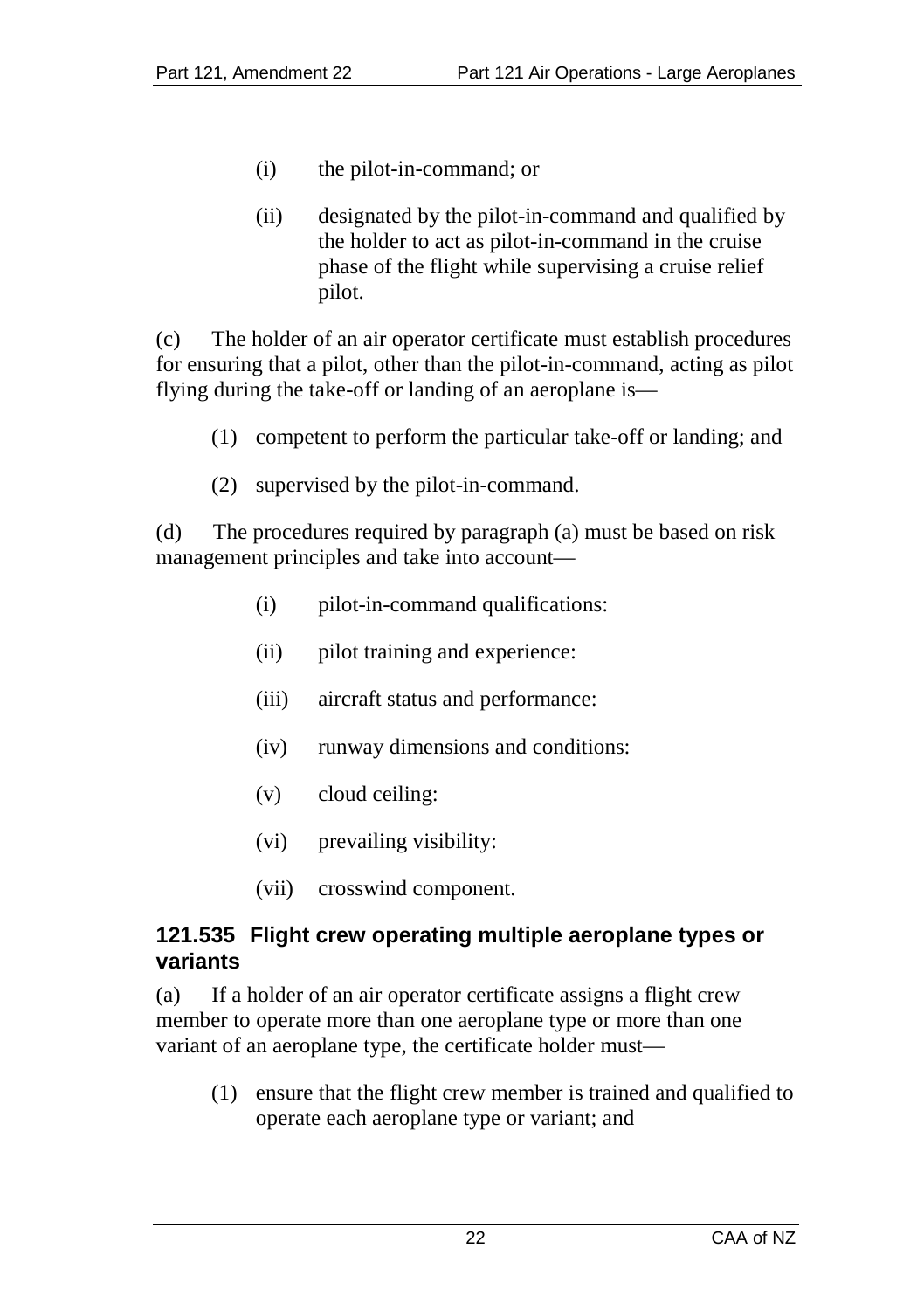(i) the pilot-in-command; or

(ii) designated by the pilot-in-command and qualified by the holder to act as pilot-in-command in the cruise phase of the flight while supervising a cruise relief pilot.

(c) The holder of an air operator certificate must establish procedures for ensuring that a pilot, other than the pilot-in-command, acting as pilot flying during the take-off or landing of an aeroplane is—

(1) competent to perform the particular take-off or landing; and

(2) supervised by the pilot-in-command.

(d) The procedures required by paragraph (a) must be based on risk management principles and take into account—

(i) pilot-in-command qualifications:

(ii) pilot training and experience:

(iii) aircraft status and performance:

(iv) runway dimensions and conditions:

(v) cloud ceiling:

(vi) prevailing visibility:

(vii) crosswind component.

### 121.535 Flight crew operating multiple aeroplane types or variants

(a) If a holder of an air operator certificate assigns a flight crew member to operate more than one aeroplane type or more than one variant of an aeroplane type, the certificate holder must—

(1) ensure that the flight crew member is trained and qualified to operate each aeroplane type or variant; and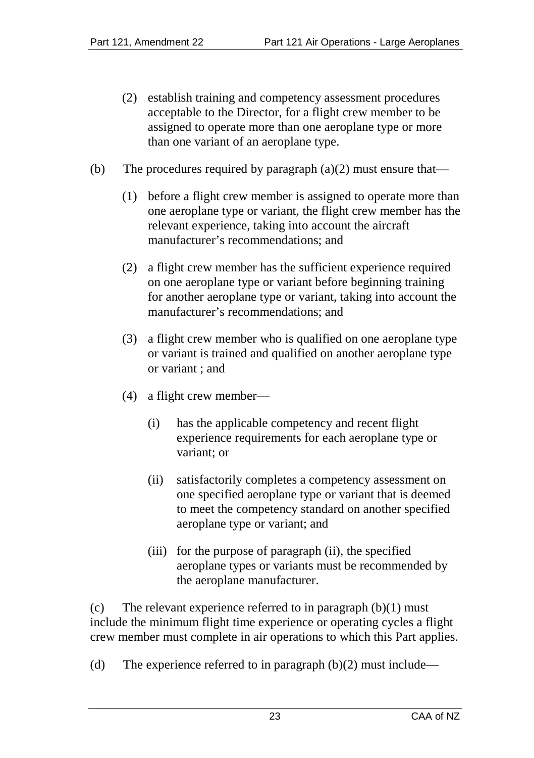(2) establish training and competency assessment procedures acceptable to the Director, for a flight crew member to be assigned to operate more than one aeroplane type or more than one variant of an aeroplane type.

(b) The procedures required by paragraph (a)(2) must ensure that—

(1) before a flight crew member is assigned to operate more than one aeroplane type or variant, the flight crew member has the relevant experience, taking into account the aircraft manufacturer's recommendations; and

(2) a flight crew member has the sufficient experience required on one aeroplane type or variant before beginning training for another aeroplane type or variant, taking into account the manufacturer's recommendations; and

(3) a flight crew member who is qualified on one aeroplane type or variant is trained and qualified on another aeroplane type or variant ; and

(4) a flight crew member—

(i) has the applicable competency and recent flight experience requirements for each aeroplane type or variant; or

(ii) satisfactorily completes a competency assessment on one specified aeroplane type or variant that is deemed to meet the competency standard on another specified aeroplane type or variant; and

(iii) for the purpose of paragraph (ii), the specified aeroplane types or variants must be recommended by the aeroplane manufacturer.

(c) The relevant experience referred to in paragraph (b)(1) must include the minimum flight time experience or operating cycles a flight crew member must complete in air operations to which this Part applies.

(d) The experience referred to in paragraph (b)(2) must include—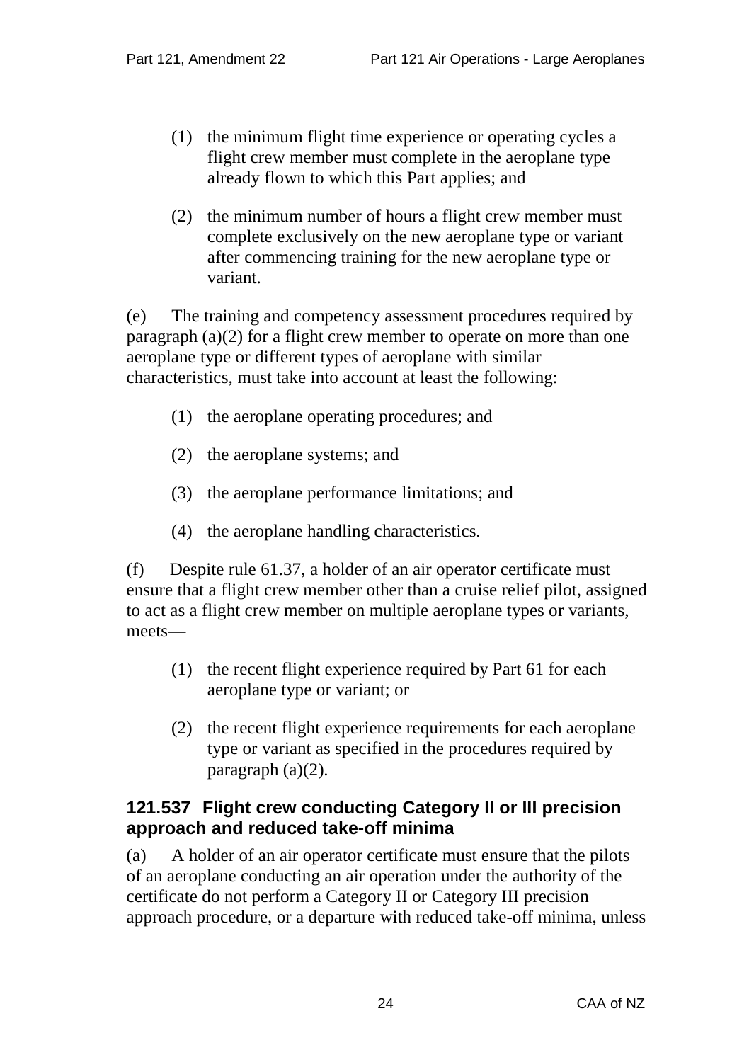(1) the minimum flight time experience or operating cycles a flight crew member must complete in the aeroplane type already flown to which this Part applies; and

(2) the minimum number of hours a flight crew member must complete exclusively on the new aeroplane type or variant after commencing training for the new aeroplane type or variant.

(e) The training and competency assessment procedures required by paragraph (a)(2) for a flight crew member to operate on more than one aeroplane type or different types of aeroplane with similar characteristics, must take into account at least the following:

(1) the aeroplane operating procedures; and

(2) the aeroplane systems; and

(3) the aeroplane performance limitations; and

(4) the aeroplane handling characteristics.

(f) Despite rule 61.37, a holder of an air operator certificate must ensure that a flight crew member other than a cruise relief pilot, assigned to act as a flight crew member on multiple aeroplane types or variants, meets—

(1) the recent flight experience required by Part 61 for each aeroplane type or variant; or

(2) the recent flight experience requirements for each aeroplane type or variant as specified in the procedures required by paragraph (a)(2).

### 121.537 Flight crew conducting Category II or III precision approach and reduced take-off minima

(a) A holder of an air operator certificate must ensure that the pilots of an aeroplane conducting an air operation under the authority of the certificate do not perform a Category II or Category III precision approach procedure, or a departure with reduced take-off minima, unless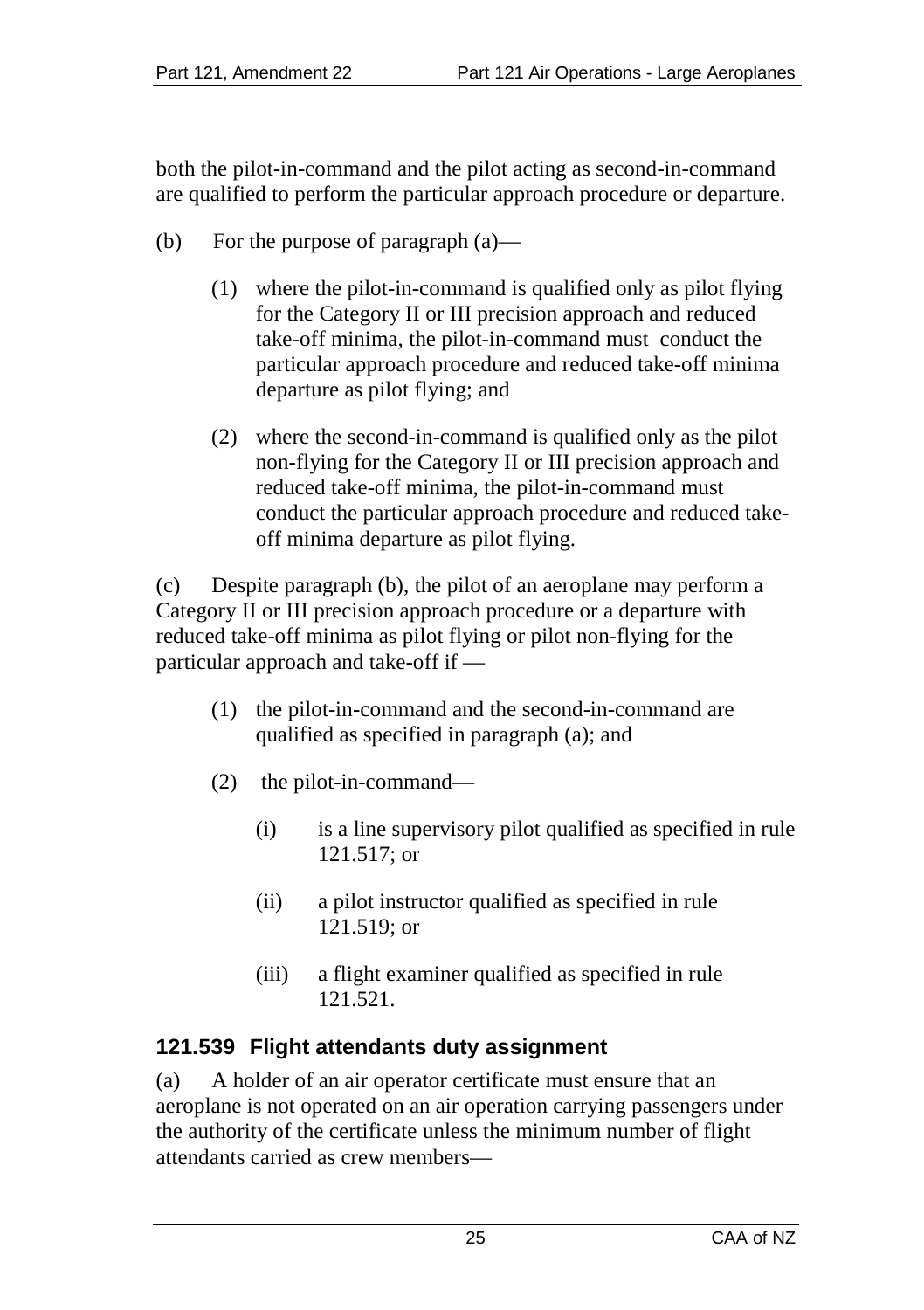both the pilot-in-command and the pilot acting as second-in-command are qualified to perform the particular approach procedure or departure.

(b) For the purpose of paragraph (a)—

(1) where the pilot-in-command is qualified only as pilot flying for the Category II or III precision approach and reduced take-off minima, the pilot-in-command must conduct the particular approach procedure and reduced take-off minima departure as pilot flying; and

(2) where the second-in-command is qualified only as the pilot non-flying for the Category II or III precision approach and reduced take-off minima, the pilot-in-command must conduct the particular approach procedure and reduced take-off minima departure as pilot flying.

(c) Despite paragraph (b), the pilot of an aeroplane may perform a Category II or III precision approach procedure or a departure with reduced take-off minima as pilot flying or pilot non-flying for the particular approach and take-off if —

(1) the pilot-in-command and the second-in-command are qualified as specified in paragraph (a); and

(2) the pilot-in-command—

(i) is a line supervisory pilot qualified as specified in rule 121.517; or

(ii) a pilot instructor qualified as specified in rule 121.519; or

(iii) a flight examiner qualified as specified in rule 121.521.

### 121.539 Flight attendants duty assignment

(a) A holder of an air operator certificate must ensure that an aeroplane is not operated on an air operation carrying passengers under the authority of the certificate unless the minimum number of flight attendants carried as crew members—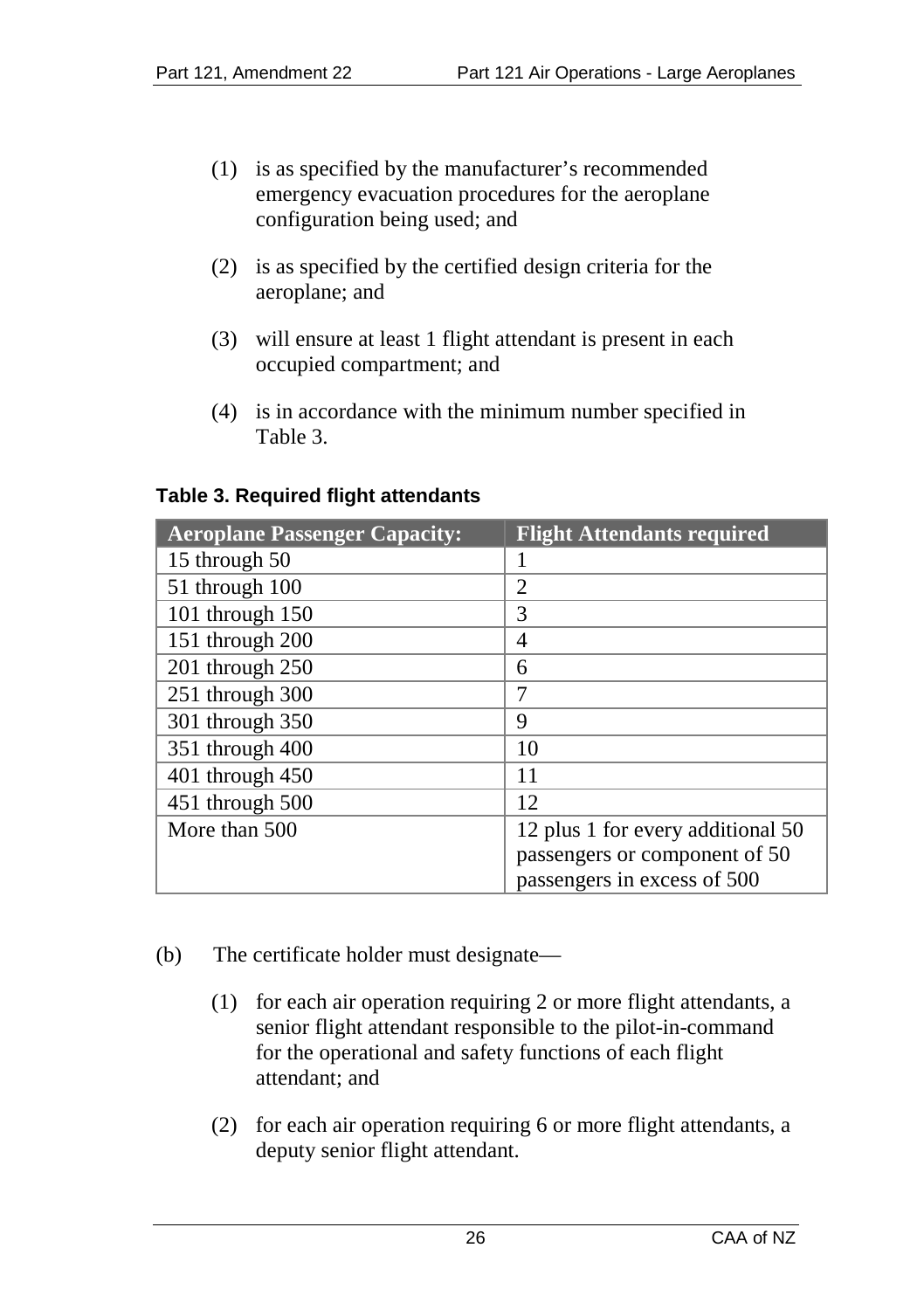(1) is as specified by the manufacturer's recommended emergency evacuation procedures for the aeroplane configuration being used; and

(2) is as specified by the certified design criteria for the aeroplane; and

(3) will ensure at least 1 flight attendant is present in each occupied compartment; and

(4) is in accordance with the minimum number specified in Table 3.

**Table 3. Required flight attendants**

| Aeroplane Passenger Capacity: | Flight Attendants required |
|---|---|
| 15 through 50 | 1 |
| 51 through 100 | 2 |
| 101 through 150 | 3 |
| 151 through 200 | 4 |
| 201 through 250 | 6 |
| 251 through 300 | 7 |
| 301 through 350 | 9 |
| 351 through 400 | 10 |
| 401 through 450 | 11 |
| 451 through 500 | 12 |
| More than 500 | 12 plus 1 for every additional 50 passengers or component of 50 passengers in excess of 500 |

(b) The certificate holder must designate—

(1) for each air operation requiring 2 or more flight attendants, a senior flight attendant responsible to the pilot-in-command for the operational and safety functions of each flight attendant; and

(2) for each air operation requiring 6 or more flight attendants, a deputy senior flight attendant.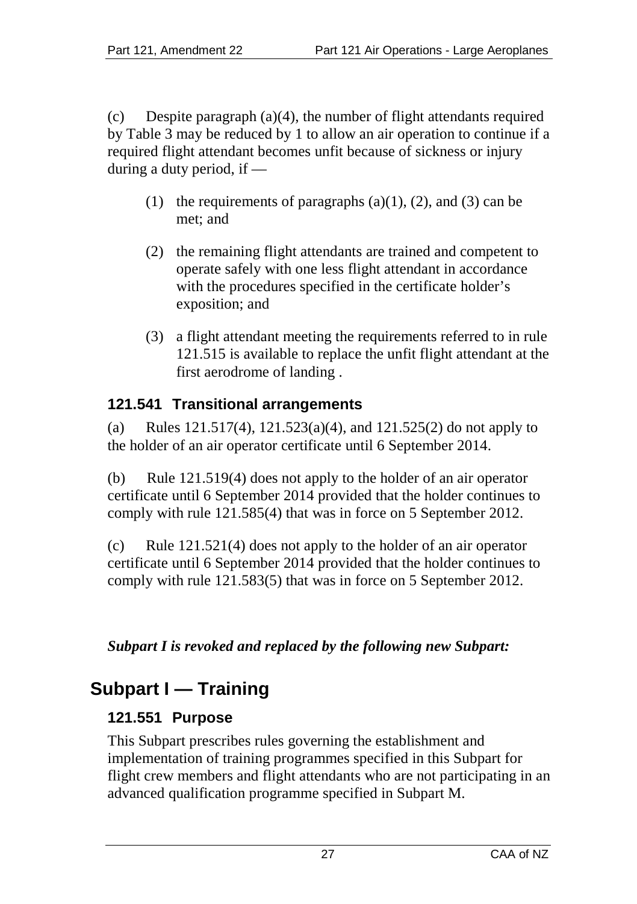(c) Despite paragraph (a)(4), the number of flight attendants required by Table 3 may be reduced by 1 to allow an air operation to continue if a required flight attendant becomes unfit because of sickness or injury during a duty period, if —

(1) the requirements of paragraphs (a)(1), (2), and (3) can be met; and

(2) the remaining flight attendants are trained and competent to operate safely with one less flight attendant in accordance with the procedures specified in the certificate holder's exposition; and

(3) a flight attendant meeting the requirements referred to in rule 121.515 is available to replace the unfit flight attendant at the first aerodrome of landing .

### 121.541 Transitional arrangements

(a) Rules 121.517(4), 121.523(a)(4), and 121.525(2) do not apply to the holder of an air operator certificate until 6 September 2014.

(b) Rule 121.519(4) does not apply to the holder of an air operator certificate until 6 September 2014 provided that the holder continues to comply with rule 121.585(4) that was in force on 5 September 2012.

(c) Rule 121.521(4) does not apply to the holder of an air operator certificate until 6 September 2014 provided that the holder continues to comply with rule 121.583(5) that was in force on 5 September 2012.

***Subpart I is revoked and replaced by the following new Subpart:***

## Subpart I — Training

### 121.551 Purpose

This Subpart prescribes rules governing the establishment and implementation of training programmes specified in this Subpart for flight crew members and flight attendants who are not participating in an advanced qualification programme specified in Subpart M.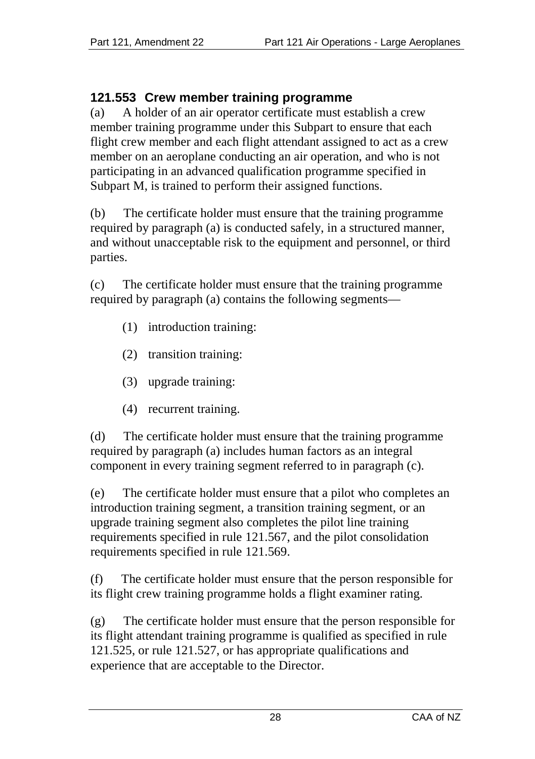### 121.553 Crew member training programme

(a) A holder of an air operator certificate must establish a crew member training programme under this Subpart to ensure that each flight crew member and each flight attendant assigned to act as a crew member on an aeroplane conducting an air operation, and who is not participating in an advanced qualification programme specified in Subpart M, is trained to perform their assigned functions.

(b) The certificate holder must ensure that the training programme required by paragraph (a) is conducted safely, in a structured manner, and without unacceptable risk to the equipment and personnel, or third parties.

(c) The certificate holder must ensure that the training programme required by paragraph (a) contains the following segments—

- (1) introduction training:
- (2) transition training:
- (3) upgrade training:
- (4) recurrent training.

(d) The certificate holder must ensure that the training programme required by paragraph (a) includes human factors as an integral component in every training segment referred to in paragraph (c).

(e) The certificate holder must ensure that a pilot who completes an introduction training segment, a transition training segment, or an upgrade training segment also completes the pilot line training requirements specified in rule 121.567, and the pilot consolidation requirements specified in rule 121.569.

(f) The certificate holder must ensure that the person responsible for its flight crew training programme holds a flight examiner rating.

(g) The certificate holder must ensure that the person responsible for its flight attendant training programme is qualified as specified in rule 121.525, or rule 121.527, or has appropriate qualifications and experience that are acceptable to the Director.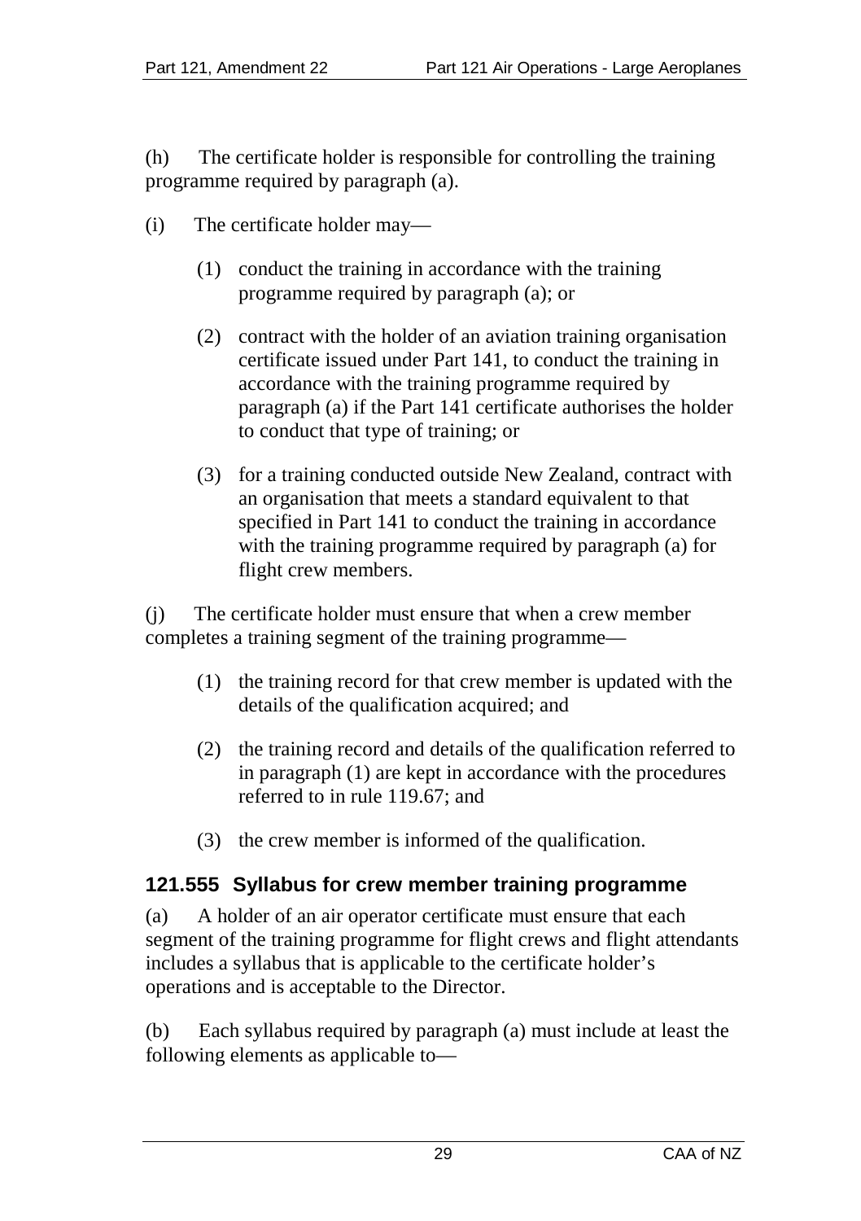(h) The certificate holder is responsible for controlling the training programme required by paragraph (a).

(i) The certificate holder may—

(1) conduct the training in accordance with the training programme required by paragraph (a); or

(2) contract with the holder of an aviation training organisation certificate issued under Part 141, to conduct the training in accordance with the training programme required by paragraph (a) if the Part 141 certificate authorises the holder to conduct that type of training; or

(3) for a training conducted outside New Zealand, contract with an organisation that meets a standard equivalent to that specified in Part 141 to conduct the training in accordance with the training programme required by paragraph (a) for flight crew members.

(j) The certificate holder must ensure that when a crew member completes a training segment of the training programme—

(1) the training record for that crew member is updated with the details of the qualification acquired; and

(2) the training record and details of the qualification referred to in paragraph (1) are kept in accordance with the procedures referred to in rule 119.67; and

(3) the crew member is informed of the qualification.

### 121.555 Syllabus for crew member training programme

(a) A holder of an air operator certificate must ensure that each segment of the training programme for flight crews and flight attendants includes a syllabus that is applicable to the certificate holder's operations and is acceptable to the Director.

(b) Each syllabus required by paragraph (a) must include at least the following elements as applicable to—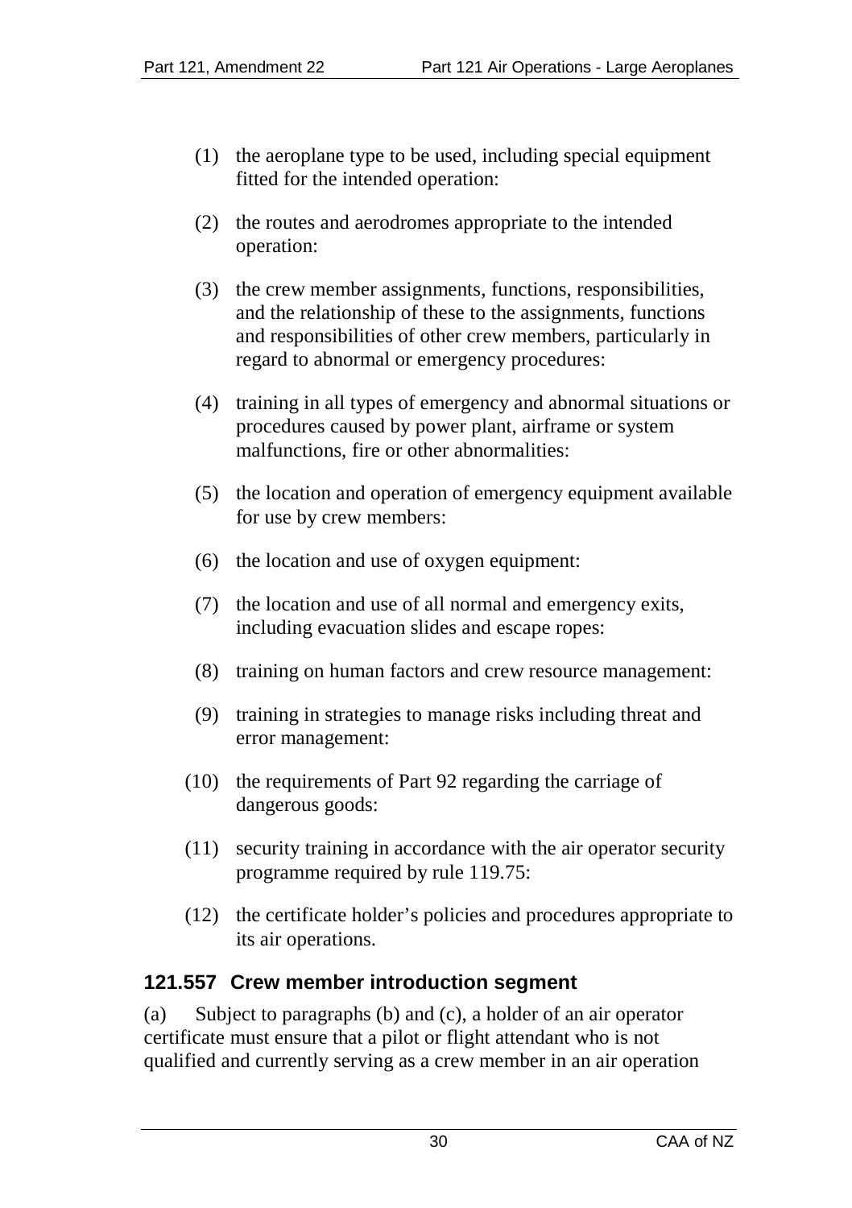(1) the aeroplane type to be used, including special equipment fitted for the intended operation:

(2) the routes and aerodromes appropriate to the intended operation:

(3) the crew member assignments, functions, responsibilities, and the relationship of these to the assignments, functions and responsibilities of other crew members, particularly in regard to abnormal or emergency procedures:

(4) training in all types of emergency and abnormal situations or procedures caused by power plant, airframe or system malfunctions, fire or other abnormalities:

(5) the location and operation of emergency equipment available for use by crew members:

(6) the location and use of oxygen equipment:

(7) the location and use of all normal and emergency exits, including evacuation slides and escape ropes:

(8) training on human factors and crew resource management:

(9) training in strategies to manage risks including threat and error management:

(10) the requirements of Part 92 regarding the carriage of dangerous goods:

(11) security training in accordance with the air operator security programme required by rule 119.75:

(12) the certificate holder's policies and procedures appropriate to its air operations.

### 121.557 Crew member introduction segment

(a) Subject to paragraphs (b) and (c), a holder of an air operator certificate must ensure that a pilot or flight attendant who is not qualified and currently serving as a crew member in an air operation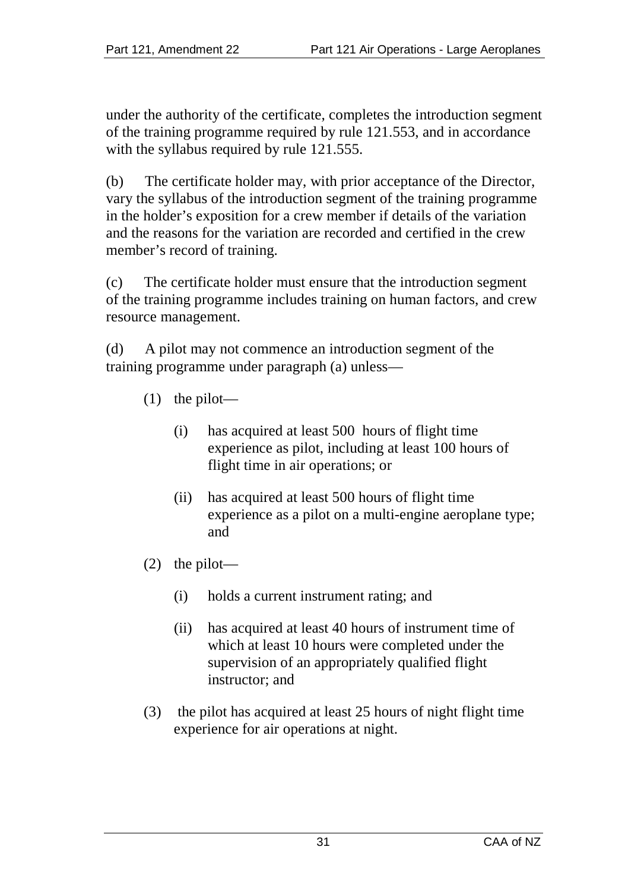under the authority of the certificate, completes the introduction segment of the training programme required by rule 121.553, and in accordance with the syllabus required by rule 121.555.

(b) The certificate holder may, with prior acceptance of the Director, vary the syllabus of the introduction segment of the training programme in the holder's exposition for a crew member if details of the variation and the reasons for the variation are recorded and certified in the crew member's record of training.

(c) The certificate holder must ensure that the introduction segment of the training programme includes training on human factors, and crew resource management.

(d) A pilot may not commence an introduction segment of the training programme under paragraph (a) unless—

- (1) the pilot—
  - (i) has acquired at least 500 hours of flight time experience as pilot, including at least 100 hours of flight time in air operations; or
  - (ii) has acquired at least 500 hours of flight time experience as a pilot on a multi-engine aeroplane type; and
- (2) the pilot—
  - (i) holds a current instrument rating; and
  - (ii) has acquired at least 40 hours of instrument time of which at least 10 hours were completed under the supervision of an appropriately qualified flight instructor; and
- (3) the pilot has acquired at least 25 hours of night flight time experience for air operations at night.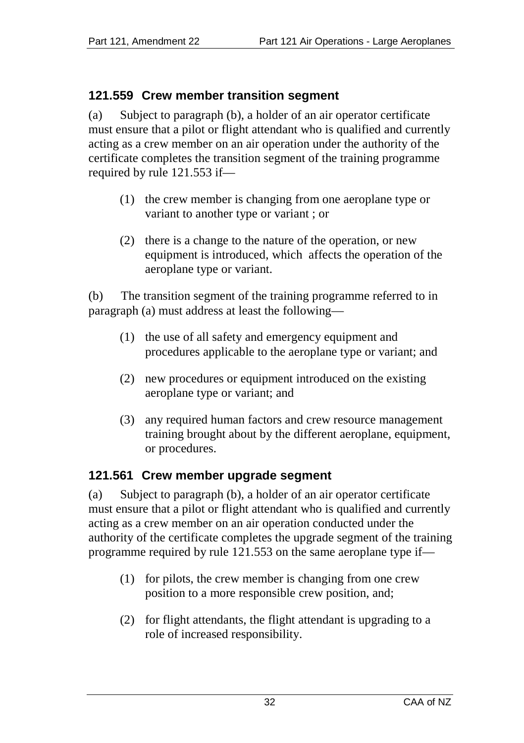### 121.559 Crew member transition segment

(a) Subject to paragraph (b), a holder of an air operator certificate must ensure that a pilot or flight attendant who is qualified and currently acting as a crew member on an air operation under the authority of the certificate completes the transition segment of the training programme required by rule 121.553 if—

(1) the crew member is changing from one aeroplane type or variant to another type or variant ; or

(2) there is a change to the nature of the operation, or new equipment is introduced, which affects the operation of the aeroplane type or variant.

(b) The transition segment of the training programme referred to in paragraph (a) must address at least the following—

(1) the use of all safety and emergency equipment and procedures applicable to the aeroplane type or variant; and

(2) new procedures or equipment introduced on the existing aeroplane type or variant; and

(3) any required human factors and crew resource management training brought about by the different aeroplane, equipment, or procedures.

### 121.561 Crew member upgrade segment

(a) Subject to paragraph (b), a holder of an air operator certificate must ensure that a pilot or flight attendant who is qualified and currently acting as a crew member on an air operation conducted under the authority of the certificate completes the upgrade segment of the training programme required by rule 121.553 on the same aeroplane type if—

(1) for pilots, the crew member is changing from one crew position to a more responsible crew position, and;

(2) for flight attendants, the flight attendant is upgrading to a role of increased responsibility.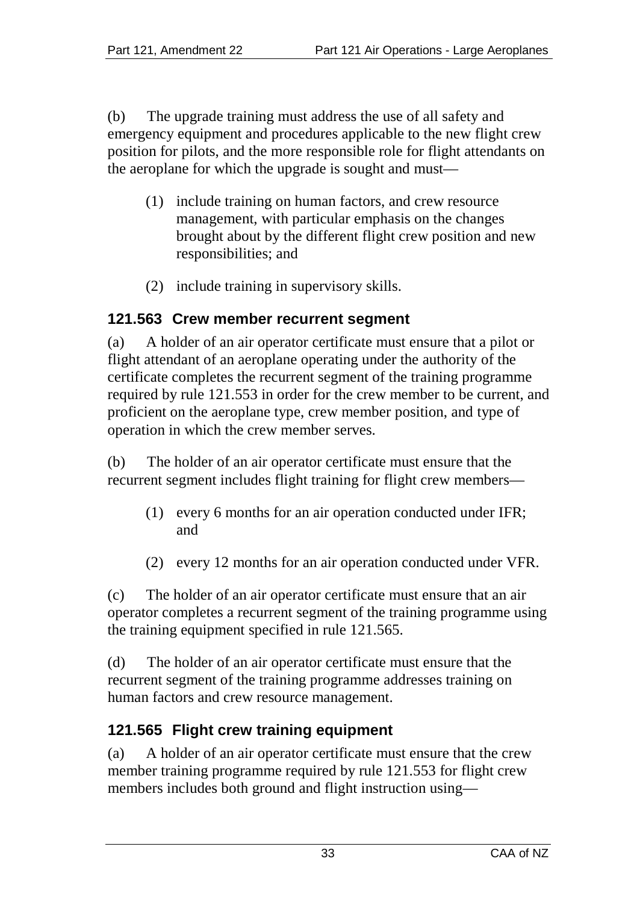(b) The upgrade training must address the use of all safety and emergency equipment and procedures applicable to the new flight crew position for pilots, and the more responsible role for flight attendants on the aeroplane for which the upgrade is sought and must—

(1) include training on human factors, and crew resource management, with particular emphasis on the changes brought about by the different flight crew position and new responsibilities; and

(2) include training in supervisory skills.

### 121.563 Crew member recurrent segment

(a) A holder of an air operator certificate must ensure that a pilot or flight attendant of an aeroplane operating under the authority of the certificate completes the recurrent segment of the training programme required by rule 121.553 in order for the crew member to be current, and proficient on the aeroplane type, crew member position, and type of operation in which the crew member serves.

(b) The holder of an air operator certificate must ensure that the recurrent segment includes flight training for flight crew members—

(1) every 6 months for an air operation conducted under IFR; and

(2) every 12 months for an air operation conducted under VFR.

(c) The holder of an air operator certificate must ensure that an air operator completes a recurrent segment of the training programme using the training equipment specified in rule 121.565.

(d) The holder of an air operator certificate must ensure that the recurrent segment of the training programme addresses training on human factors and crew resource management.

### 121.565 Flight crew training equipment

(a) A holder of an air operator certificate must ensure that the crew member training programme required by rule 121.553 for flight crew members includes both ground and flight instruction using—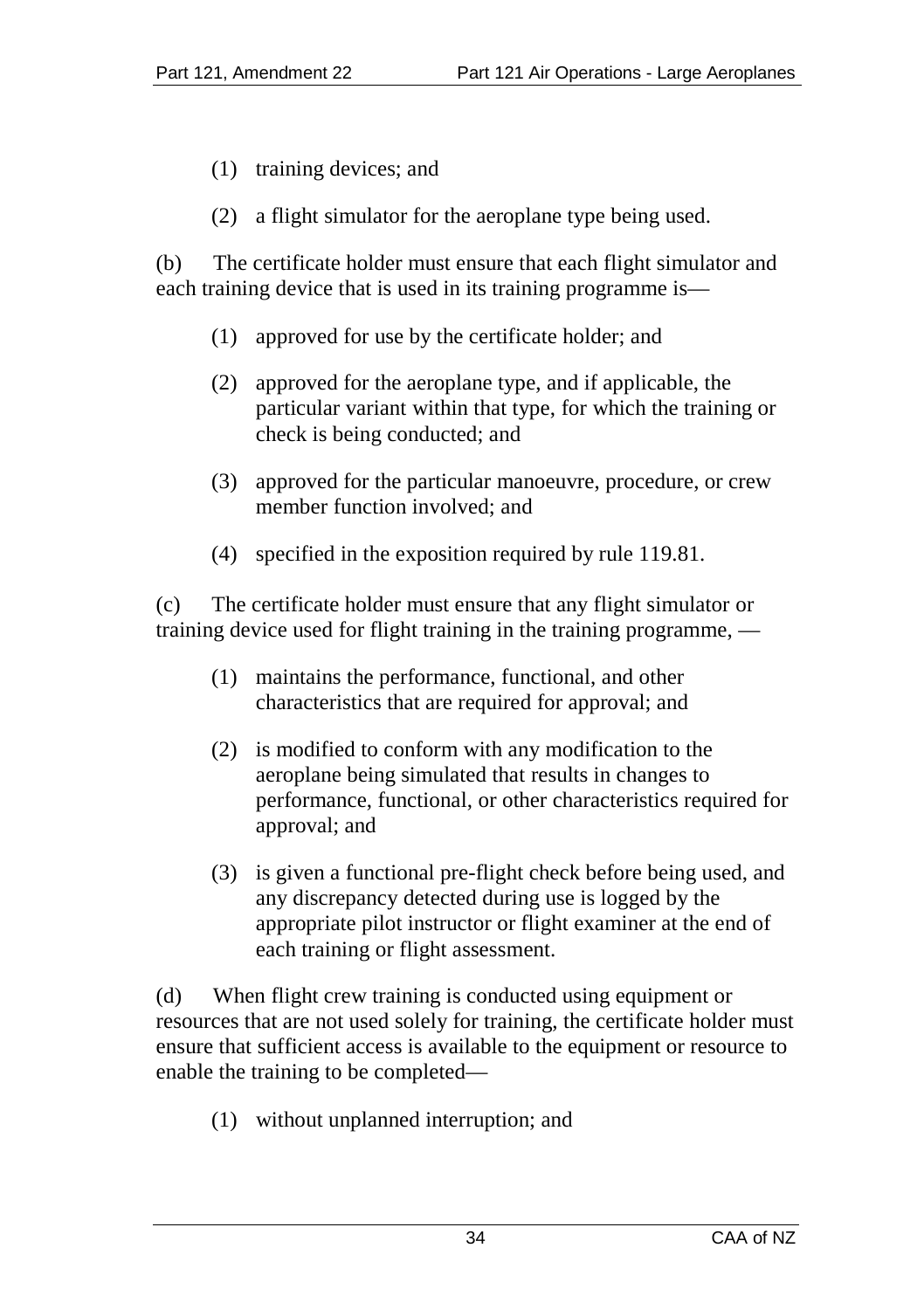(1) training devices; and

(2) a flight simulator for the aeroplane type being used.

(b) The certificate holder must ensure that each flight simulator and each training device that is used in its training programme is—

(1) approved for use by the certificate holder; and

(2) approved for the aeroplane type, and if applicable, the particular variant within that type, for which the training or check is being conducted; and

(3) approved for the particular manoeuvre, procedure, or crew member function involved; and

(4) specified in the exposition required by rule 119.81.

(c) The certificate holder must ensure that any flight simulator or training device used for flight training in the training programme, —

(1) maintains the performance, functional, and other characteristics that are required for approval; and

(2) is modified to conform with any modification to the aeroplane being simulated that results in changes to performance, functional, or other characteristics required for approval; and

(3) is given a functional pre-flight check before being used, and any discrepancy detected during use is logged by the appropriate pilot instructor or flight examiner at the end of each training or flight assessment.

(d) When flight crew training is conducted using equipment or resources that are not used solely for training, the certificate holder must ensure that sufficient access is available to the equipment or resource to enable the training to be completed—

(1) without unplanned interruption; and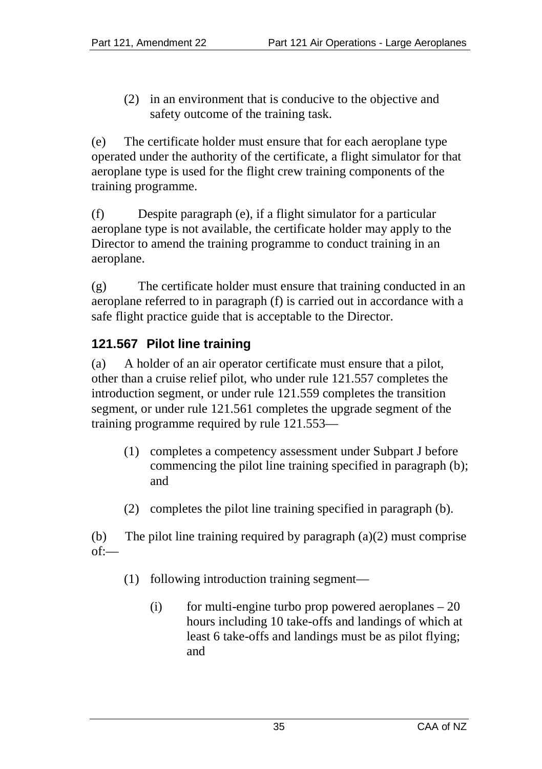(2) in an environment that is conducive to the objective and safety outcome of the training task.

(e) The certificate holder must ensure that for each aeroplane type operated under the authority of the certificate, a flight simulator for that aeroplane type is used for the flight crew training components of the training programme.

(f) Despite paragraph (e), if a flight simulator for a particular aeroplane type is not available, the certificate holder may apply to the Director to amend the training programme to conduct training in an aeroplane.

(g) The certificate holder must ensure that training conducted in an aeroplane referred to in paragraph (f) is carried out in accordance with a safe flight practice guide that is acceptable to the Director.

### 121.567 Pilot line training

(a) A holder of an air operator certificate must ensure that a pilot, other than a cruise relief pilot, who under rule 121.557 completes the introduction segment, or under rule 121.559 completes the transition segment, or under rule 121.561 completes the upgrade segment of the training programme required by rule 121.553—

(1) completes a competency assessment under Subpart J before commencing the pilot line training specified in paragraph (b); and

(2) completes the pilot line training specified in paragraph (b).

(b) The pilot line training required by paragraph (a)(2) must comprise of:—

(1) following introduction training segment—

(i) for multi-engine turbo prop powered aeroplanes – 20 hours including 10 take-offs and landings of which at least 6 take-offs and landings must be as pilot flying; and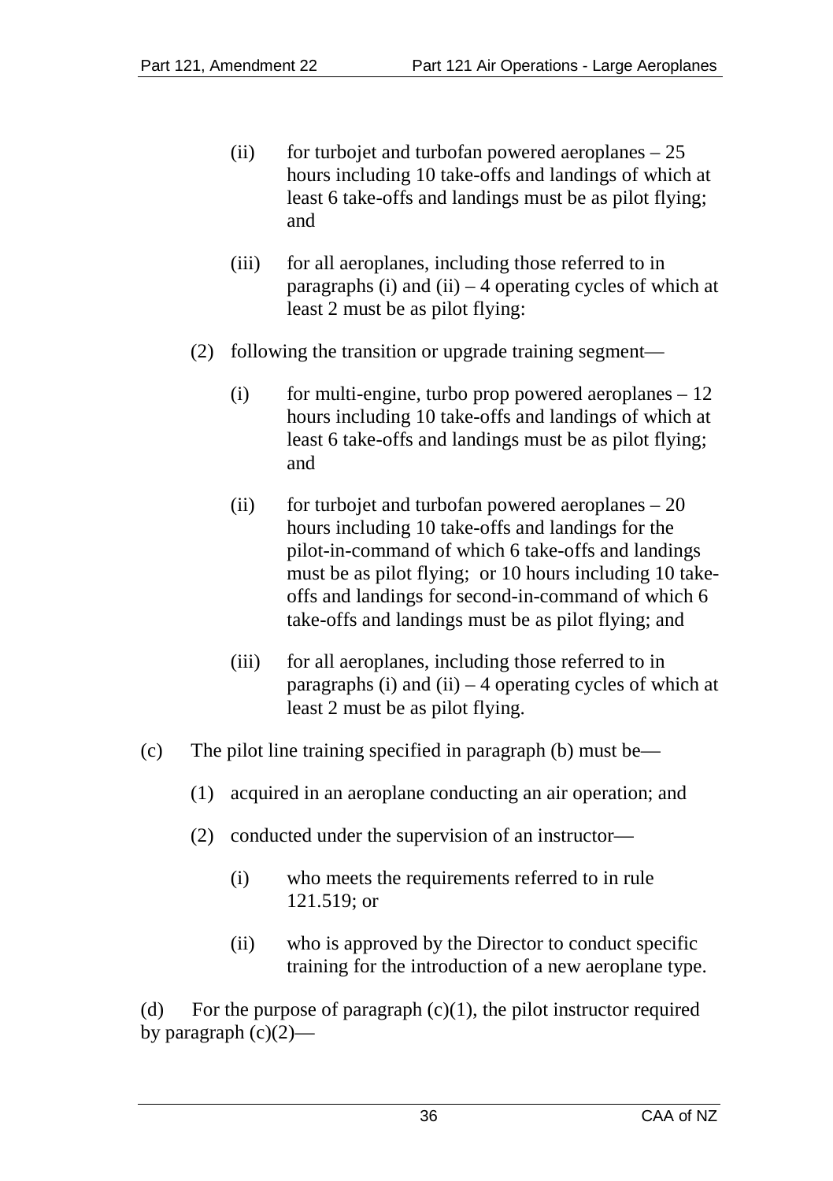(ii) for turbojet and turbofan powered aeroplanes – 25 hours including 10 take-offs and landings of which at least 6 take-offs and landings must be as pilot flying; and

(iii) for all aeroplanes, including those referred to in paragraphs (i) and (ii) – 4 operating cycles of which at least 2 must be as pilot flying:

(2) following the transition or upgrade training segment—

(i) for multi-engine, turbo prop powered aeroplanes – 12 hours including 10 take-offs and landings of which at least 6 take-offs and landings must be as pilot flying; and

(ii) for turbojet and turbofan powered aeroplanes – 20 hours including 10 take-offs and landings for the pilot-in-command of which 6 take-offs and landings must be as pilot flying; or 10 hours including 10 take-offs and landings for second-in-command of which 6 take-offs and landings must be as pilot flying; and

(iii) for all aeroplanes, including those referred to in paragraphs (i) and (ii) – 4 operating cycles of which at least 2 must be as pilot flying.

(c) The pilot line training specified in paragraph (b) must be—

(1) acquired in an aeroplane conducting an air operation; and

(2) conducted under the supervision of an instructor—

(i) who meets the requirements referred to in rule 121.519; or

(ii) who is approved by the Director to conduct specific training for the introduction of a new aeroplane type.

(d) For the purpose of paragraph (c)(1), the pilot instructor required by paragraph (c)(2)—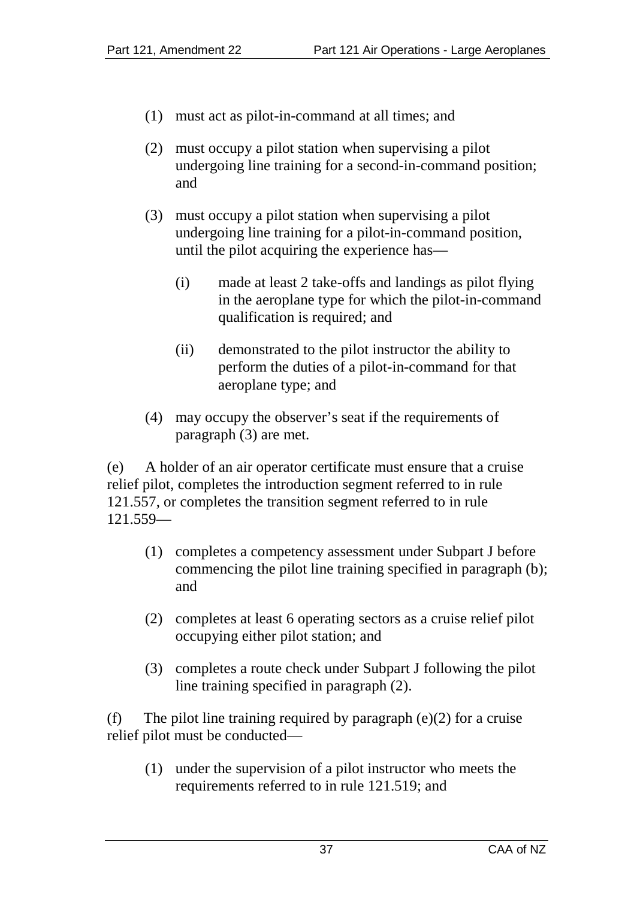(1) must act as pilot-in-command at all times; and

(2) must occupy a pilot station when supervising a pilot undergoing line training for a second-in-command position; and

(3) must occupy a pilot station when supervising a pilot undergoing line training for a pilot-in-command position, until the pilot acquiring the experience has—

  (i) made at least 2 take-offs and landings as pilot flying in the aeroplane type for which the pilot-in-command qualification is required; and

  (ii) demonstrated to the pilot instructor the ability to perform the duties of a pilot-in-command for that aeroplane type; and

(4) may occupy the observer's seat if the requirements of paragraph (3) are met.

(e) A holder of an air operator certificate must ensure that a cruise relief pilot, completes the introduction segment referred to in rule 121.557, or completes the transition segment referred to in rule 121.559—

(1) completes a competency assessment under Subpart J before commencing the pilot line training specified in paragraph (b); and

(2) completes at least 6 operating sectors as a cruise relief pilot occupying either pilot station; and

(3) completes a route check under Subpart J following the pilot line training specified in paragraph (2).

(f) The pilot line training required by paragraph (e)(2) for a cruise relief pilot must be conducted—

(1) under the supervision of a pilot instructor who meets the requirements referred to in rule 121.519; and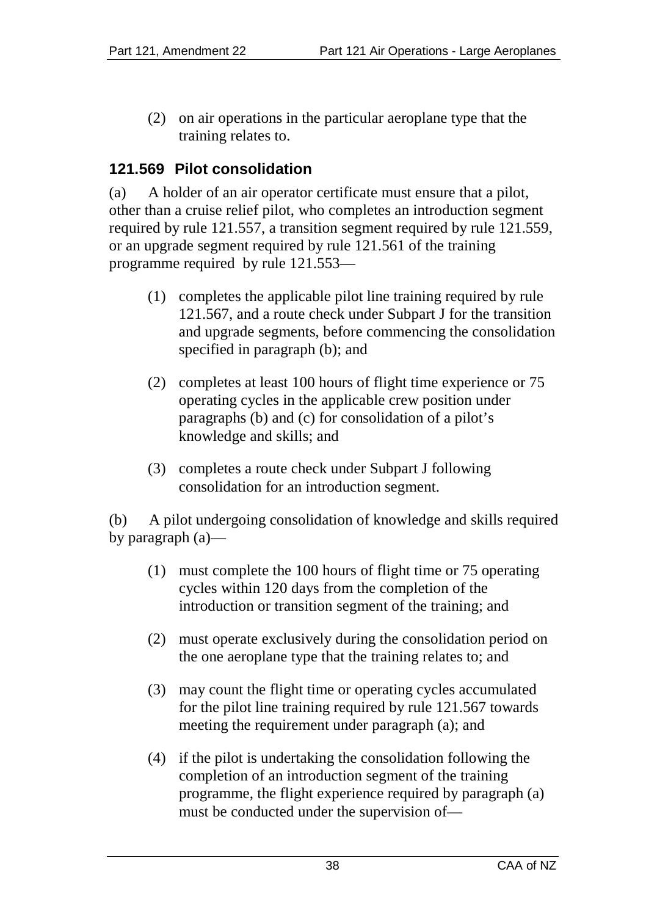(2) on air operations in the particular aeroplane type that the training relates to.

### 121.569 Pilot consolidation

(a) A holder of an air operator certificate must ensure that a pilot, other than a cruise relief pilot, who completes an introduction segment required by rule 121.557, a transition segment required by rule 121.559, or an upgrade segment required by rule 121.561 of the training programme required by rule 121.553—

(1) completes the applicable pilot line training required by rule 121.567, and a route check under Subpart J for the transition and upgrade segments, before commencing the consolidation specified in paragraph (b); and

(2) completes at least 100 hours of flight time experience or 75 operating cycles in the applicable crew position under paragraphs (b) and (c) for consolidation of a pilot's knowledge and skills; and

(3) completes a route check under Subpart J following consolidation for an introduction segment.

(b) A pilot undergoing consolidation of knowledge and skills required by paragraph (a)—

(1) must complete the 100 hours of flight time or 75 operating cycles within 120 days from the completion of the introduction or transition segment of the training; and

(2) must operate exclusively during the consolidation period on the one aeroplane type that the training relates to; and

(3) may count the flight time or operating cycles accumulated for the pilot line training required by rule 121.567 towards meeting the requirement under paragraph (a); and

(4) if the pilot is undertaking the consolidation following the completion of an introduction segment of the training programme, the flight experience required by paragraph (a) must be conducted under the supervision of—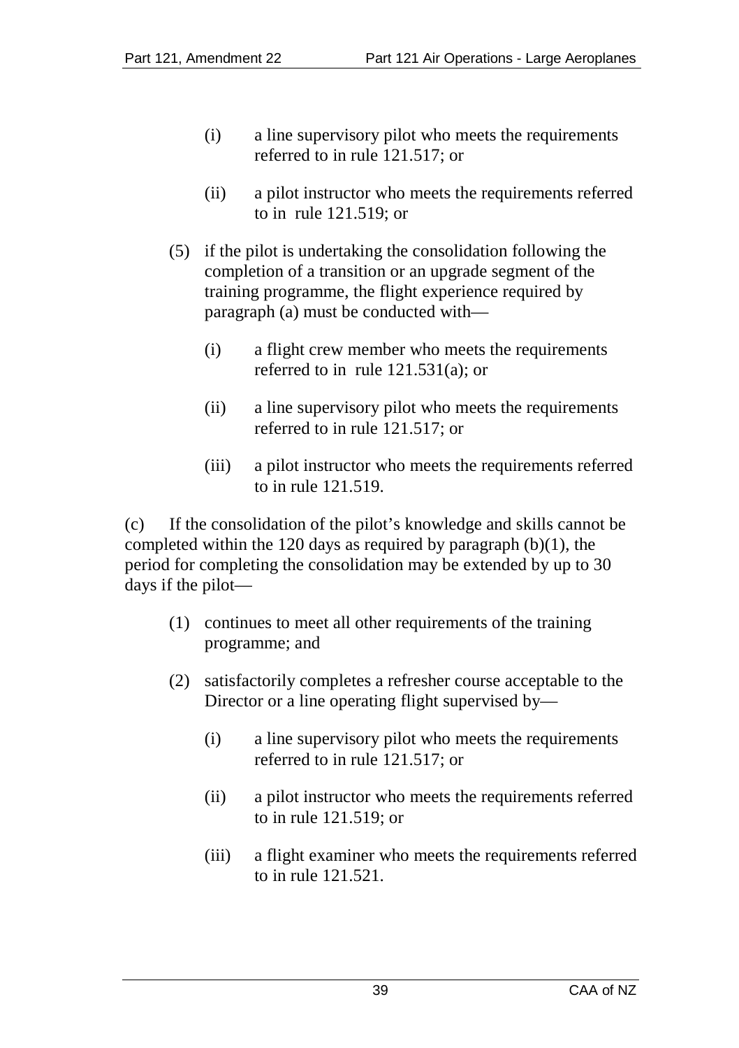(i) a line supervisory pilot who meets the requirements referred to in rule 121.517; or

(ii) a pilot instructor who meets the requirements referred to in rule 121.519; or

(5) if the pilot is undertaking the consolidation following the completion of a transition or an upgrade segment of the training programme, the flight experience required by paragraph (a) must be conducted with—

(i) a flight crew member who meets the requirements referred to in rule 121.531(a); or

(ii) a line supervisory pilot who meets the requirements referred to in rule 121.517; or

(iii) a pilot instructor who meets the requirements referred to in rule 121.519.

(c) If the consolidation of the pilot's knowledge and skills cannot be completed within the 120 days as required by paragraph (b)(1), the period for completing the consolidation may be extended by up to 30 days if the pilot—

(1) continues to meet all other requirements of the training programme; and

(2) satisfactorily completes a refresher course acceptable to the Director or a line operating flight supervised by—

(i) a line supervisory pilot who meets the requirements referred to in rule 121.517; or

(ii) a pilot instructor who meets the requirements referred to in rule 121.519; or

(iii) a flight examiner who meets the requirements referred to in rule 121.521.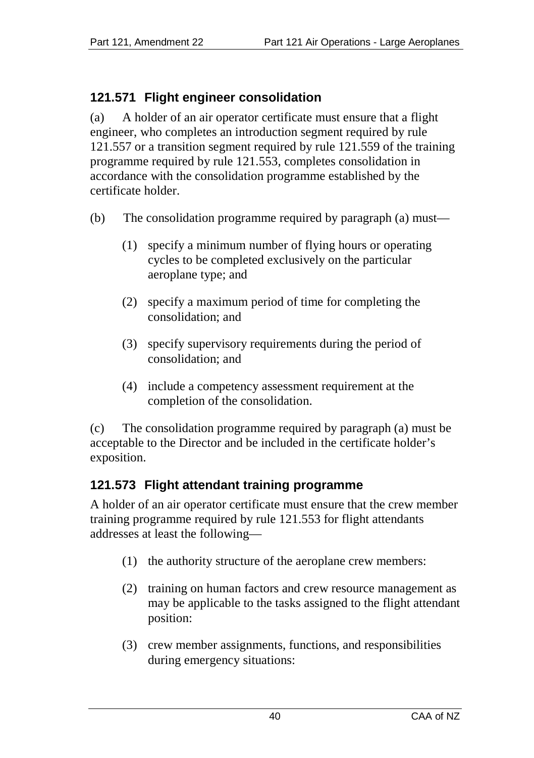### 121.571 Flight engineer consolidation

(a) A holder of an air operator certificate must ensure that a flight engineer, who completes an introduction segment required by rule 121.557 or a transition segment required by rule 121.559 of the training programme required by rule 121.553, completes consolidation in accordance with the consolidation programme established by the certificate holder.

(b) The consolidation programme required by paragraph (a) must—

(1) specify a minimum number of flying hours or operating cycles to be completed exclusively on the particular aeroplane type; and

(2) specify a maximum period of time for completing the consolidation; and

(3) specify supervisory requirements during the period of consolidation; and

(4) include a competency assessment requirement at the completion of the consolidation.

(c) The consolidation programme required by paragraph (a) must be acceptable to the Director and be included in the certificate holder's exposition.

### 121.573 Flight attendant training programme

A holder of an air operator certificate must ensure that the crew member training programme required by rule 121.553 for flight attendants addresses at least the following—

(1) the authority structure of the aeroplane crew members:

(2) training on human factors and crew resource management as may be applicable to the tasks assigned to the flight attendant position:

(3) crew member assignments, functions, and responsibilities during emergency situations: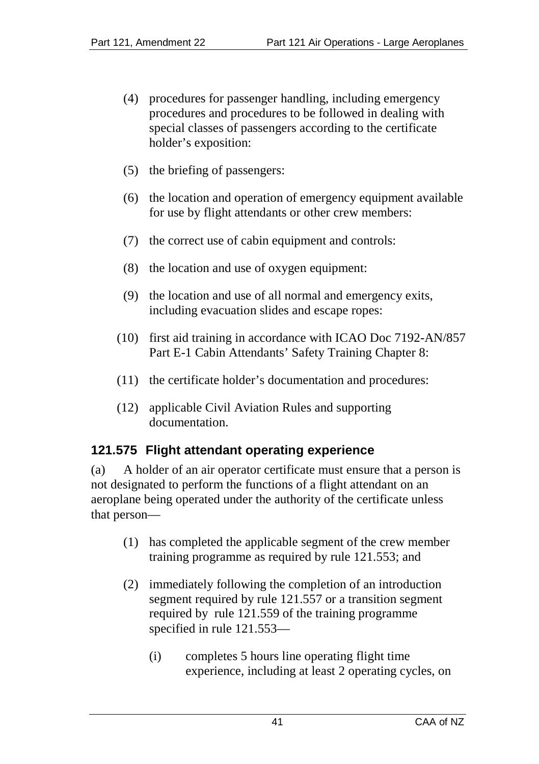(4) procedures for passenger handling, including emergency procedures and procedures to be followed in dealing with special classes of passengers according to the certificate holder's exposition:

(5) the briefing of passengers:

(6) the location and operation of emergency equipment available for use by flight attendants or other crew members:

(7) the correct use of cabin equipment and controls:

(8) the location and use of oxygen equipment:

(9) the location and use of all normal and emergency exits, including evacuation slides and escape ropes:

(10) first aid training in accordance with ICAO Doc 7192-AN/857 Part E-1 Cabin Attendants' Safety Training Chapter 8:

(11) the certificate holder's documentation and procedures:

(12) applicable Civil Aviation Rules and supporting documentation.

### 121.575 Flight attendant operating experience

(a) A holder of an air operator certificate must ensure that a person is not designated to perform the functions of a flight attendant on an aeroplane being operated under the authority of the certificate unless that person—

(1) has completed the applicable segment of the crew member training programme as required by rule 121.553; and

(2) immediately following the completion of an introduction segment required by rule 121.557 or a transition segment required by rule 121.559 of the training programme specified in rule 121.553—

(i) completes 5 hours line operating flight time experience, including at least 2 operating cycles, on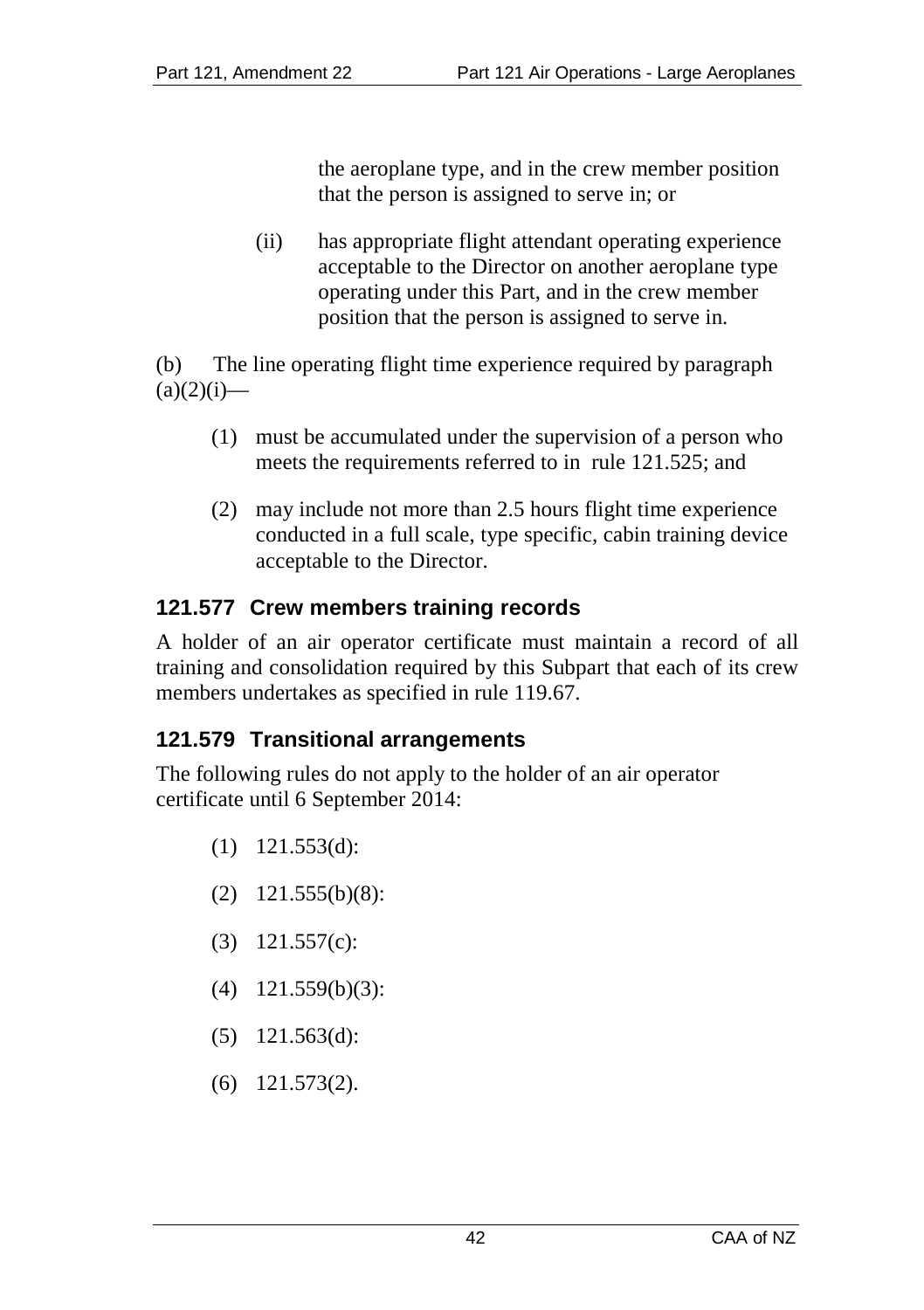the aeroplane type, and in the crew member position that the person is assigned to serve in; or

(ii) has appropriate flight attendant operating experience acceptable to the Director on another aeroplane type operating under this Part, and in the crew member position that the person is assigned to serve in.

(b) The line operating flight time experience required by paragraph (a)(2)(i)—

(1) must be accumulated under the supervision of a person who meets the requirements referred to in rule 121.525; and

(2) may include not more than 2.5 hours flight time experience conducted in a full scale, type specific, cabin training device acceptable to the Director.

### 121.577 Crew members training records

A holder of an air operator certificate must maintain a record of all training and consolidation required by this Subpart that each of its crew members undertakes as specified in rule 119.67.

### 121.579 Transitional arrangements

The following rules do not apply to the holder of an air operator certificate until 6 September 2014:

(1) 121.553(d):

(2) 121.555(b)(8):

(3) 121.557(c):

(4) 121.559(b)(3):

(5) 121.563(d):

(6) 121.573(2).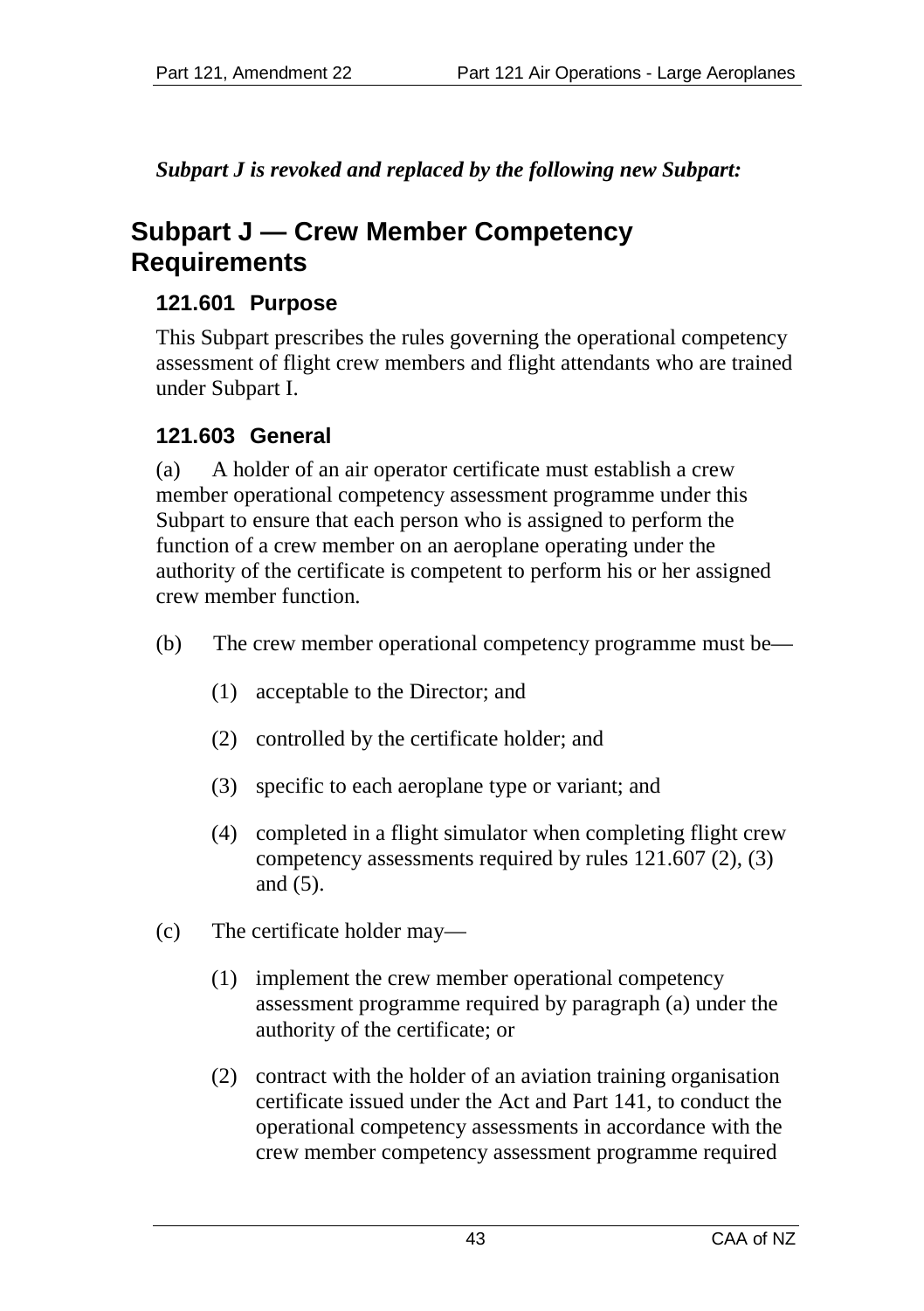*Subpart J is revoked and replaced by the following new Subpart:*

## Subpart J — Crew Member Competency Requirements

### 121.601 Purpose

This Subpart prescribes the rules governing the operational competency assessment of flight crew members and flight attendants who are trained under Subpart I.

### 121.603 General

(a) A holder of an air operator certificate must establish a crew member operational competency assessment programme under this Subpart to ensure that each person who is assigned to perform the function of a crew member on an aeroplane operating under the authority of the certificate is competent to perform his or her assigned crew member function.

(b) The crew member operational competency programme must be—

- (1) acceptable to the Director; and
- (2) controlled by the certificate holder; and
- (3) specific to each aeroplane type or variant; and
- (4) completed in a flight simulator when completing flight crew competency assessments required by rules 121.607 (2), (3) and (5).

(c) The certificate holder may—

- (1) implement the crew member operational competency assessment programme required by paragraph (a) under the authority of the certificate; or
- (2) contract with the holder of an aviation training organisation certificate issued under the Act and Part 141, to conduct the operational competency assessments in accordance with the crew member competency assessment programme required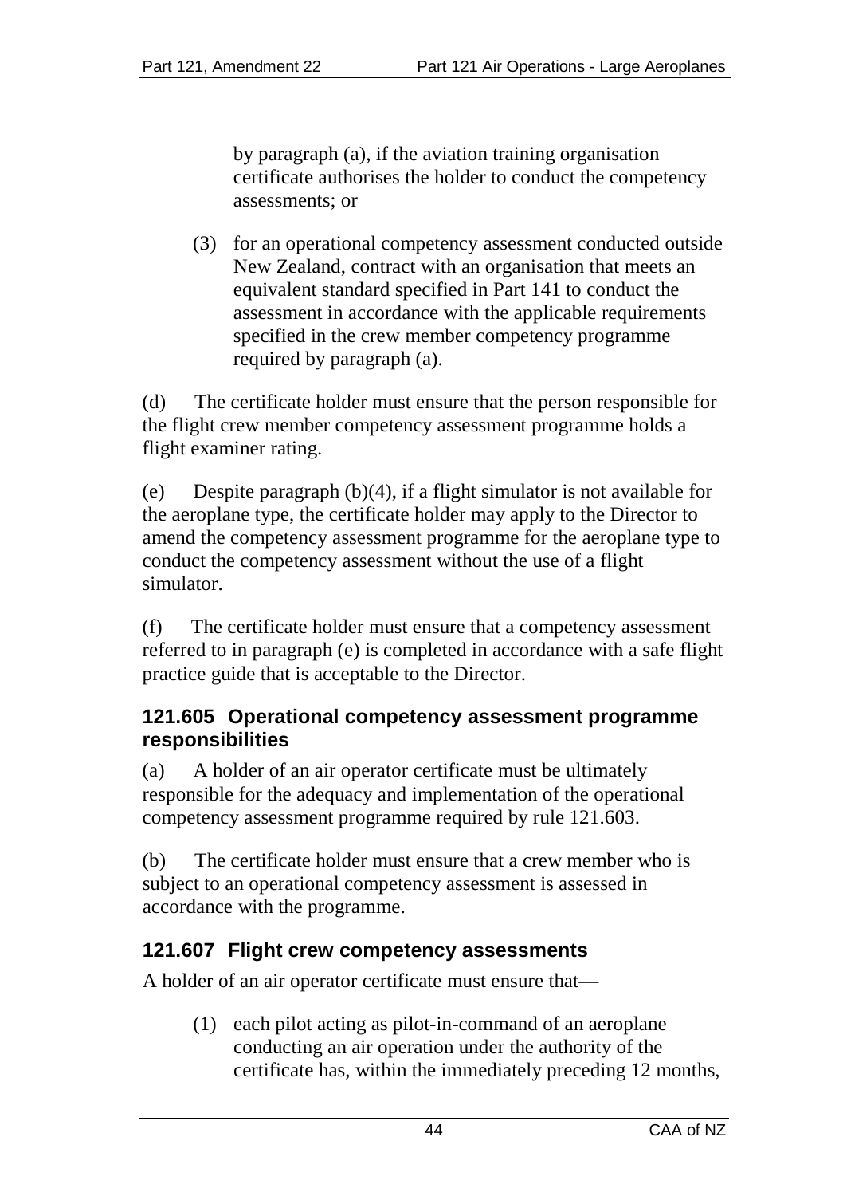by paragraph (a), if the aviation training organisation certificate authorises the holder to conduct the competency assessments; or

(3) for an operational competency assessment conducted outside New Zealand, contract with an organisation that meets an equivalent standard specified in Part 141 to conduct the assessment in accordance with the applicable requirements specified in the crew member competency programme required by paragraph (a).

(d) The certificate holder must ensure that the person responsible for the flight crew member competency assessment programme holds a flight examiner rating.

(e) Despite paragraph (b)(4), if a flight simulator is not available for the aeroplane type, the certificate holder may apply to the Director to amend the competency assessment programme for the aeroplane type to conduct the competency assessment without the use of a flight simulator.

(f) The certificate holder must ensure that a competency assessment referred to in paragraph (e) is completed in accordance with a safe flight practice guide that is acceptable to the Director.

### 121.605 Operational competency assessment programme responsibilities

(a) A holder of an air operator certificate must be ultimately responsible for the adequacy and implementation of the operational competency assessment programme required by rule 121.603.

(b) The certificate holder must ensure that a crew member who is subject to an operational competency assessment is assessed in accordance with the programme.

### 121.607 Flight crew competency assessments

A holder of an air operator certificate must ensure that—

(1) each pilot acting as pilot-in-command of an aeroplane conducting an air operation under the authority of the certificate has, within the immediately preceding 12 months,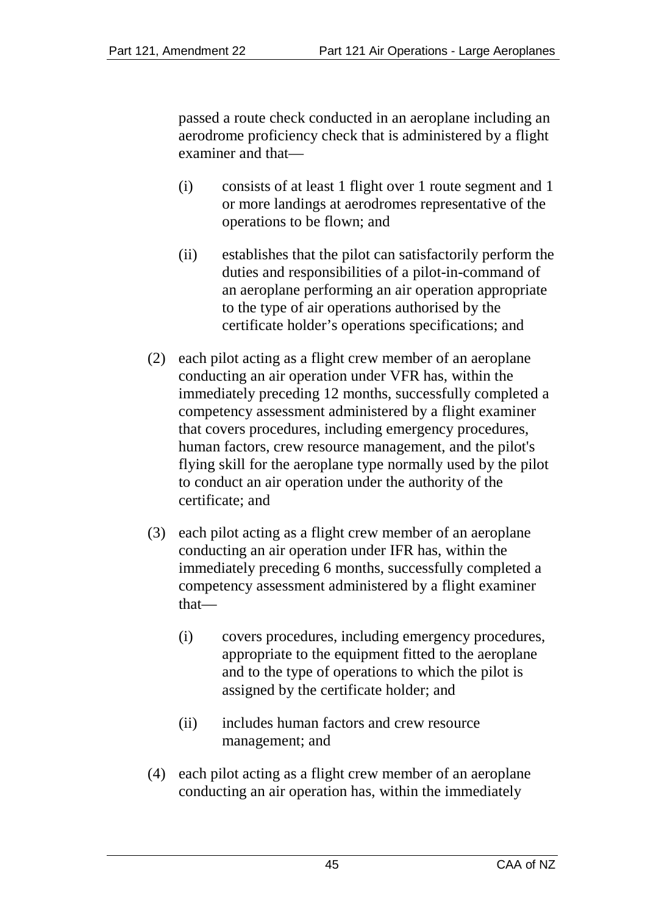passed a route check conducted in an aeroplane including an aerodrome proficiency check that is administered by a flight examiner and that—

   (i) consists of at least 1 flight over 1 route segment and 1 or more landings at aerodromes representative of the operations to be flown; and

   (ii) establishes that the pilot can satisfactorily perform the duties and responsibilities of a pilot-in-command of an aeroplane performing an air operation appropriate to the type of air operations authorised by the certificate holder's operations specifications; and

(2) each pilot acting as a flight crew member of an aeroplane conducting an air operation under VFR has, within the immediately preceding 12 months, successfully completed a competency assessment administered by a flight examiner that covers procedures, including emergency procedures, human factors, crew resource management, and the pilot's flying skill for the aeroplane type normally used by the pilot to conduct an air operation under the authority of the certificate; and

(3) each pilot acting as a flight crew member of an aeroplane conducting an air operation under IFR has, within the immediately preceding 6 months, successfully completed a competency assessment administered by a flight examiner that—

   (i) covers procedures, including emergency procedures, appropriate to the equipment fitted to the aeroplane and to the type of operations to which the pilot is assigned by the certificate holder; and

   (ii) includes human factors and crew resource management; and

(4) each pilot acting as a flight crew member of an aeroplane conducting an air operation has, within the immediately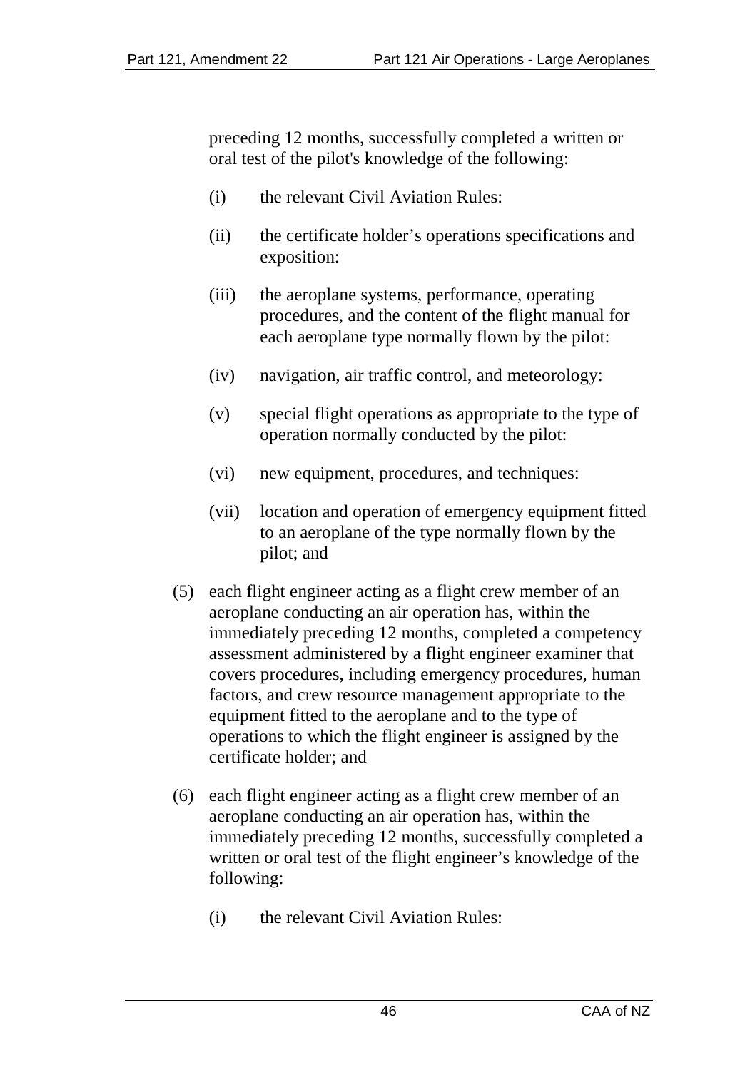preceding 12 months, successfully completed a written or oral test of the pilot's knowledge of the following:

(i) the relevant Civil Aviation Rules:

(ii) the certificate holder's operations specifications and exposition:

(iii) the aeroplane systems, performance, operating procedures, and the content of the flight manual for each aeroplane type normally flown by the pilot:

(iv) navigation, air traffic control, and meteorology:

(v) special flight operations as appropriate to the type of operation normally conducted by the pilot:

(vi) new equipment, procedures, and techniques:

(vii) location and operation of emergency equipment fitted to an aeroplane of the type normally flown by the pilot; and

(5) each flight engineer acting as a flight crew member of an aeroplane conducting an air operation has, within the immediately preceding 12 months, completed a competency assessment administered by a flight engineer examiner that covers procedures, including emergency procedures, human factors, and crew resource management appropriate to the equipment fitted to the aeroplane and to the type of operations to which the flight engineer is assigned by the certificate holder; and

(6) each flight engineer acting as a flight crew member of an aeroplane conducting an air operation has, within the immediately preceding 12 months, successfully completed a written or oral test of the flight engineer's knowledge of the following:

(i) the relevant Civil Aviation Rules: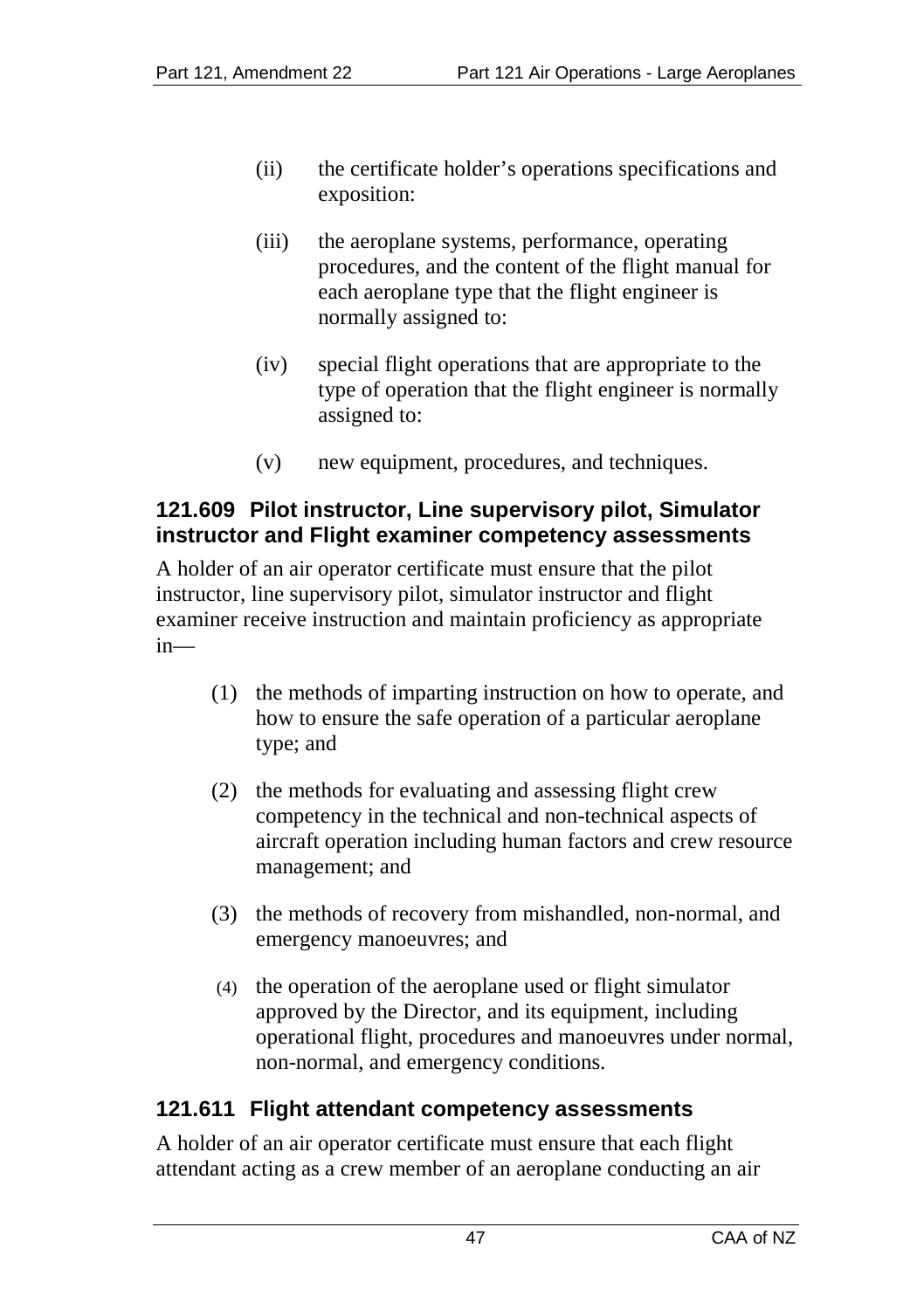(ii) the certificate holder's operations specifications and exposition:

(iii) the aeroplane systems, performance, operating procedures, and the content of the flight manual for each aeroplane type that the flight engineer is normally assigned to:

(iv) special flight operations that are appropriate to the type of operation that the flight engineer is normally assigned to:

(v) new equipment, procedures, and techniques.

### 121.609 Pilot instructor, Line supervisory pilot, Simulator instructor and Flight examiner competency assessments

A holder of an air operator certificate must ensure that the pilot instructor, line supervisory pilot, simulator instructor and flight examiner receive instruction and maintain proficiency as appropriate in—

(1) the methods of imparting instruction on how to operate, and how to ensure the safe operation of a particular aeroplane type; and

(2) the methods for evaluating and assessing flight crew competency in the technical and non-technical aspects of aircraft operation including human factors and crew resource management; and

(3) the methods of recovery from mishandled, non-normal, and emergency manoeuvres; and

(4) the operation of the aeroplane used or flight simulator approved by the Director, and its equipment, including operational flight, procedures and manoeuvres under normal, non-normal, and emergency conditions.

### 121.611 Flight attendant competency assessments

A holder of an air operator certificate must ensure that each flight attendant acting as a crew member of an aeroplane conducting an air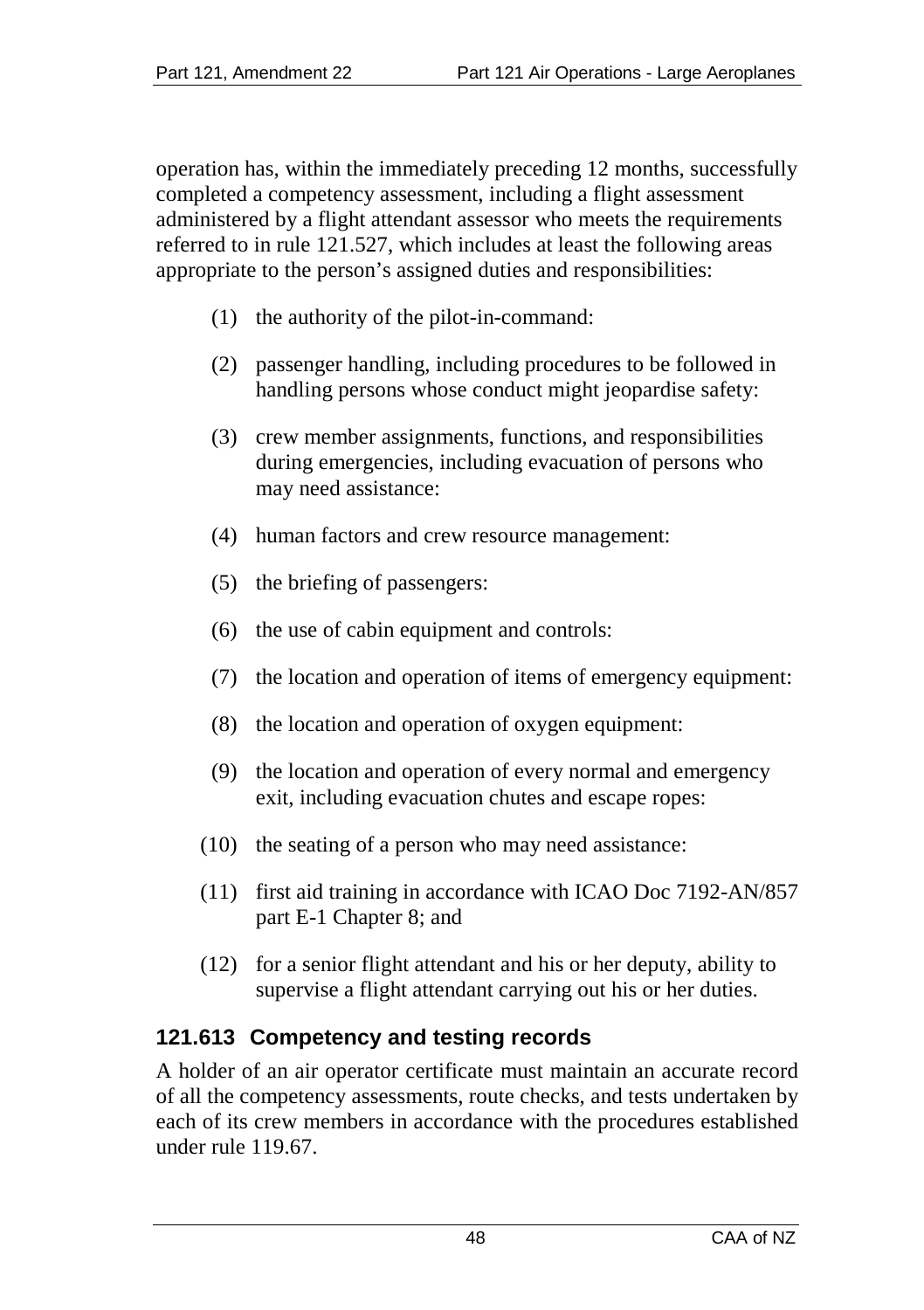operation has, within the immediately preceding 12 months, successfully completed a competency assessment, including a flight assessment administered by a flight attendant assessor who meets the requirements referred to in rule 121.527, which includes at least the following areas appropriate to the person's assigned duties and responsibilities:

(1) the authority of the pilot-in-command:

(2) passenger handling, including procedures to be followed in handling persons whose conduct might jeopardise safety:

(3) crew member assignments, functions, and responsibilities during emergencies, including evacuation of persons who may need assistance:

(4) human factors and crew resource management:

(5) the briefing of passengers:

(6) the use of cabin equipment and controls:

(7) the location and operation of items of emergency equipment:

(8) the location and operation of oxygen equipment:

(9) the location and operation of every normal and emergency exit, including evacuation chutes and escape ropes:

(10) the seating of a person who may need assistance:

(11) first aid training in accordance with ICAO Doc 7192-AN/857 part E-1 Chapter 8; and

(12) for a senior flight attendant and his or her deputy, ability to supervise a flight attendant carrying out his or her duties.

### 121.613 Competency and testing records

A holder of an air operator certificate must maintain an accurate record of all the competency assessments, route checks, and tests undertaken by each of its crew members in accordance with the procedures established under rule 119.67.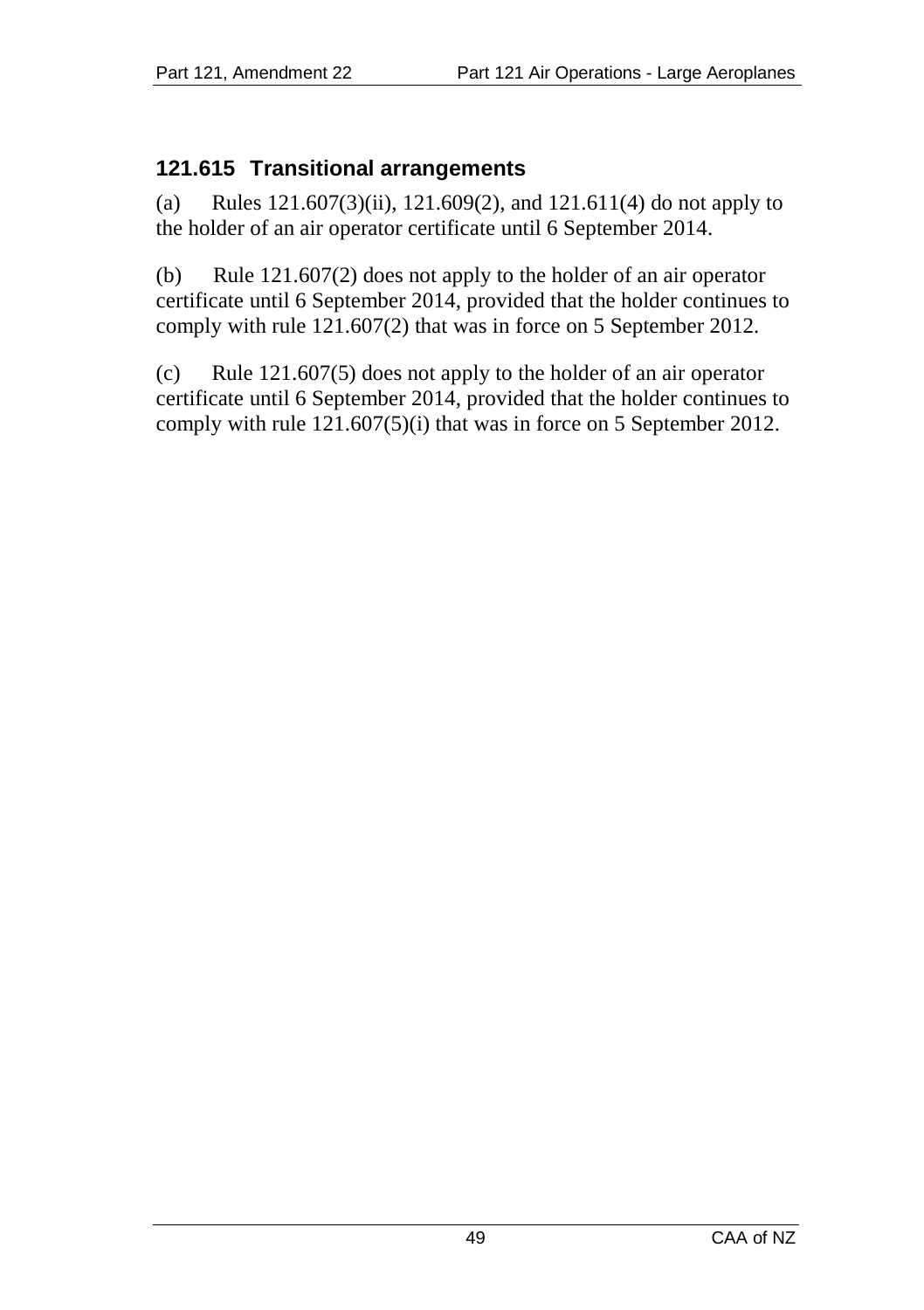## 121.615 Transitional arrangements

(a) Rules 121.607(3)(ii), 121.609(2), and 121.611(4) do not apply to the holder of an air operator certificate until 6 September 2014.

(b) Rule 121.607(2) does not apply to the holder of an air operator certificate until 6 September 2014, provided that the holder continues to comply with rule 121.607(2) that was in force on 5 September 2012.

(c) Rule 121.607(5) does not apply to the holder of an air operator certificate until 6 September 2014, provided that the holder continues to comply with rule 121.607(5)(i) that was in force on 5 September 2012.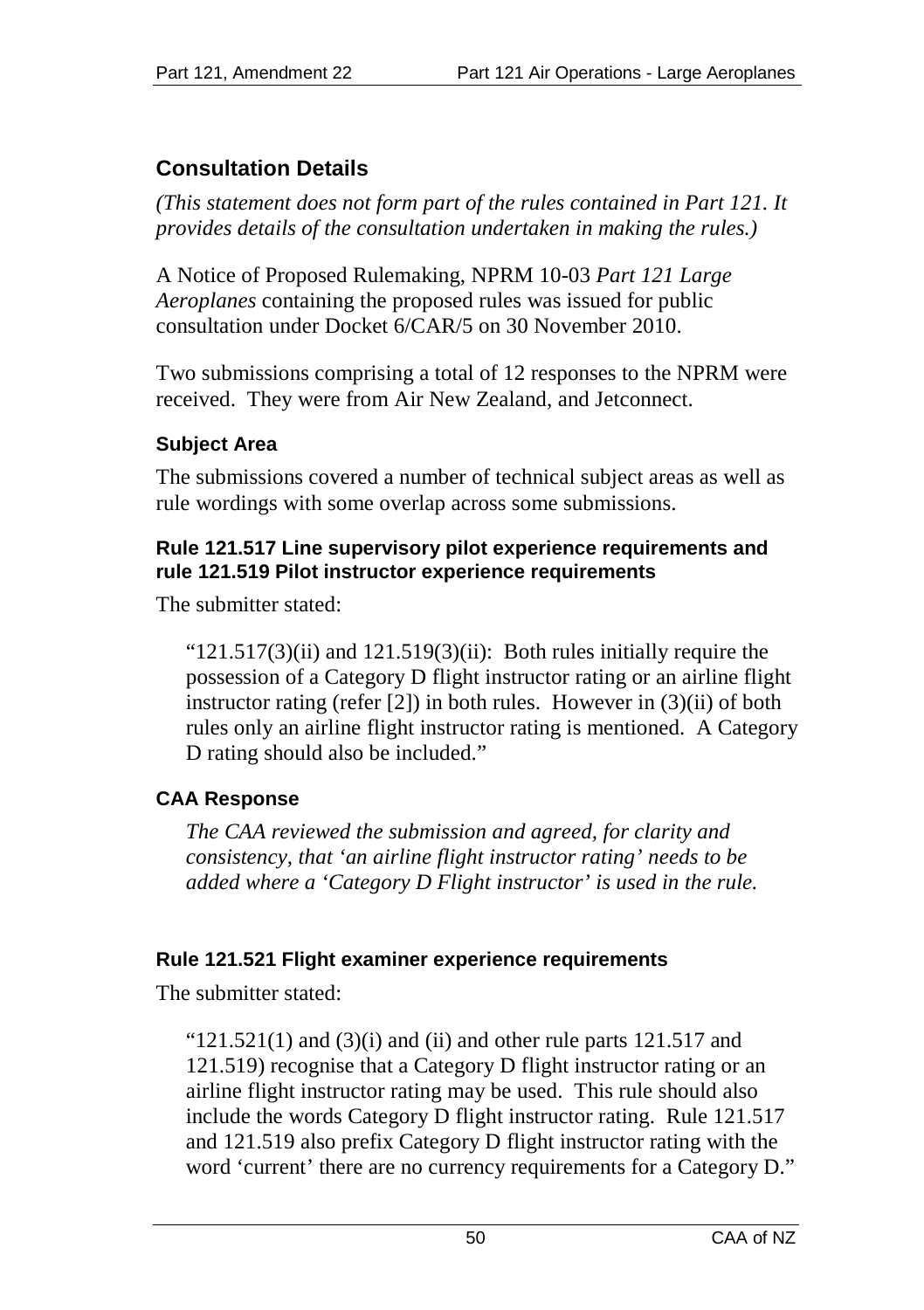## Consultation Details

*(This statement does not form part of the rules contained in Part 121. It provides details of the consultation undertaken in making the rules.)*

A Notice of Proposed Rulemaking, NPRM 10-03 *Part 121 Large Aeroplanes* containing the proposed rules was issued for public consultation under Docket 6/CAR/5 on 30 November 2010.

Two submissions comprising a total of 12 responses to the NPRM were received. They were from Air New Zealand, and Jetconnect.

### Subject Area

The submissions covered a number of technical subject areas as well as rule wordings with some overlap across some submissions.

#### Rule 121.517 Line supervisory pilot experience requirements and rule 121.519 Pilot instructor experience requirements

The submitter stated:

> "121.517(3)(ii) and 121.519(3)(ii): Both rules initially require the possession of a Category D flight instructor rating or an airline flight instructor rating (refer [2]) in both rules. However in (3)(ii) of both rules only an airline flight instructor rating is mentioned. A Category D rating should also be included."

### CAA Response

> *The CAA reviewed the submission and agreed, for clarity and consistency, that 'an airline flight instructor rating' needs to be added where a 'Category D Flight instructor' is used in the rule.*

#### Rule 121.521 Flight examiner experience requirements

The submitter stated:

> "121.521(1) and (3)(i) and (ii) and other rule parts 121.517 and 121.519) recognise that a Category D flight instructor rating or an airline flight instructor rating may be used. This rule should also include the words Category D flight instructor rating. Rule 121.517 and 121.519 also prefix Category D flight instructor rating with the word 'current' there are no currency requirements for a Category D."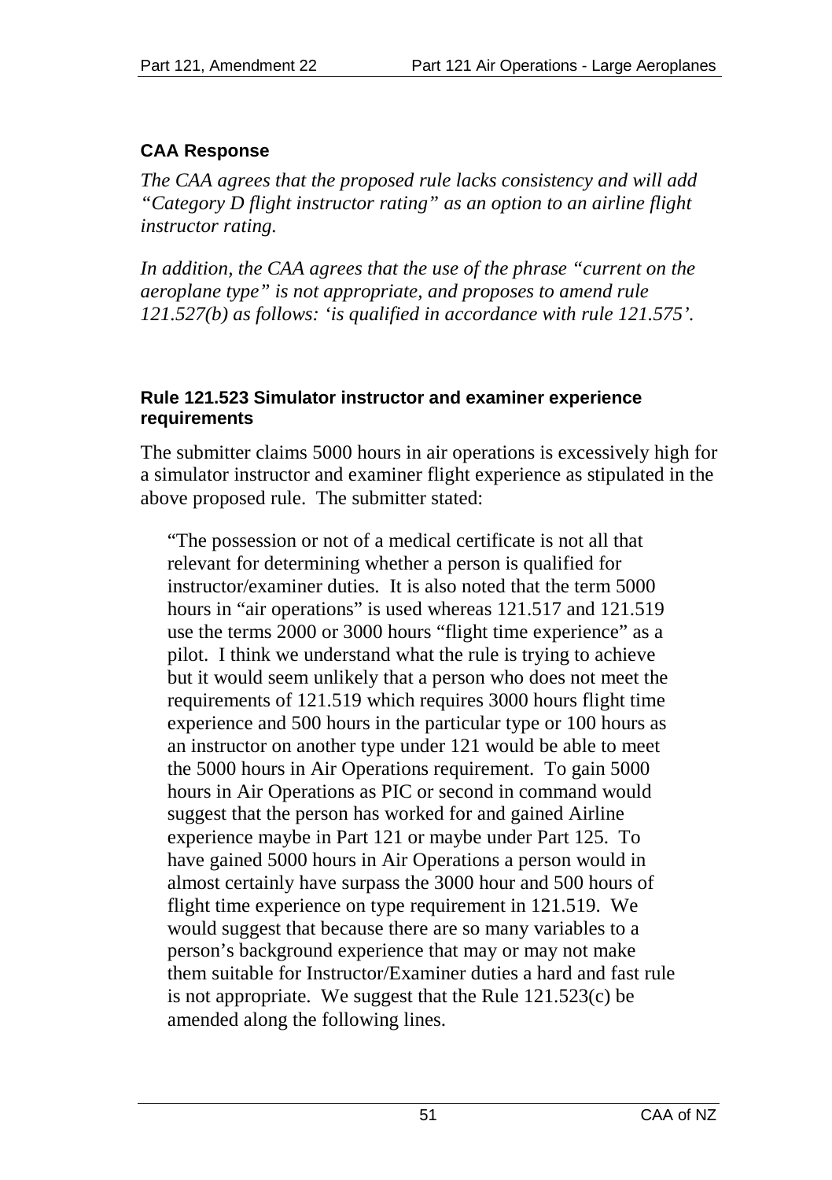### CAA Response

*The CAA agrees that the proposed rule lacks consistency and will add "Category D flight instructor rating" as an option to an airline flight instructor rating.*

*In addition, the CAA agrees that the use of the phrase "current on the aeroplane type" is not appropriate, and proposes to amend rule 121.527(b) as follows: 'is qualified in accordance with rule 121.575'.*

#### Rule 121.523 Simulator instructor and examiner experience requirements

The submitter claims 5000 hours in air operations is excessively high for a simulator instructor and examiner flight experience as stipulated in the above proposed rule. The submitter stated:

> "The possession or not of a medical certificate is not all that relevant for determining whether a person is qualified for instructor/examiner duties. It is also noted that the term 5000 hours in "air operations" is used whereas 121.517 and 121.519 use the terms 2000 or 3000 hours "flight time experience" as a pilot. I think we understand what the rule is trying to achieve but it would seem unlikely that a person who does not meet the requirements of 121.519 which requires 3000 hours flight time experience and 500 hours in the particular type or 100 hours as an instructor on another type under 121 would be able to meet the 5000 hours in Air Operations requirement. To gain 5000 hours in Air Operations as PIC or second in command would suggest that the person has worked for and gained Airline experience maybe in Part 121 or maybe under Part 125. To have gained 5000 hours in Air Operations a person would in almost certainly have surpass the 3000 hour and 500 hours of flight time experience on type requirement in 121.519. We would suggest that because there are so many variables to a person's background experience that may or may not make them suitable for Instructor/Examiner duties a hard and fast rule is not appropriate. We suggest that the Rule 121.523(c) be amended along the following lines.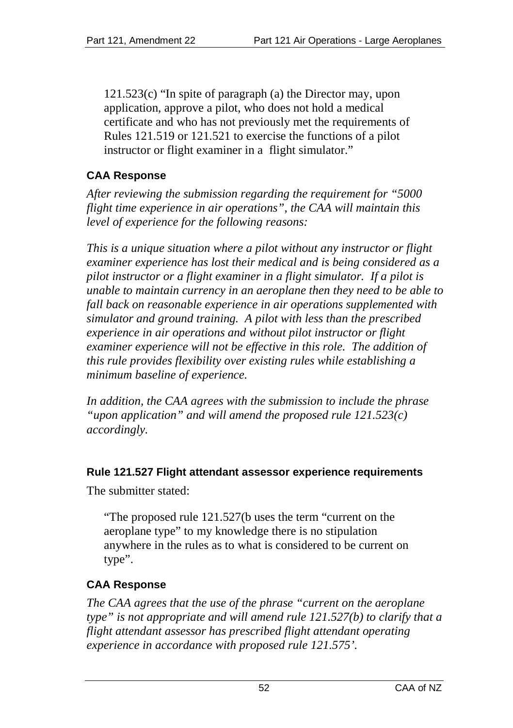> 121.523(c) "In spite of paragraph (a) the Director may, upon application, approve a pilot, who does not hold a medical certificate and who has not previously met the requirements of Rules 121.519 or 121.521 to exercise the functions of a pilot instructor or flight examiner in a flight simulator."

### CAA Response

*After reviewing the submission regarding the requirement for "5000 flight time experience in air operations", the CAA will maintain this level of experience for the following reasons:*

*This is a unique situation where a pilot without any instructor or flight examiner experience has lost their medical and is being considered as a pilot instructor or a flight examiner in a flight simulator. If a pilot is unable to maintain currency in an aeroplane then they need to be able to fall back on reasonable experience in air operations supplemented with simulator and ground training. A pilot with less than the prescribed experience in air operations and without pilot instructor or flight examiner experience will not be effective in this role. The addition of this rule provides flexibility over existing rules while establishing a minimum baseline of experience.*

*In addition, the CAA agrees with the submission to include the phrase "upon application" and will amend the proposed rule 121.523(c) accordingly.*

### Rule 121.527 Flight attendant assessor experience requirements

The submitter stated:

> "The proposed rule 121.527(b uses the term "current on the aeroplane type" to my knowledge there is no stipulation anywhere in the rules as to what is considered to be current on type".

### CAA Response

*The CAA agrees that the use of the phrase "current on the aeroplane type" is not appropriate and will amend rule 121.527(b) to clarify that a flight attendant assessor has prescribed flight attendant operating experience in accordance with proposed rule 121.575'.*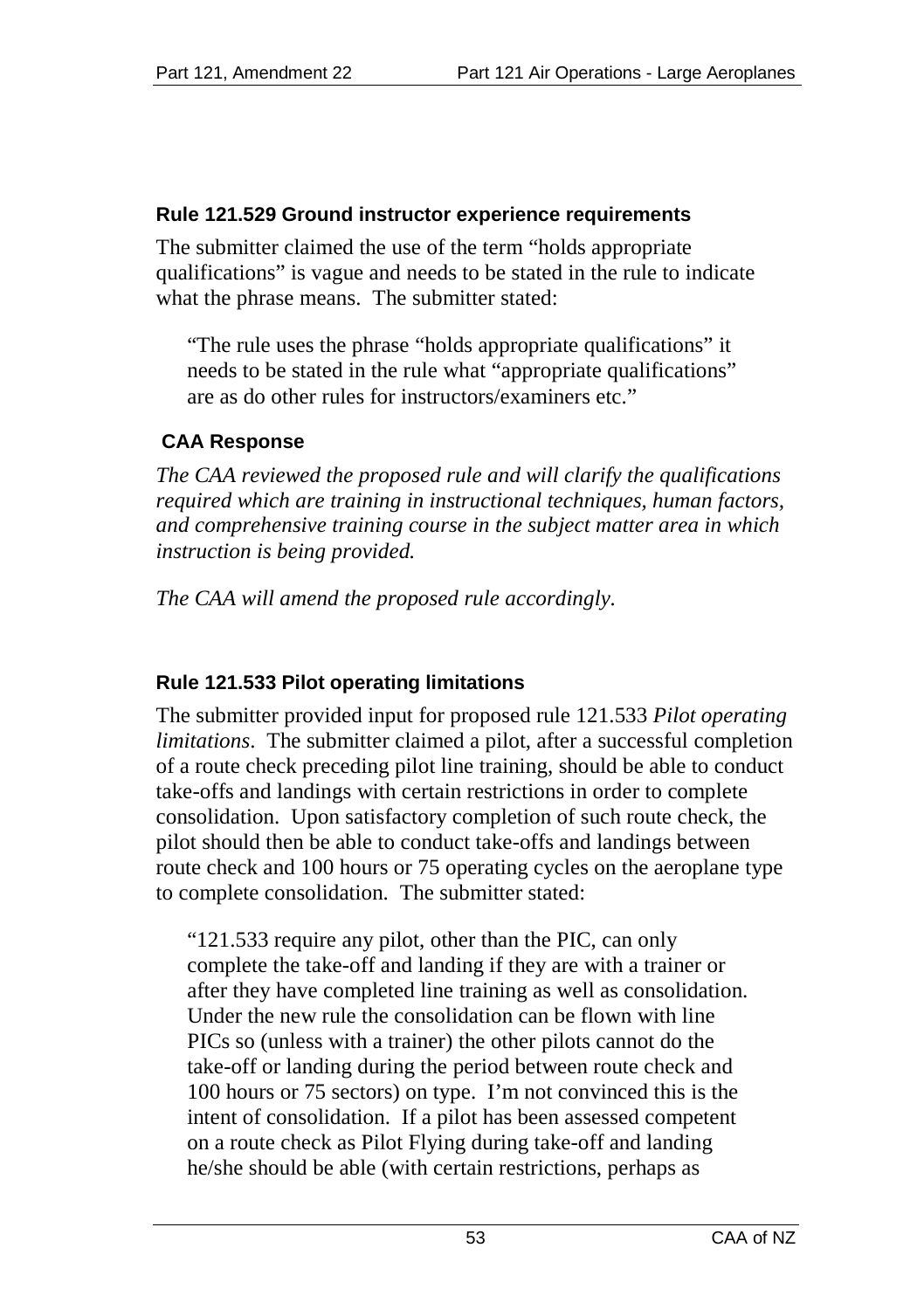### Rule 121.529 Ground instructor experience requirements

The submitter claimed the use of the term "holds appropriate qualifications" is vague and needs to be stated in the rule to indicate what the phrase means. The submitter stated:

> "The rule uses the phrase "holds appropriate qualifications" it needs to be stated in the rule what "appropriate qualifications" are as do other rules for instructors/examiners etc."

#### CAA Response

*The CAA reviewed the proposed rule and will clarify the qualifications required which are training in instructional techniques, human factors, and comprehensive training course in the subject matter area in which instruction is being provided.*

*The CAA will amend the proposed rule accordingly.*

### Rule 121.533 Pilot operating limitations

The submitter provided input for proposed rule 121.533 *Pilot operating limitations*. The submitter claimed a pilot, after a successful completion of a route check preceding pilot line training, should be able to conduct take-offs and landings with certain restrictions in order to complete consolidation. Upon satisfactory completion of such route check, the pilot should then be able to conduct take-offs and landings between route check and 100 hours or 75 operating cycles on the aeroplane type to complete consolidation. The submitter stated:

> "121.533 require any pilot, other than the PIC, can only complete the take-off and landing if they are with a trainer or after they have completed line training as well as consolidation. Under the new rule the consolidation can be flown with line PICs so (unless with a trainer) the other pilots cannot do the take-off or landing during the period between route check and 100 hours or 75 sectors) on type. I'm not convinced this is the intent of consolidation. If a pilot has been assessed competent on a route check as Pilot Flying during take-off and landing he/she should be able (with certain restrictions, perhaps as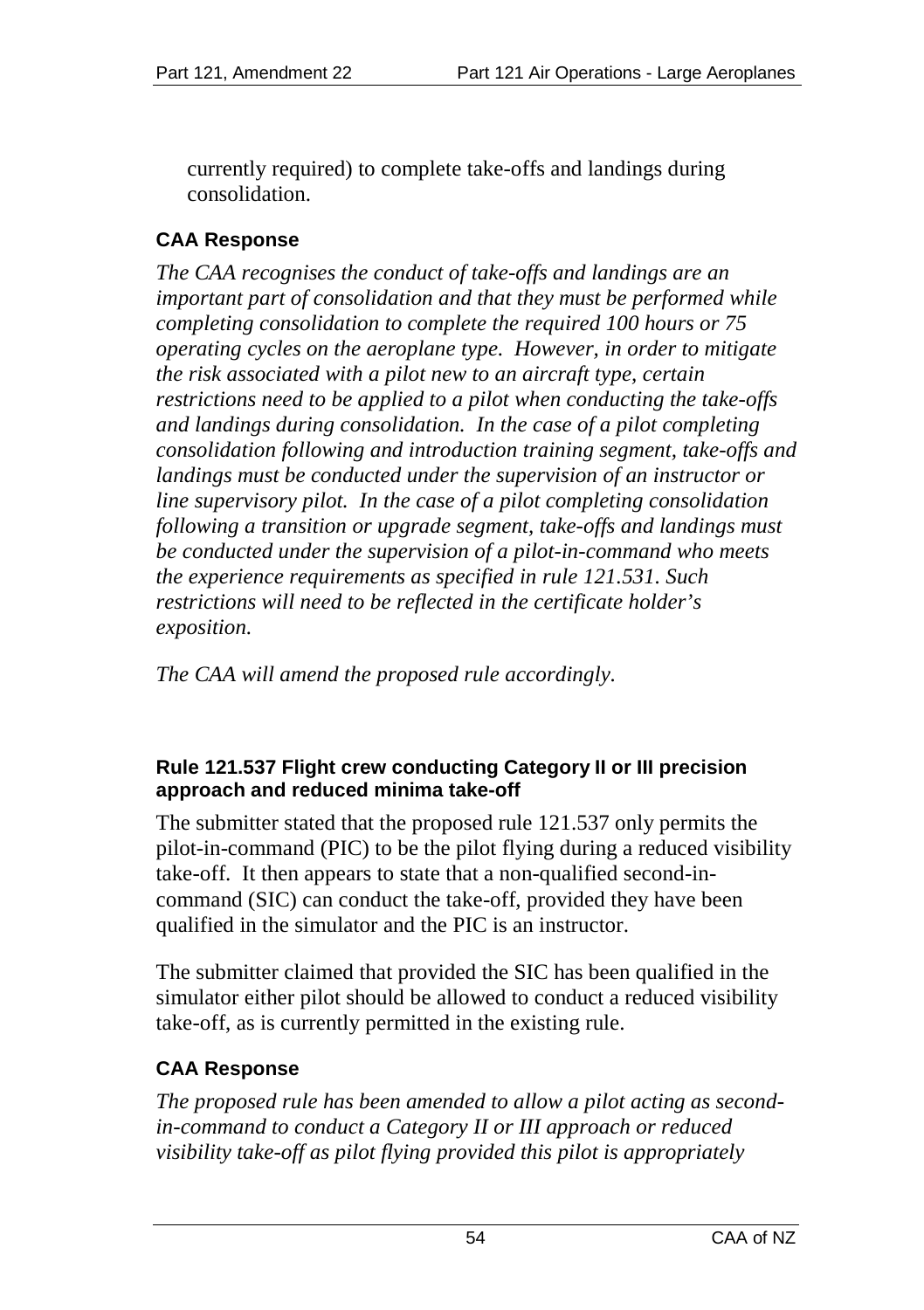currently required) to complete take-offs and landings during consolidation.

### CAA Response

*The CAA recognises the conduct of take-offs and landings are an important part of consolidation and that they must be performed while completing consolidation to complete the required 100 hours or 75 operating cycles on the aeroplane type. However, in order to mitigate the risk associated with a pilot new to an aircraft type, certain restrictions need to be applied to a pilot when conducting the take-offs and landings during consolidation. In the case of a pilot completing consolidation following and introduction training segment, take-offs and landings must be conducted under the supervision of an instructor or line supervisory pilot. In the case of a pilot completing consolidation following a transition or upgrade segment, take-offs and landings must be conducted under the supervision of a pilot-in-command who meets the experience requirements as specified in rule 121.531. Such restrictions will need to be reflected in the certificate holder's exposition.*

*The CAA will amend the proposed rule accordingly.*

#### Rule 121.537 Flight crew conducting Category II or III precision approach and reduced minima take-off

The submitter stated that the proposed rule 121.537 only permits the pilot-in-command (PIC) to be the pilot flying during a reduced visibility take-off. It then appears to state that a non-qualified second-in-command (SIC) can conduct the take-off, provided they have been qualified in the simulator and the PIC is an instructor.

The submitter claimed that provided the SIC has been qualified in the simulator either pilot should be allowed to conduct a reduced visibility take-off, as is currently permitted in the existing rule.

### CAA Response

*The proposed rule has been amended to allow a pilot acting as second-in-command to conduct a Category II or III approach or reduced visibility take-off as pilot flying provided this pilot is appropriately*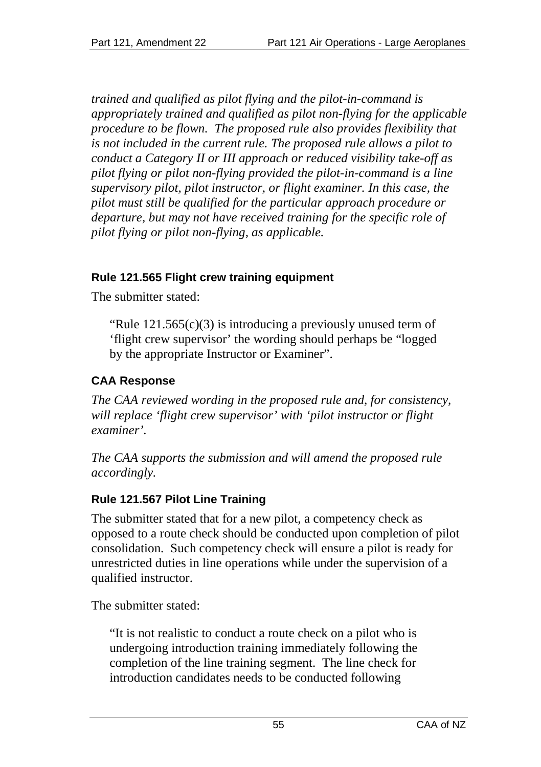*trained and qualified as pilot flying and the pilot-in-command is appropriately trained and qualified as pilot non-flying for the applicable procedure to be flown. The proposed rule also provides flexibility that is not included in the current rule. The proposed rule allows a pilot to conduct a Category II or III approach or reduced visibility take-off as pilot flying or pilot non-flying provided the pilot-in-command is a line supervisory pilot, pilot instructor, or flight examiner. In this case, the pilot must still be qualified for the particular approach procedure or departure, but may not have received training for the specific role of pilot flying or pilot non-flying, as applicable.*

### Rule 121.565 Flight crew training equipment

The submitter stated:

> "Rule 121.565(c)(3) is introducing a previously unused term of 'flight crew supervisor' the wording should perhaps be "logged by the appropriate Instructor or Examiner".

### CAA Response

*The CAA reviewed wording in the proposed rule and, for consistency, will replace 'flight crew supervisor' with 'pilot instructor or flight examiner'.*

*The CAA supports the submission and will amend the proposed rule accordingly.*

### Rule 121.567 Pilot Line Training

The submitter stated that for a new pilot, a competency check as opposed to a route check should be conducted upon completion of pilot consolidation. Such competency check will ensure a pilot is ready for unrestricted duties in line operations while under the supervision of a qualified instructor.

The submitter stated:

> "It is not realistic to conduct a route check on a pilot who is undergoing introduction training immediately following the completion of the line training segment. The line check for introduction candidates needs to be conducted following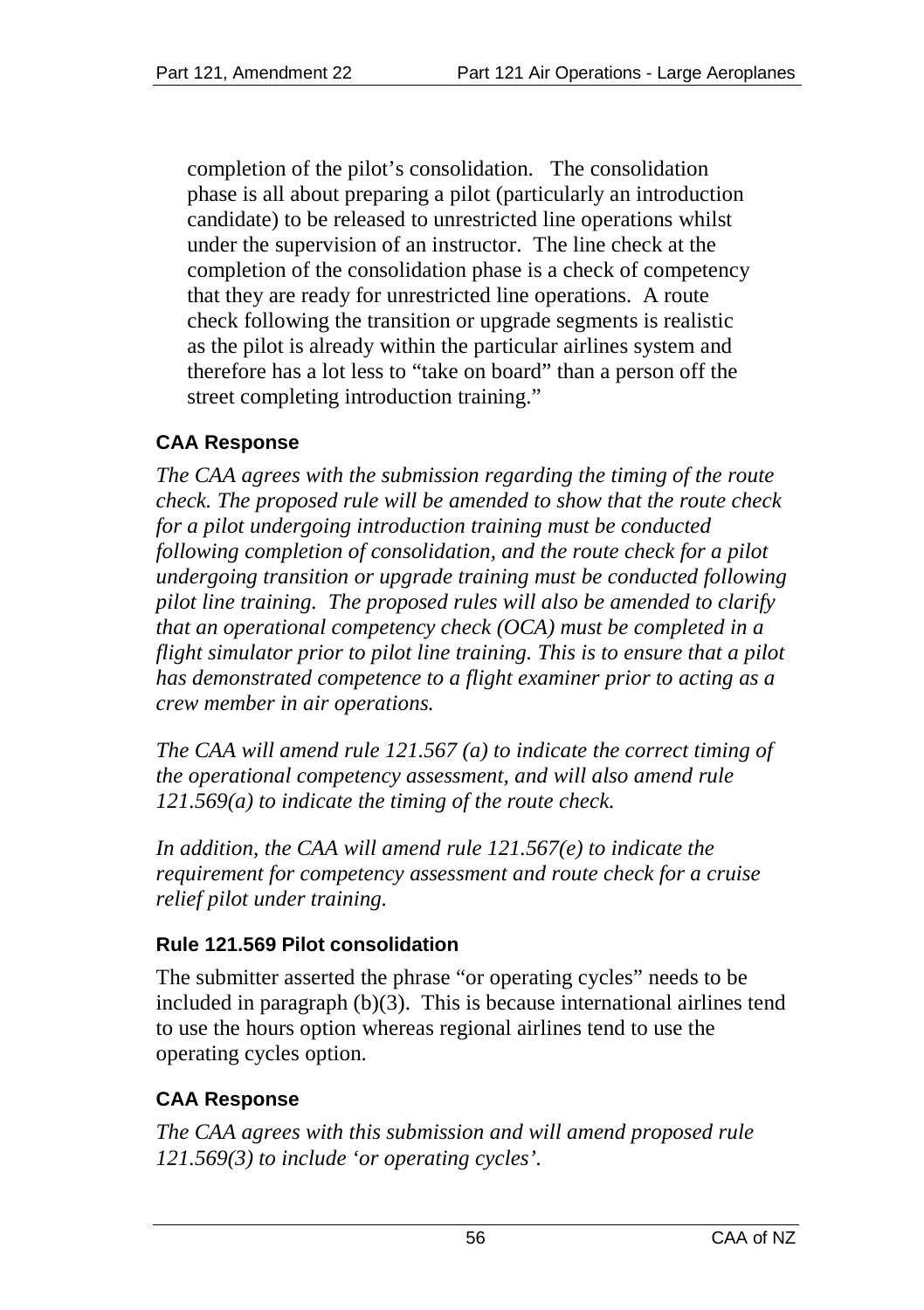completion of the pilot's consolidation. The consolidation phase is all about preparing a pilot (particularly an introduction candidate) to be released to unrestricted line operations whilst under the supervision of an instructor. The line check at the completion of the consolidation phase is a check of competency that they are ready for unrestricted line operations. A route check following the transition or upgrade segments is realistic as the pilot is already within the particular airlines system and therefore has a lot less to "take on board" than a person off the street completing introduction training."

### CAA Response

*The CAA agrees with the submission regarding the timing of the route check. The proposed rule will be amended to show that the route check for a pilot undergoing introduction training must be conducted following completion of consolidation, and the route check for a pilot undergoing transition or upgrade training must be conducted following pilot line training. The proposed rules will also be amended to clarify that an operational competency check (OCA) must be completed in a flight simulator prior to pilot line training. This is to ensure that a pilot has demonstrated competence to a flight examiner prior to acting as a crew member in air operations.*

*The CAA will amend rule 121.567 (a) to indicate the correct timing of the operational competency assessment, and will also amend rule 121.569(a) to indicate the timing of the route check.*

*In addition, the CAA will amend rule 121.567(e) to indicate the requirement for competency assessment and route check for a cruise relief pilot under training.*

### Rule 121.569 Pilot consolidation

The submitter asserted the phrase "or operating cycles" needs to be included in paragraph (b)(3). This is because international airlines tend to use the hours option whereas regional airlines tend to use the operating cycles option.

### CAA Response

*The CAA agrees with this submission and will amend proposed rule 121.569(3) to include 'or operating cycles'.*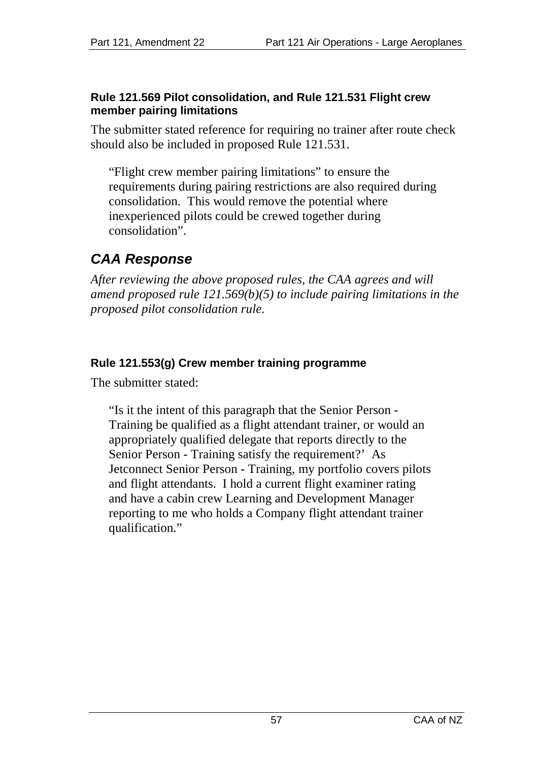#### Rule 121.569 Pilot consolidation, and Rule 121.531 Flight crew member pairing limitations

The submitter stated reference for requiring no trainer after route check should also be included in proposed Rule 121.531.

> "Flight crew member pairing limitations" to ensure the requirements during pairing restrictions are also required during consolidation. This would remove the potential where inexperienced pilots could be crewed together during consolidation".

## *CAA Response*

*After reviewing the above proposed rules, the CAA agrees and will amend proposed rule 121.569(b)(5) to include pairing limitations in the proposed pilot consolidation rule.*

#### Rule 121.553(g) Crew member training programme

The submitter stated:

> "Is it the intent of this paragraph that the Senior Person - Training be qualified as a flight attendant trainer, or would an appropriately qualified delegate that reports directly to the Senior Person - Training satisfy the requirement?' As Jetconnect Senior Person - Training, my portfolio covers pilots and flight attendants. I hold a current flight examiner rating and have a cabin crew Learning and Development Manager reporting to me who holds a Company flight attendant trainer qualification."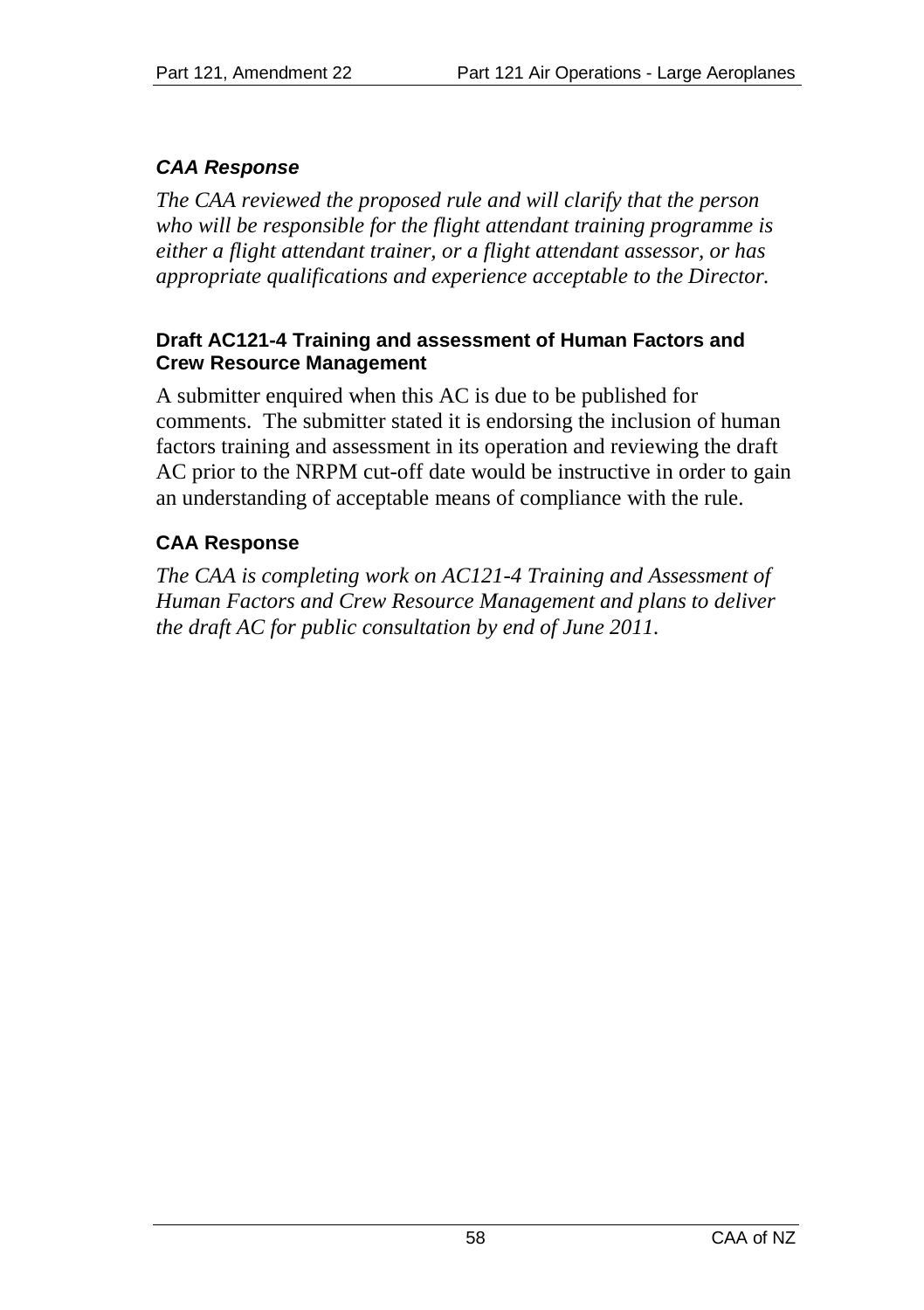### *CAA Response*

*The CAA reviewed the proposed rule and will clarify that the person who will be responsible for the flight attendant training programme is either a flight attendant trainer, or a flight attendant assessor, or has appropriate qualifications and experience acceptable to the Director.*

### Draft AC121-4 Training and assessment of Human Factors and Crew Resource Management

A submitter enquired when this AC is due to be published for comments. The submitter stated it is endorsing the inclusion of human factors training and assessment in its operation and reviewing the draft AC prior to the NRPM cut-off date would be instructive in order to gain an understanding of acceptable means of compliance with the rule.

### CAA Response

*The CAA is completing work on AC121-4 Training and Assessment of Human Factors and Crew Resource Management and plans to deliver the draft AC for public consultation by end of June 2011.*